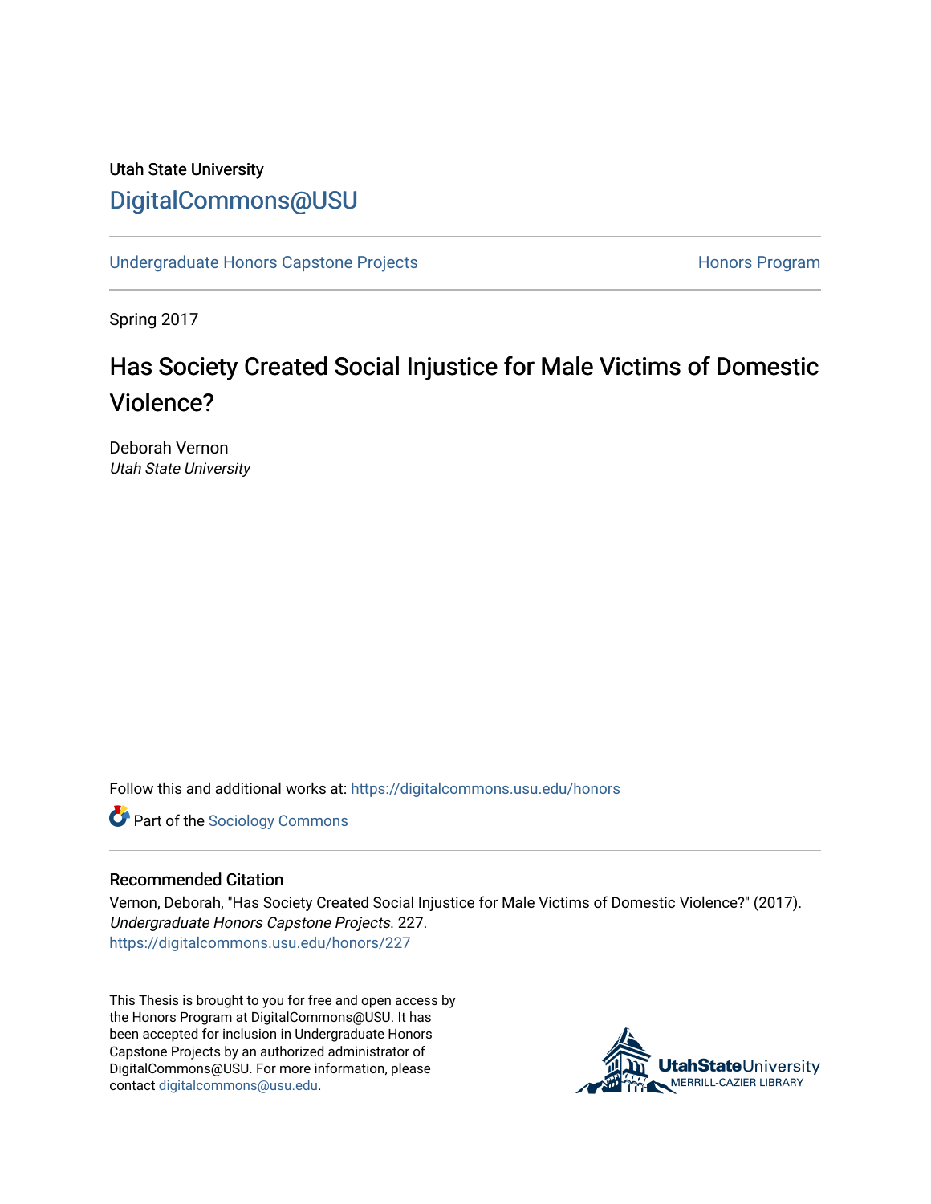Utah State University

# DigitalCommons@USU

Undergraduate Honors Capstone Projects | Honors Program

Spring 2017

# Has Society Created Social Injustice for Male Victims of Domestic Violence?

Deborah Vernon
*Utah State University*

Follow this and additional works at: https://digitalcommons.usu.edu/honors

Part of the Sociology Commons

## Recommended Citation

Vernon, Deborah, "Has Society Created Social Injustice for Male Victims of Domestic Violence?" (2017). *Undergraduate Honors Capstone Projects*. 227.
https://digitalcommons.usu.edu/honors/227

This Thesis is brought to you for free and open access by the Honors Program at DigitalCommons@USU. It has been accepted for inclusion in Undergraduate Honors Capstone Projects by an authorized administrator of DigitalCommons@USU. For more information, please contact digitalcommons@usu.edu.

UtahStateUniversity
MERRILL-CAZIER LIBRARY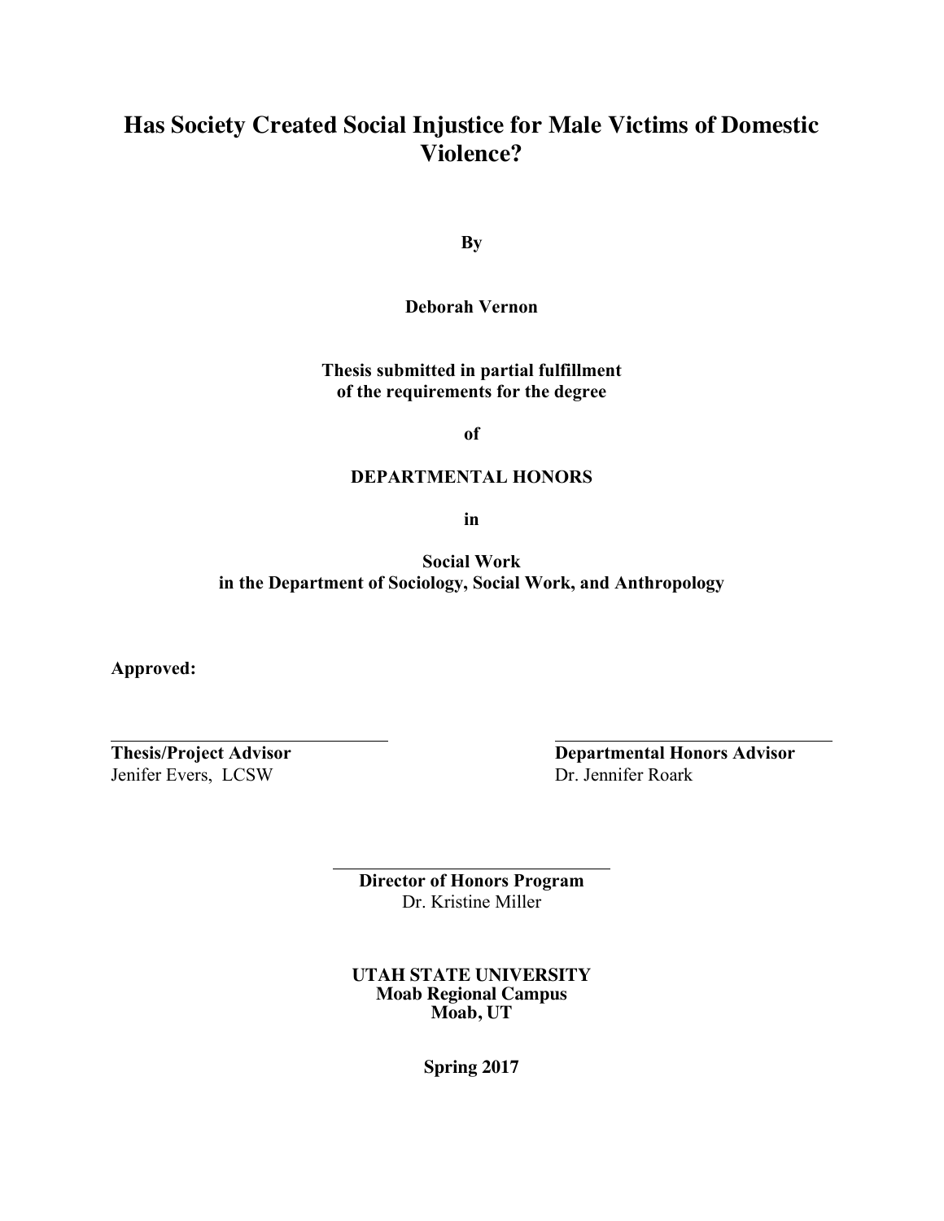# Has Society Created Social Injustice for Male Victims of Domestic Violence?

**By**

**Deborah Vernon**

**Thesis submitted in partial fulfillment of the requirements for the degree**

**of**

**DEPARTMENTAL HONORS**

**in**

**Social Work in the Department of Sociology, Social Work, and Anthropology**

**Approved:**

| | |
|---|---|
| **Thesis/Project Advisor** | **Departmental Honors Advisor** |
| Jenifer Evers, LCSW | Dr. Jennifer Roark |

**Director of Honors Program**
Dr. Kristine Miller

**UTAH STATE UNIVERSITY**
**Moab Regional Campus**
**Moab, UT**

**Spring 2017**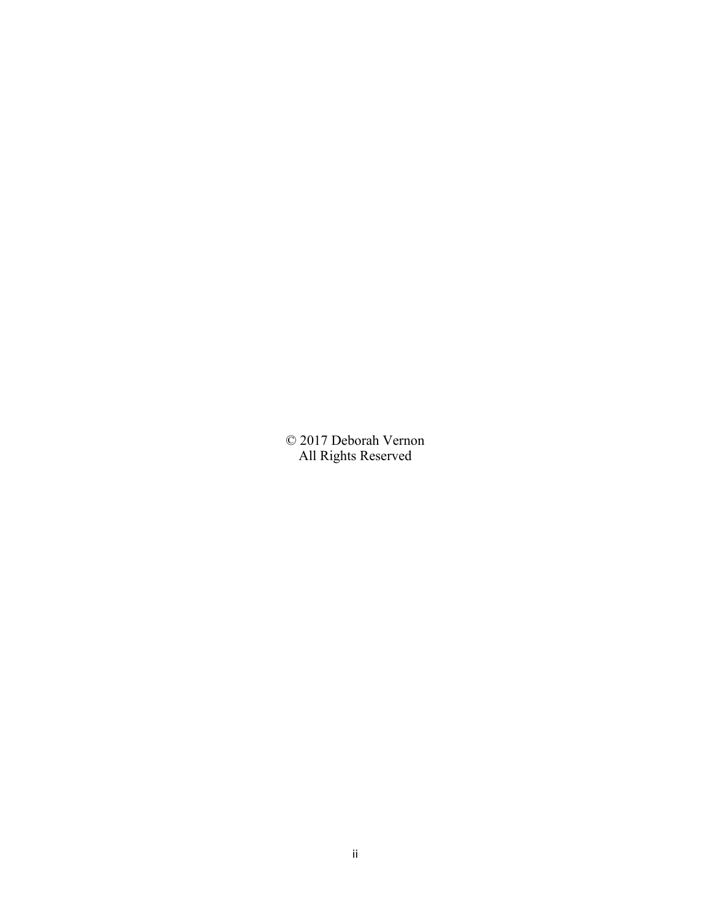© 2017 Deborah Vernon
All Rights Reserved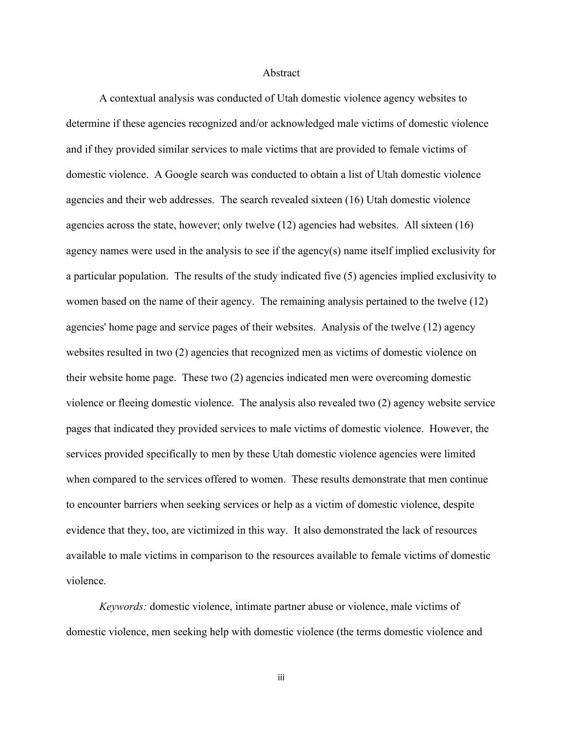# Abstract

A contextual analysis was conducted of Utah domestic violence agency websites to determine if these agencies recognized and/or acknowledged male victims of domestic violence and if they provided similar services to male victims that are provided to female victims of domestic violence. A Google search was conducted to obtain a list of Utah domestic violence agencies and their web addresses. The search revealed sixteen (16) Utah domestic violence agencies across the state, however; only twelve (12) agencies had websites. All sixteen (16) agency names were used in the analysis to see if the agency(s) name itself implied exclusivity for a particular population. The results of the study indicated five (5) agencies implied exclusivity to women based on the name of their agency. The remaining analysis pertained to the twelve (12) agencies' home page and service pages of their websites. Analysis of the twelve (12) agency websites resulted in two (2) agencies that recognized men as victims of domestic violence on their website home page. These two (2) agencies indicated men were overcoming domestic violence or fleeing domestic violence. The analysis also revealed two (2) agency website service pages that indicated they provided services to male victims of domestic violence. However, the services provided specifically to men by these Utah domestic violence agencies were limited when compared to the services offered to women. These results demonstrate that men continue to encounter barriers when seeking services or help as a victim of domestic violence, despite evidence that they, too, are victimized in this way. It also demonstrated the lack of resources available to male victims in comparison to the resources available to female victims of domestic violence.

*Keywords:* domestic violence, intimate partner abuse or violence, male victims of domestic violence, men seeking help with domestic violence (the terms domestic violence and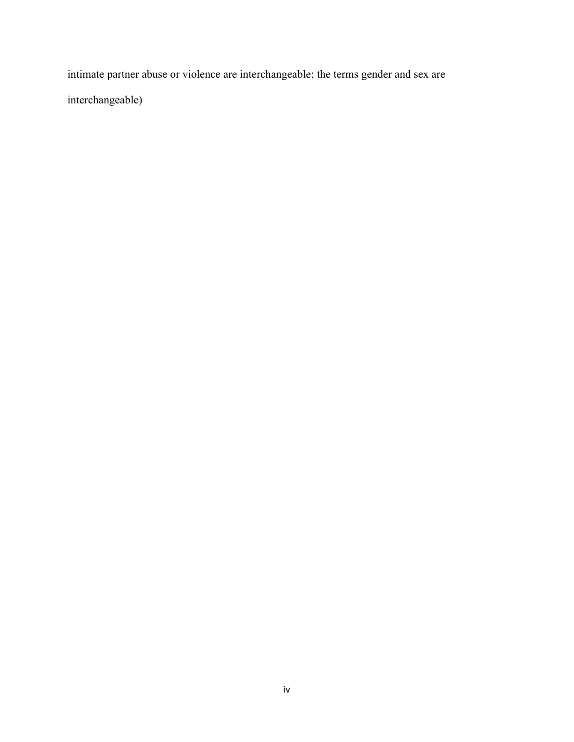intimate partner abuse or violence are interchangeable; the terms gender and sex are interchangeable)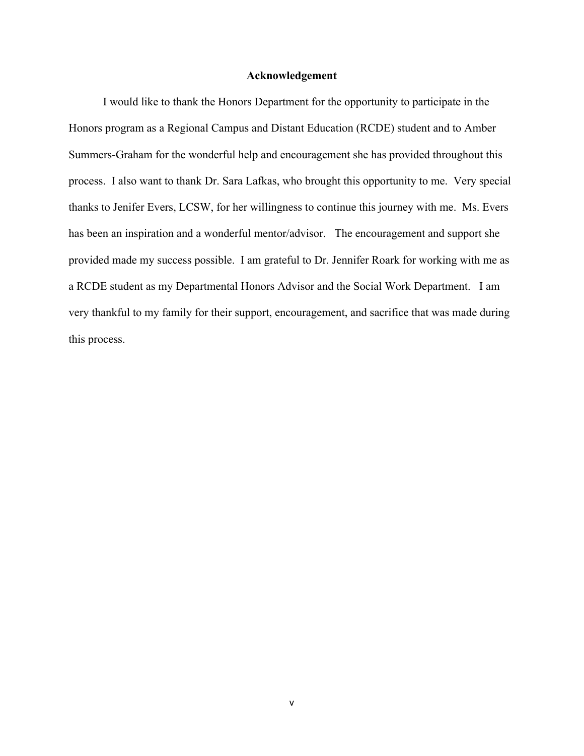# Acknowledgement

I would like to thank the Honors Department for the opportunity to participate in the Honors program as a Regional Campus and Distant Education (RCDE) student and to Amber Summers-Graham for the wonderful help and encouragement she has provided throughout this process. I also want to thank Dr. Sara Lafkas, who brought this opportunity to me. Very special thanks to Jenifer Evers, LCSW, for her willingness to continue this journey with me. Ms. Evers has been an inspiration and a wonderful mentor/advisor. The encouragement and support she provided made my success possible. I am grateful to Dr. Jennifer Roark for working with me as a RCDE student as my Departmental Honors Advisor and the Social Work Department. I am very thankful to my family for their support, encouragement, and sacrifice that was made during this process.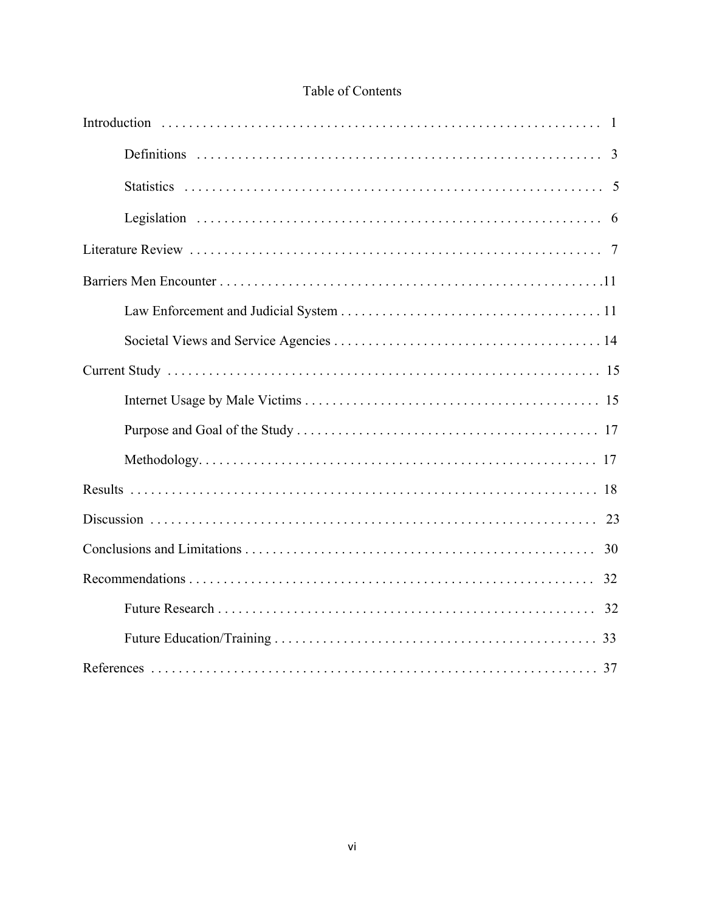# Table of Contents

Introduction . . . . . . . . . . . . . . . . . . . . . . . . . . . . . . . . . . . . . . . . . . . . . . . . . . . . . . . . . . . . . . . 1

  Definitions . . . . . . . . . . . . . . . . . . . . . . . . . . . . . . . . . . . . . . . . . . . . . . . . . . . . . . . . . . . 3

  Statistics . . . . . . . . . . . . . . . . . . . . . . . . . . . . . . . . . . . . . . . . . . . . . . . . . . . . . . . . . . . . . 5

  Legislation . . . . . . . . . . . . . . . . . . . . . . . . . . . . . . . . . . . . . . . . . . . . . . . . . . . . . . . . . . . 6

Literature Review . . . . . . . . . . . . . . . . . . . . . . . . . . . . . . . . . . . . . . . . . . . . . . . . . . . . . . . . . . . 7

Barriers Men Encounter . . . . . . . . . . . . . . . . . . . . . . . . . . . . . . . . . . . . . . . . . . . . . . . . . . . . . . .11

  Law Enforcement and Judicial System . . . . . . . . . . . . . . . . . . . . . . . . . . . . . . . . . . . . . 11

  Societal Views and Service Agencies . . . . . . . . . . . . . . . . . . . . . . . . . . . . . . . . . . . . . . 14

Current Study . . . . . . . . . . . . . . . . . . . . . . . . . . . . . . . . . . . . . . . . . . . . . . . . . . . . . . . . . . . . . . . 15

  Internet Usage by Male Victims . . . . . . . . . . . . . . . . . . . . . . . . . . . . . . . . . . . . . . . . . . 15

  Purpose and Goal of the Study . . . . . . . . . . . . . . . . . . . . . . . . . . . . . . . . . . . . . . . . . . . 17

  Methodology. . . . . . . . . . . . . . . . . . . . . . . . . . . . . . . . . . . . . . . . . . . . . . . . . . . . . . . . . 17

Results . . . . . . . . . . . . . . . . . . . . . . . . . . . . . . . . . . . . . . . . . . . . . . . . . . . . . . . . . . . . . . . . . . . 18

Discussion . . . . . . . . . . . . . . . . . . . . . . . . . . . . . . . . . . . . . . . . . . . . . . . . . . . . . . . . . . . . . . . . 23

Conclusions and Limitations . . . . . . . . . . . . . . . . . . . . . . . . . . . . . . . . . . . . . . . . . . . . . . . . . . 30

Recommendations . . . . . . . . . . . . . . . . . . . . . . . . . . . . . . . . . . . . . . . . . . . . . . . . . . . . . . . . . . 32

  Future Research . . . . . . . . . . . . . . . . . . . . . . . . . . . . . . . . . . . . . . . . . . . . . . . . . . . . . . . 32

  Future Education/Training . . . . . . . . . . . . . . . . . . . . . . . . . . . . . . . . . . . . . . . . . . . . . . 33

References . . . . . . . . . . . . . . . . . . . . . . . . . . . . . . . . . . . . . . . . . . . . . . . . . . . . . . . . . . . . . . . . 37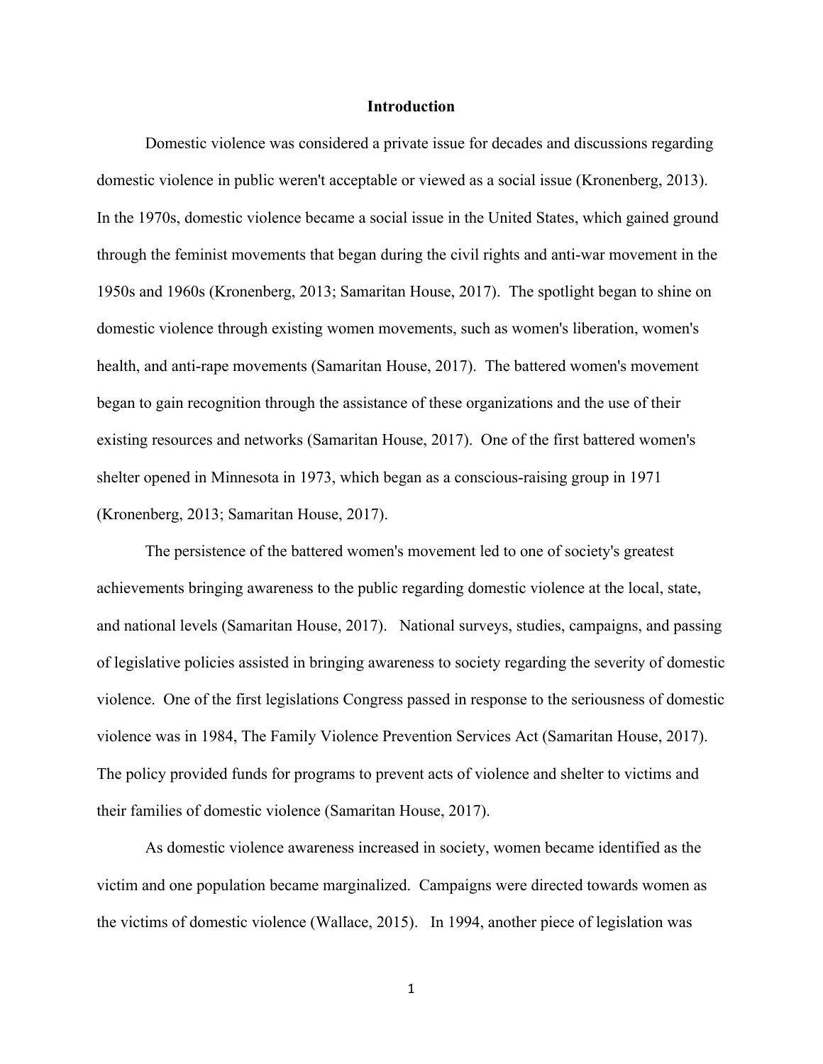# Introduction

Domestic violence was considered a private issue for decades and discussions regarding domestic violence in public weren't acceptable or viewed as a social issue (Kronenberg, 2013). In the 1970s, domestic violence became a social issue in the United States, which gained ground through the feminist movements that began during the civil rights and anti-war movement in the 1950s and 1960s (Kronenberg, 2013; Samaritan House, 2017). The spotlight began to shine on domestic violence through existing women movements, such as women's liberation, women's health, and anti-rape movements (Samaritan House, 2017). The battered women's movement began to gain recognition through the assistance of these organizations and the use of their existing resources and networks (Samaritan House, 2017). One of the first battered women's shelter opened in Minnesota in 1973, which began as a conscious-raising group in 1971 (Kronenberg, 2013; Samaritan House, 2017).

The persistence of the battered women's movement led to one of society's greatest achievements bringing awareness to the public regarding domestic violence at the local, state, and national levels (Samaritan House, 2017). National surveys, studies, campaigns, and passing of legislative policies assisted in bringing awareness to society regarding the severity of domestic violence. One of the first legislations Congress passed in response to the seriousness of domestic violence was in 1984, The Family Violence Prevention Services Act (Samaritan House, 2017). The policy provided funds for programs to prevent acts of violence and shelter to victims and their families of domestic violence (Samaritan House, 2017).

As domestic violence awareness increased in society, women became identified as the victim and one population became marginalized. Campaigns were directed towards women as the victims of domestic violence (Wallace, 2015). In 1994, another piece of legislation was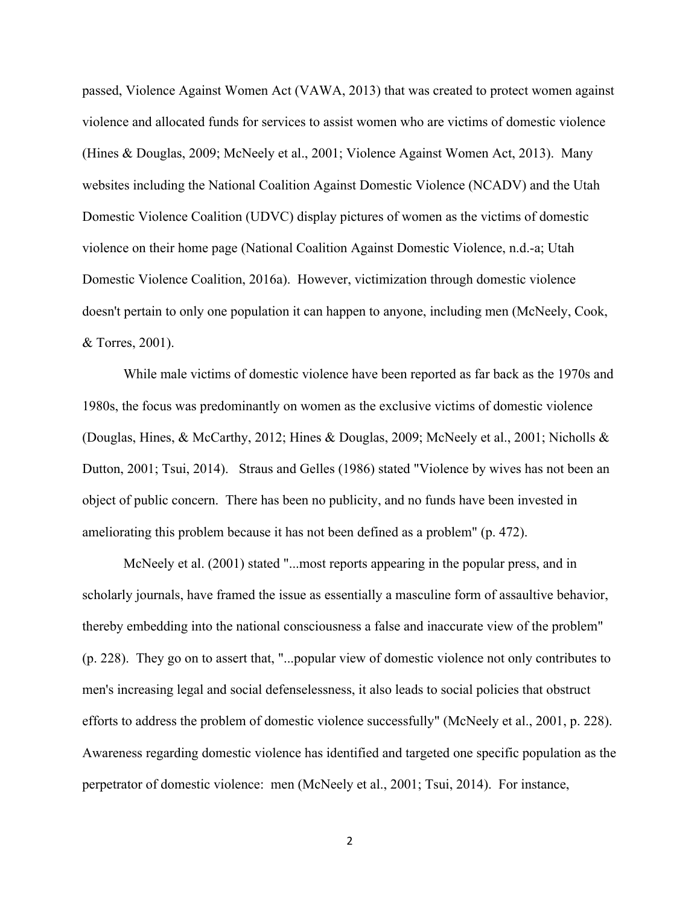passed, Violence Against Women Act (VAWA, 2013) that was created to protect women against violence and allocated funds for services to assist women who are victims of domestic violence (Hines & Douglas, 2009; McNeely et al., 2001; Violence Against Women Act, 2013). Many websites including the National Coalition Against Domestic Violence (NCADV) and the Utah Domestic Violence Coalition (UDVC) display pictures of women as the victims of domestic violence on their home page (National Coalition Against Domestic Violence, n.d.-a; Utah Domestic Violence Coalition, 2016a). However, victimization through domestic violence doesn't pertain to only one population it can happen to anyone, including men (McNeely, Cook, & Torres, 2001).

While male victims of domestic violence have been reported as far back as the 1970s and 1980s, the focus was predominantly on women as the exclusive victims of domestic violence (Douglas, Hines, & McCarthy, 2012; Hines & Douglas, 2009; McNeely et al., 2001; Nicholls & Dutton, 2001; Tsui, 2014). Straus and Gelles (1986) stated "Violence by wives has not been an object of public concern. There has been no publicity, and no funds have been invested in ameliorating this problem because it has not been defined as a problem" (p. 472).

McNeely et al. (2001) stated "...most reports appearing in the popular press, and in scholarly journals, have framed the issue as essentially a masculine form of assaultive behavior, thereby embedding into the national consciousness a false and inaccurate view of the problem" (p. 228). They go on to assert that, "...popular view of domestic violence not only contributes to men's increasing legal and social defenselessness, it also leads to social policies that obstruct efforts to address the problem of domestic violence successfully" (McNeely et al., 2001, p. 228). Awareness regarding domestic violence has identified and targeted one specific population as the perpetrator of domestic violence: men (McNeely et al., 2001; Tsui, 2014). For instance,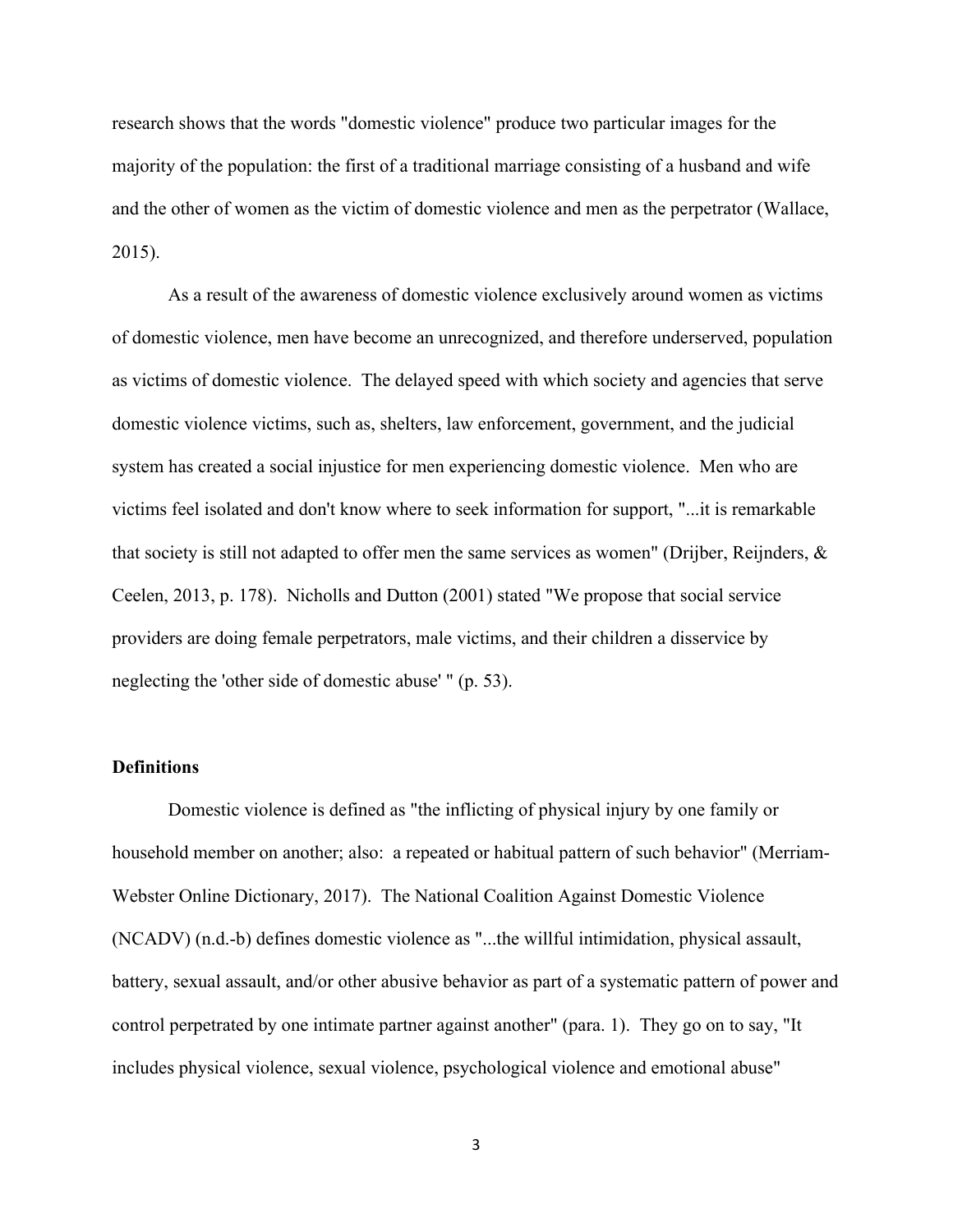research shows that the words "domestic violence" produce two particular images for the majority of the population: the first of a traditional marriage consisting of a husband and wife and the other of women as the victim of domestic violence and men as the perpetrator (Wallace, 2015).

As a result of the awareness of domestic violence exclusively around women as victims of domestic violence, men have become an unrecognized, and therefore underserved, population as victims of domestic violence. The delayed speed with which society and agencies that serve domestic violence victims, such as, shelters, law enforcement, government, and the judicial system has created a social injustice for men experiencing domestic violence. Men who are victims feel isolated and don't know where to seek information for support, "...it is remarkable that society is still not adapted to offer men the same services as women" (Drijber, Reijnders, & Ceelen, 2013, p. 178). Nicholls and Dutton (2001) stated "We propose that social service providers are doing female perpetrators, male victims, and their children a disservice by neglecting the 'other side of domestic abuse' " (p. 53).

**Definitions**

Domestic violence is defined as "the inflicting of physical injury by one family or household member on another; also: a repeated or habitual pattern of such behavior" (Merriam-Webster Online Dictionary, 2017). The National Coalition Against Domestic Violence (NCADV) (n.d.-b) defines domestic violence as "...the willful intimidation, physical assault, battery, sexual assault, and/or other abusive behavior as part of a systematic pattern of power and control perpetrated by one intimate partner against another" (para. 1). They go on to say, "It includes physical violence, sexual violence, psychological violence and emotional abuse"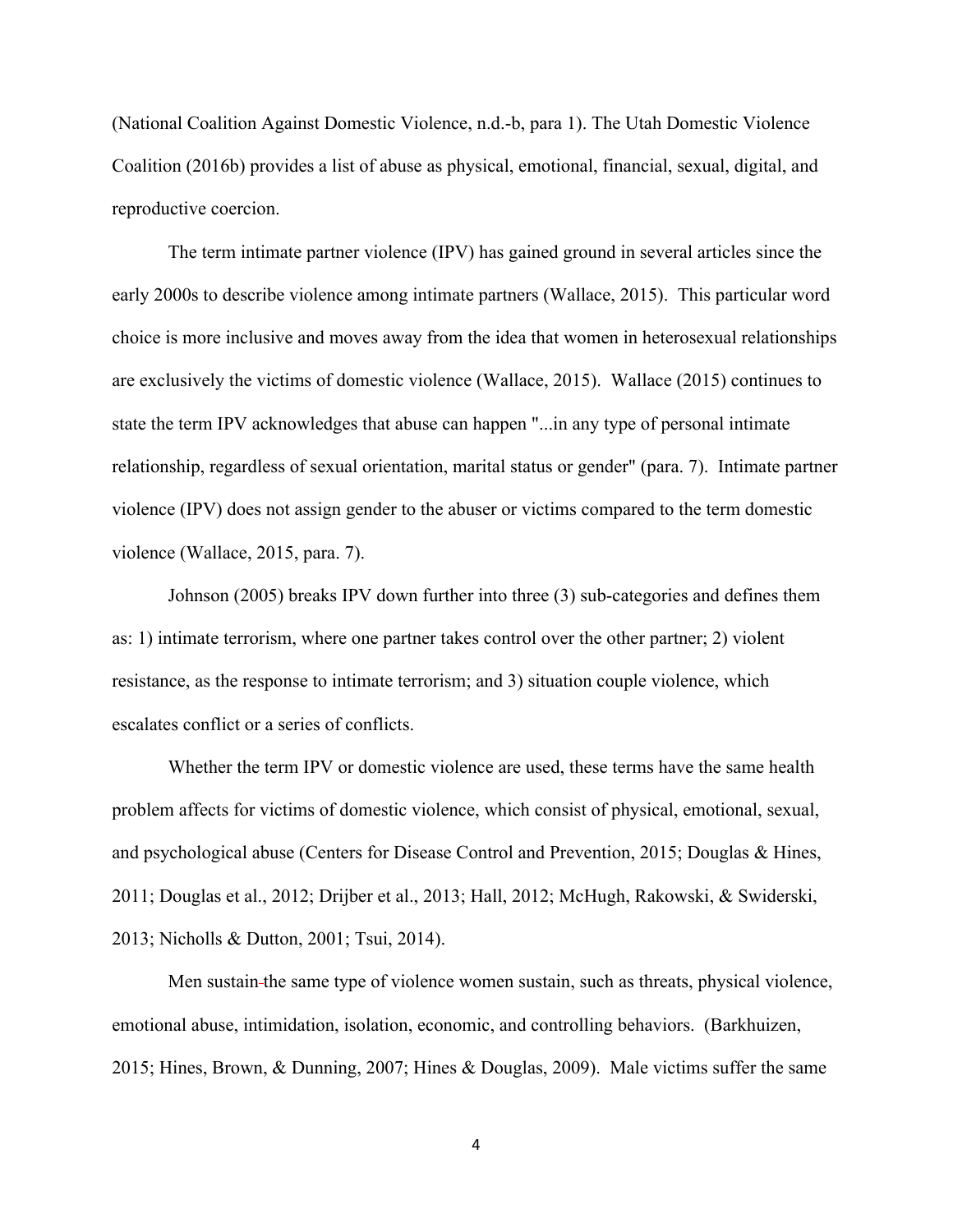(National Coalition Against Domestic Violence, n.d.-b, para 1). The Utah Domestic Violence Coalition (2016b) provides a list of abuse as physical, emotional, financial, sexual, digital, and reproductive coercion.

The term intimate partner violence (IPV) has gained ground in several articles since the early 2000s to describe violence among intimate partners (Wallace, 2015). This particular word choice is more inclusive and moves away from the idea that women in heterosexual relationships are exclusively the victims of domestic violence (Wallace, 2015). Wallace (2015) continues to state the term IPV acknowledges that abuse can happen "...in any type of personal intimate relationship, regardless of sexual orientation, marital status or gender" (para. 7). Intimate partner violence (IPV) does not assign gender to the abuser or victims compared to the term domestic violence (Wallace, 2015, para. 7).

Johnson (2005) breaks IPV down further into three (3) sub-categories and defines them as: 1) intimate terrorism, where one partner takes control over the other partner; 2) violent resistance, as the response to intimate terrorism; and 3) situation couple violence, which escalates conflict or a series of conflicts.

Whether the term IPV or domestic violence are used, these terms have the same health problem affects for victims of domestic violence, which consist of physical, emotional, sexual, and psychological abuse (Centers for Disease Control and Prevention, 2015; Douglas & Hines, 2011; Douglas et al., 2012; Drijber et al., 2013; Hall, 2012; McHugh, Rakowski, & Swiderski, 2013; Nicholls & Dutton, 2001; Tsui, 2014).

Men sustain the same type of violence women sustain, such as threats, physical violence, emotional abuse, intimidation, isolation, economic, and controlling behaviors. (Barkhuizen, 2015; Hines, Brown, & Dunning, 2007; Hines & Douglas, 2009). Male victims suffer the same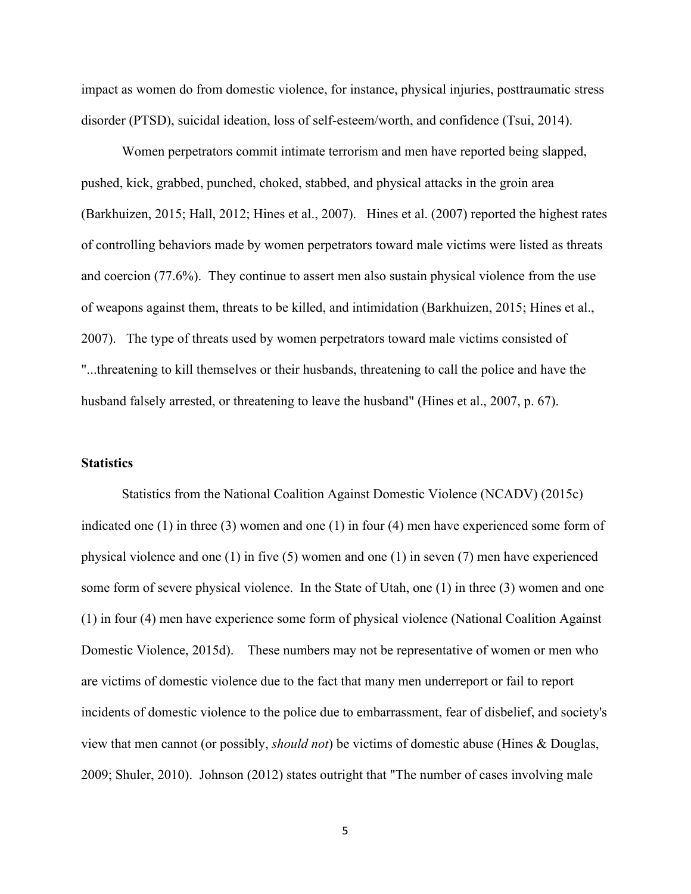impact as women do from domestic violence, for instance, physical injuries, posttraumatic stress disorder (PTSD), suicidal ideation, loss of self-esteem/worth, and confidence (Tsui, 2014).

Women perpetrators commit intimate terrorism and men have reported being slapped, pushed, kick, grabbed, punched, choked, stabbed, and physical attacks in the groin area (Barkhuizen, 2015; Hall, 2012; Hines et al., 2007). Hines et al. (2007) reported the highest rates of controlling behaviors made by women perpetrators toward male victims were listed as threats and coercion (77.6%). They continue to assert men also sustain physical violence from the use of weapons against them, threats to be killed, and intimidation (Barkhuizen, 2015; Hines et al., 2007). The type of threats used by women perpetrators toward male victims consisted of "...threatening to kill themselves or their husbands, threatening to call the police and have the husband falsely arrested, or threatening to leave the husband" (Hines et al., 2007, p. 67).

### Statistics

Statistics from the National Coalition Against Domestic Violence (NCADV) (2015c) indicated one (1) in three (3) women and one (1) in four (4) men have experienced some form of physical violence and one (1) in five (5) women and one (1) in seven (7) men have experienced some form of severe physical violence. In the State of Utah, one (1) in three (3) women and one (1) in four (4) men have experience some form of physical violence (National Coalition Against Domestic Violence, 2015d). These numbers may not be representative of women or men who are victims of domestic violence due to the fact that many men underreport or fail to report incidents of domestic violence to the police due to embarrassment, fear of disbelief, and society's view that men cannot (or possibly, *should not*) be victims of domestic abuse (Hines & Douglas, 2009; Shuler, 2010). Johnson (2012) states outright that "The number of cases involving male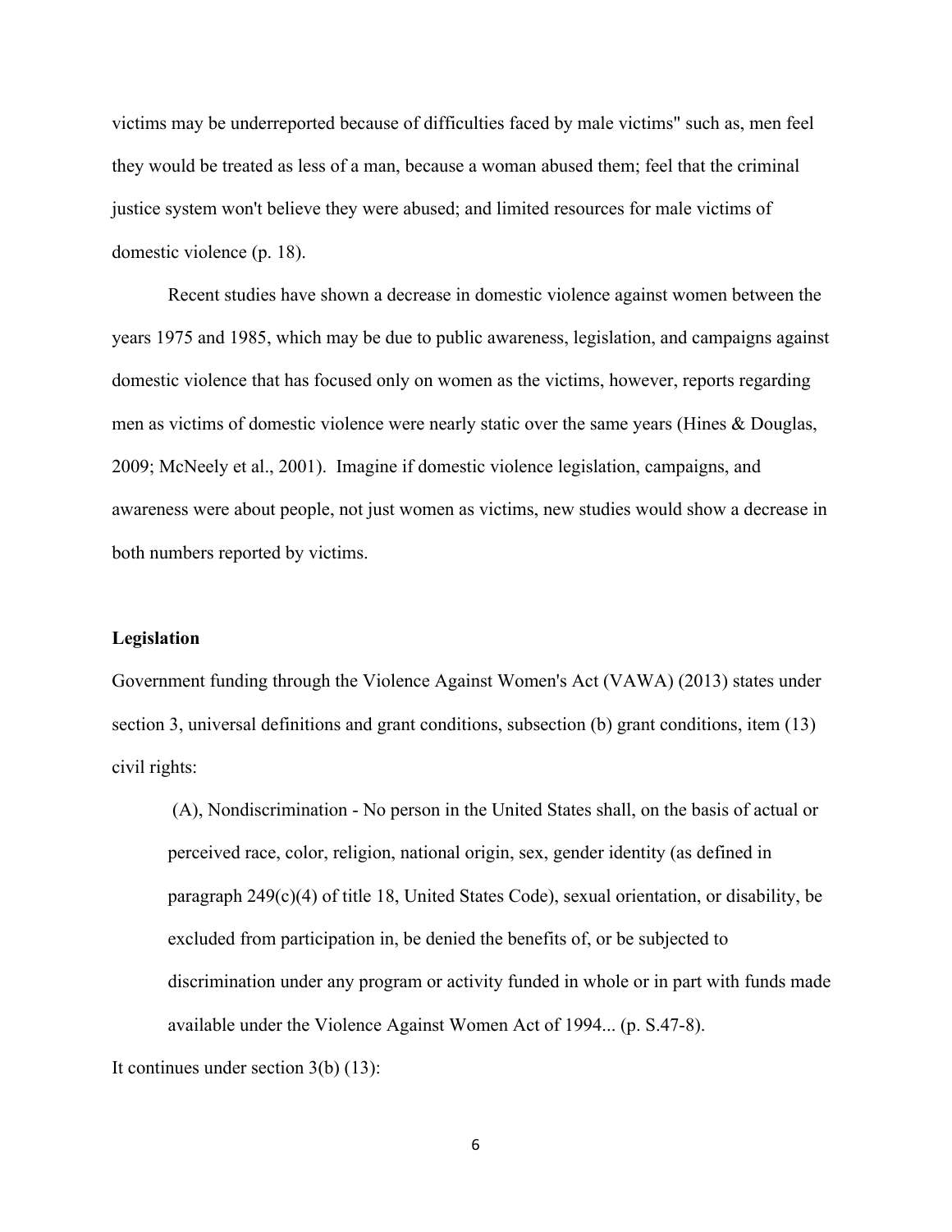victims may be underreported because of difficulties faced by male victims" such as, men feel they would be treated as less of a man, because a woman abused them; feel that the criminal justice system won't believe they were abused; and limited resources for male victims of domestic violence (p. 18).

Recent studies have shown a decrease in domestic violence against women between the years 1975 and 1985, which may be due to public awareness, legislation, and campaigns against domestic violence that has focused only on women as the victims, however, reports regarding men as victims of domestic violence were nearly static over the same years (Hines & Douglas, 2009; McNeely et al., 2001). Imagine if domestic violence legislation, campaigns, and awareness were about people, not just women as victims, new studies would show a decrease in both numbers reported by victims.

**Legislation**

Government funding through the Violence Against Women's Act (VAWA) (2013) states under section 3, universal definitions and grant conditions, subsection (b) grant conditions, item (13) civil rights:

> (A), Nondiscrimination - No person in the United States shall, on the basis of actual or perceived race, color, religion, national origin, sex, gender identity (as defined in paragraph 249(c)(4) of title 18, United States Code), sexual orientation, or disability, be excluded from participation in, be denied the benefits of, or be subjected to discrimination under any program or activity funded in whole or in part with funds made available under the Violence Against Women Act of 1994... (p. S.47-8).

It continues under section 3(b) (13):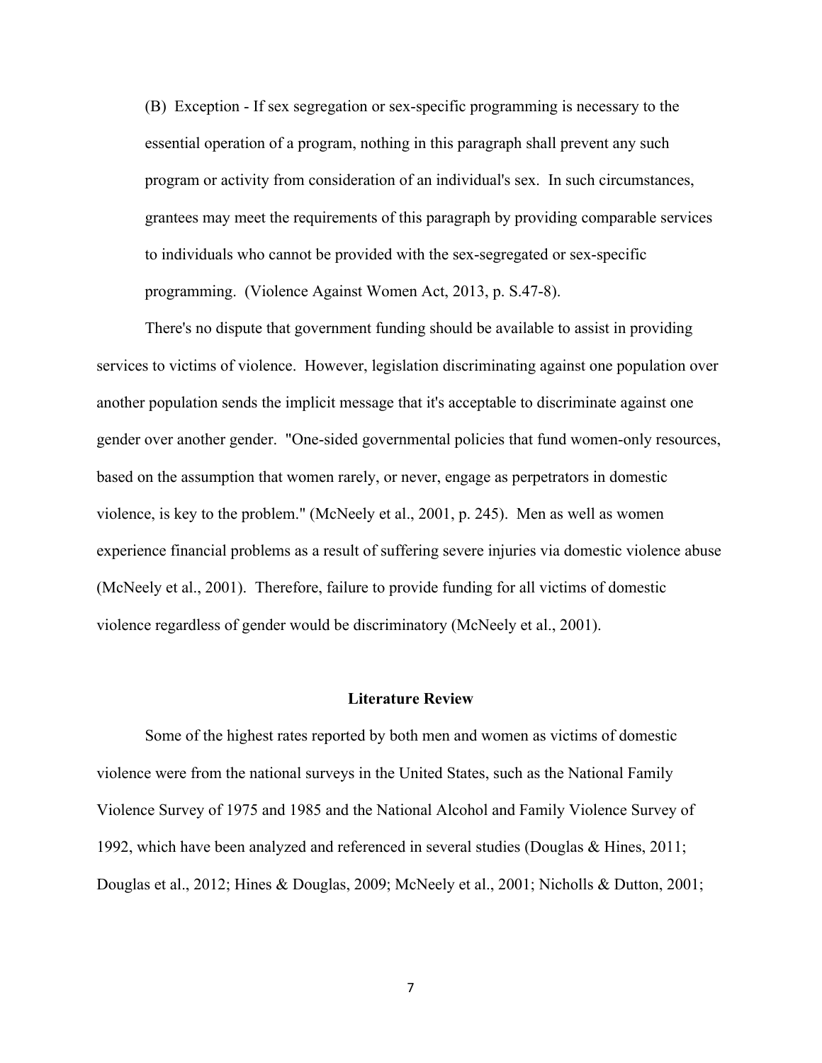(B) Exception - If sex segregation or sex-specific programming is necessary to the essential operation of a program, nothing in this paragraph shall prevent any such program or activity from consideration of an individual's sex. In such circumstances, grantees may meet the requirements of this paragraph by providing comparable services to individuals who cannot be provided with the sex-segregated or sex-specific programming. (Violence Against Women Act, 2013, p. S.47-8).

There's no dispute that government funding should be available to assist in providing services to victims of violence. However, legislation discriminating against one population over another population sends the implicit message that it's acceptable to discriminate against one gender over another gender. "One-sided governmental policies that fund women-only resources, based on the assumption that women rarely, or never, engage as perpetrators in domestic violence, is key to the problem." (McNeely et al., 2001, p. 245). Men as well as women experience financial problems as a result of suffering severe injuries via domestic violence abuse (McNeely et al., 2001). Therefore, failure to provide funding for all victims of domestic violence regardless of gender would be discriminatory (McNeely et al., 2001).

## Literature Review

Some of the highest rates reported by both men and women as victims of domestic violence were from the national surveys in the United States, such as the National Family Violence Survey of 1975 and 1985 and the National Alcohol and Family Violence Survey of 1992, which have been analyzed and referenced in several studies (Douglas & Hines, 2011; Douglas et al., 2012; Hines & Douglas, 2009; McNeely et al., 2001; Nicholls & Dutton, 2001;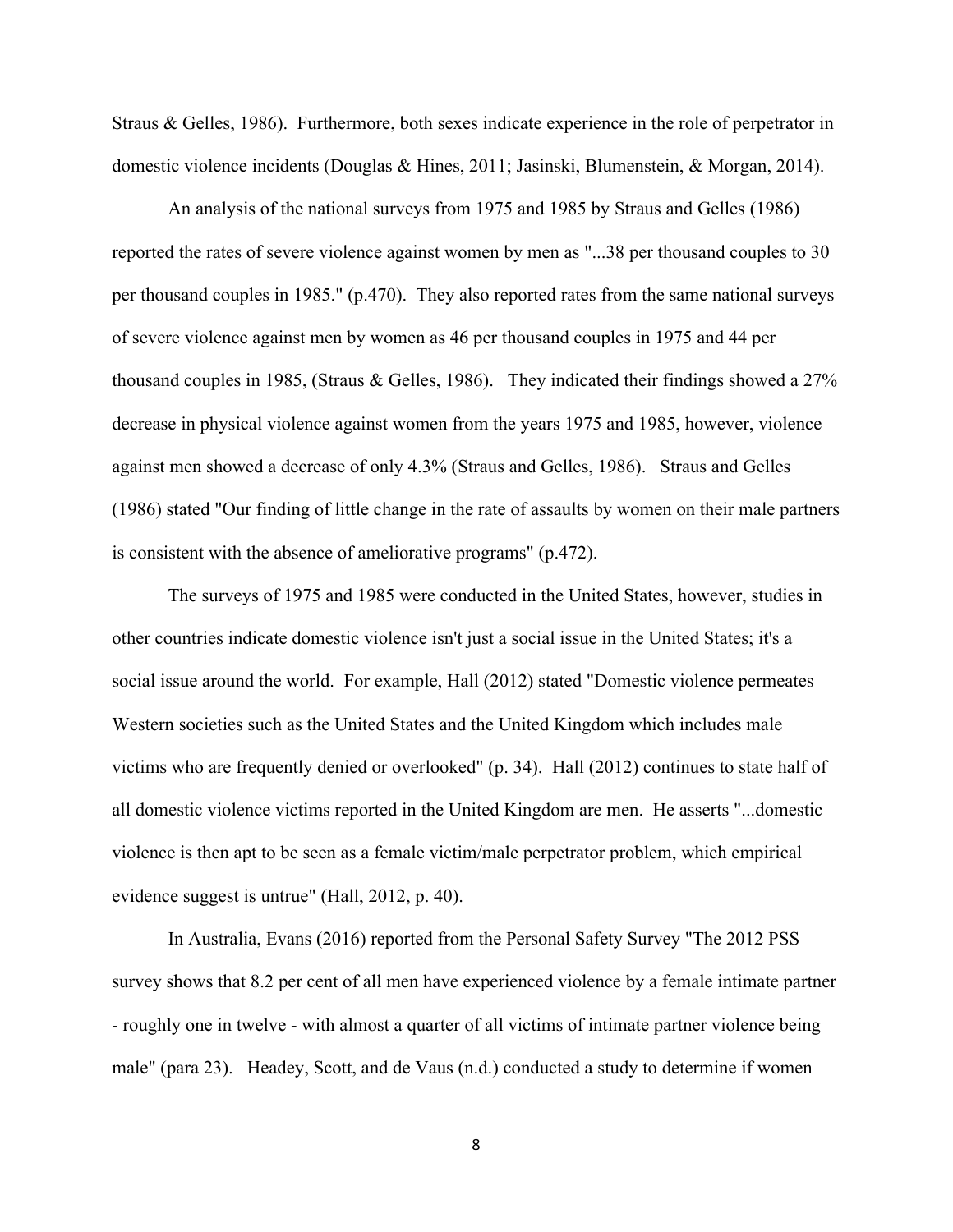Straus & Gelles, 1986). Furthermore, both sexes indicate experience in the role of perpetrator in domestic violence incidents (Douglas & Hines, 2011; Jasinski, Blumenstein, & Morgan, 2014).

An analysis of the national surveys from 1975 and 1985 by Straus and Gelles (1986) reported the rates of severe violence against women by men as "...38 per thousand couples to 30 per thousand couples in 1985." (p.470). They also reported rates from the same national surveys of severe violence against men by women as 46 per thousand couples in 1975 and 44 per thousand couples in 1985, (Straus & Gelles, 1986). They indicated their findings showed a 27% decrease in physical violence against women from the years 1975 and 1985, however, violence against men showed a decrease of only 4.3% (Straus and Gelles, 1986). Straus and Gelles (1986) stated "Our finding of little change in the rate of assaults by women on their male partners is consistent with the absence of ameliorative programs" (p.472).

The surveys of 1975 and 1985 were conducted in the United States, however, studies in other countries indicate domestic violence isn't just a social issue in the United States; it's a social issue around the world. For example, Hall (2012) stated "Domestic violence permeates Western societies such as the United States and the United Kingdom which includes male victims who are frequently denied or overlooked" (p. 34). Hall (2012) continues to state half of all domestic violence victims reported in the United Kingdom are men. He asserts "...domestic violence is then apt to be seen as a female victim/male perpetrator problem, which empirical evidence suggest is untrue" (Hall, 2012, p. 40).

In Australia, Evans (2016) reported from the Personal Safety Survey "The 2012 PSS survey shows that 8.2 per cent of all men have experienced violence by a female intimate partner - roughly one in twelve - with almost a quarter of all victims of intimate partner violence being male" (para 23). Headey, Scott, and de Vaus (n.d.) conducted a study to determine if women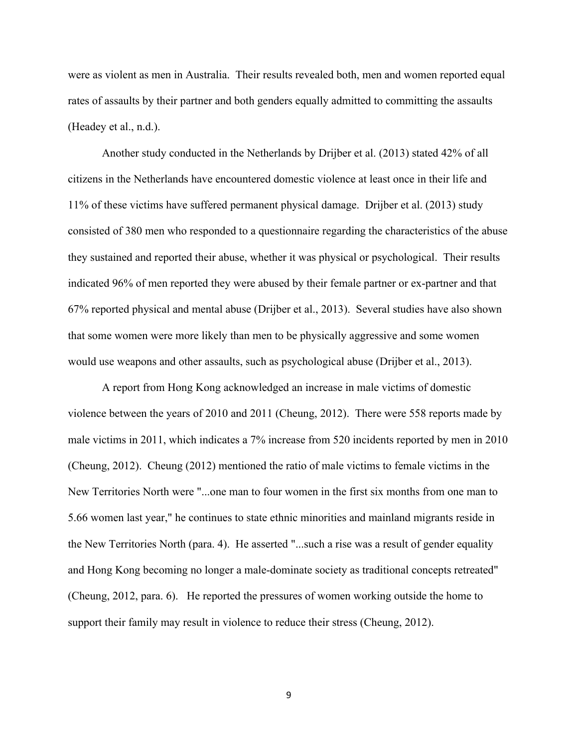were as violent as men in Australia. Their results revealed both, men and women reported equal rates of assaults by their partner and both genders equally admitted to committing the assaults (Headey et al., n.d.).

Another study conducted in the Netherlands by Drijber et al. (2013) stated 42% of all citizens in the Netherlands have encountered domestic violence at least once in their life and 11% of these victims have suffered permanent physical damage. Drijber et al. (2013) study consisted of 380 men who responded to a questionnaire regarding the characteristics of the abuse they sustained and reported their abuse, whether it was physical or psychological. Their results indicated 96% of men reported they were abused by their female partner or ex-partner and that 67% reported physical and mental abuse (Drijber et al., 2013). Several studies have also shown that some women were more likely than men to be physically aggressive and some women would use weapons and other assaults, such as psychological abuse (Drijber et al., 2013).

A report from Hong Kong acknowledged an increase in male victims of domestic violence between the years of 2010 and 2011 (Cheung, 2012). There were 558 reports made by male victims in 2011, which indicates a 7% increase from 520 incidents reported by men in 2010 (Cheung, 2012). Cheung (2012) mentioned the ratio of male victims to female victims in the New Territories North were "...one man to four women in the first six months from one man to 5.66 women last year," he continues to state ethnic minorities and mainland migrants reside in the New Territories North (para. 4). He asserted "...such a rise was a result of gender equality and Hong Kong becoming no longer a male-dominate society as traditional concepts retreated" (Cheung, 2012, para. 6). He reported the pressures of women working outside the home to support their family may result in violence to reduce their stress (Cheung, 2012).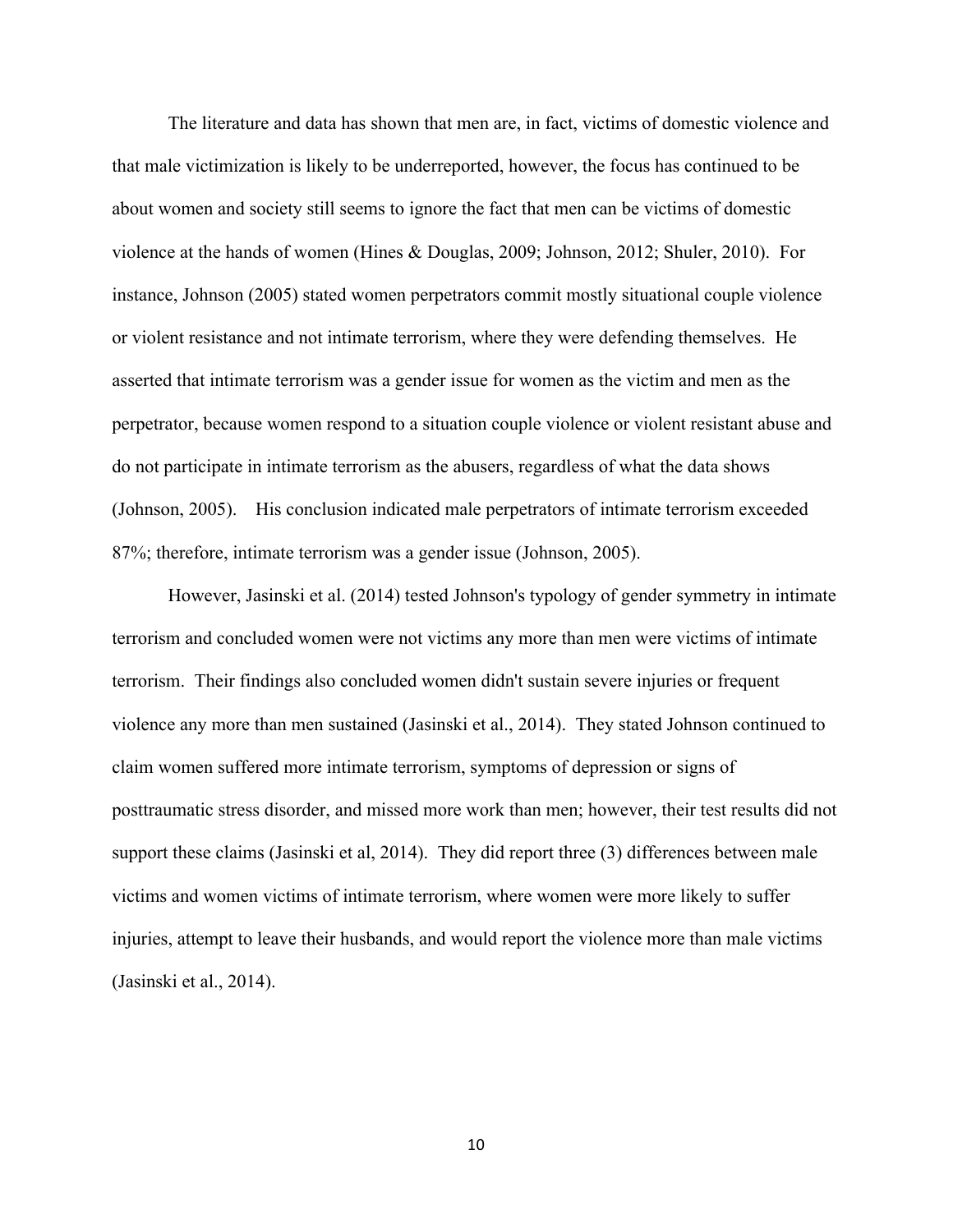The literature and data has shown that men are, in fact, victims of domestic violence and that male victimization is likely to be underreported, however, the focus has continued to be about women and society still seems to ignore the fact that men can be victims of domestic violence at the hands of women (Hines & Douglas, 2009; Johnson, 2012; Shuler, 2010). For instance, Johnson (2005) stated women perpetrators commit mostly situational couple violence or violent resistance and not intimate terrorism, where they were defending themselves. He asserted that intimate terrorism was a gender issue for women as the victim and men as the perpetrator, because women respond to a situation couple violence or violent resistant abuse and do not participate in intimate terrorism as the abusers, regardless of what the data shows (Johnson, 2005). His conclusion indicated male perpetrators of intimate terrorism exceeded 87%; therefore, intimate terrorism was a gender issue (Johnson, 2005).

However, Jasinski et al. (2014) tested Johnson's typology of gender symmetry in intimate terrorism and concluded women were not victims any more than men were victims of intimate terrorism. Their findings also concluded women didn't sustain severe injuries or frequent violence any more than men sustained (Jasinski et al., 2014). They stated Johnson continued to claim women suffered more intimate terrorism, symptoms of depression or signs of posttraumatic stress disorder, and missed more work than men; however, their test results did not support these claims (Jasinski et al, 2014). They did report three (3) differences between male victims and women victims of intimate terrorism, where women were more likely to suffer injuries, attempt to leave their husbands, and would report the violence more than male victims (Jasinski et al., 2014).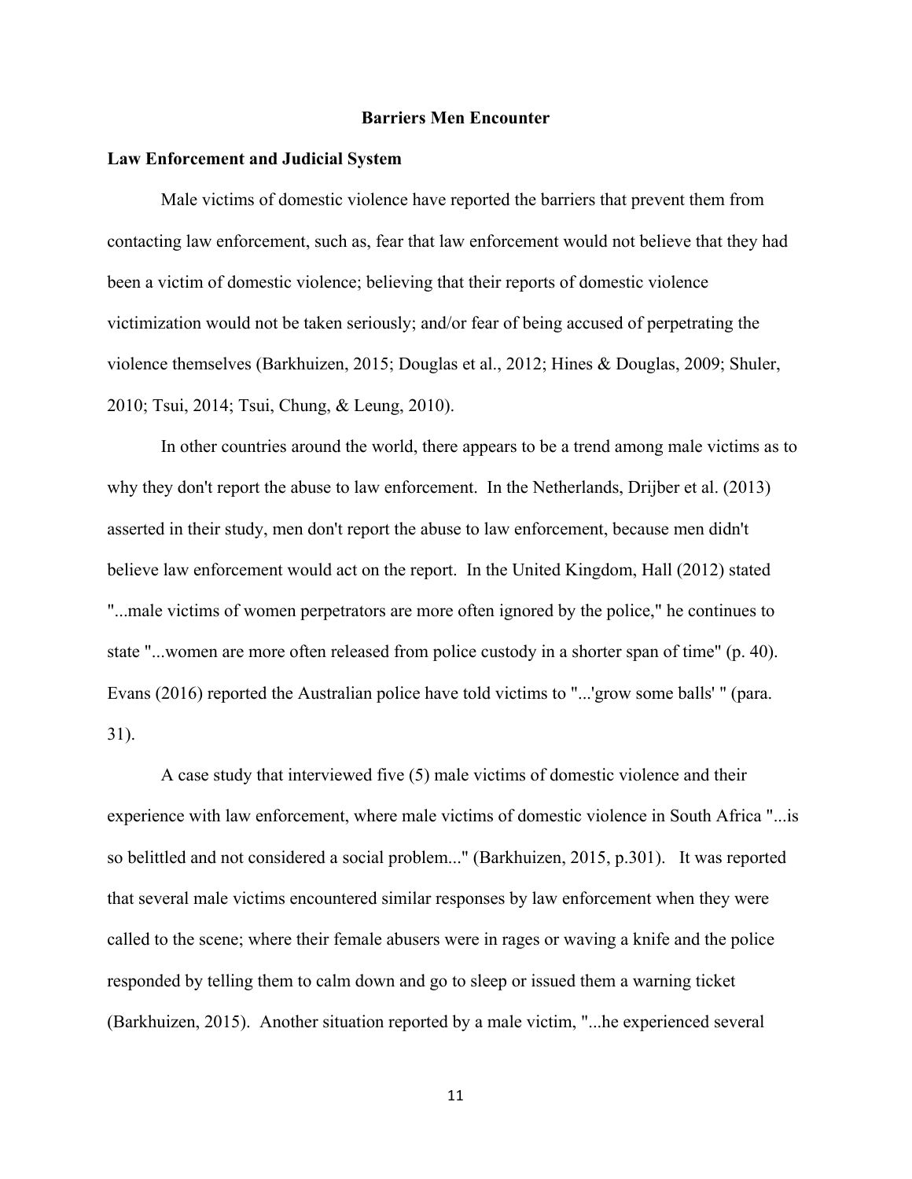## Barriers Men Encounter

### Law Enforcement and Judicial System

Male victims of domestic violence have reported the barriers that prevent them from contacting law enforcement, such as, fear that law enforcement would not believe that they had been a victim of domestic violence; believing that their reports of domestic violence victimization would not be taken seriously; and/or fear of being accused of perpetrating the violence themselves (Barkhuizen, 2015; Douglas et al., 2012; Hines & Douglas, 2009; Shuler, 2010; Tsui, 2014; Tsui, Chung, & Leung, 2010).

In other countries around the world, there appears to be a trend among male victims as to why they don't report the abuse to law enforcement. In the Netherlands, Drijber et al. (2013) asserted in their study, men don't report the abuse to law enforcement, because men didn't believe law enforcement would act on the report. In the United Kingdom, Hall (2012) stated "...male victims of women perpetrators are more often ignored by the police," he continues to state "...women are more often released from police custody in a shorter span of time" (p. 40). Evans (2016) reported the Australian police have told victims to "...'grow some balls' " (para. 31).

A case study that interviewed five (5) male victims of domestic violence and their experience with law enforcement, where male victims of domestic violence in South Africa "...is so belittled and not considered a social problem..." (Barkhuizen, 2015, p.301). It was reported that several male victims encountered similar responses by law enforcement when they were called to the scene; where their female abusers were in rages or waving a knife and the police responded by telling them to calm down and go to sleep or issued them a warning ticket (Barkhuizen, 2015). Another situation reported by a male victim, "...he experienced several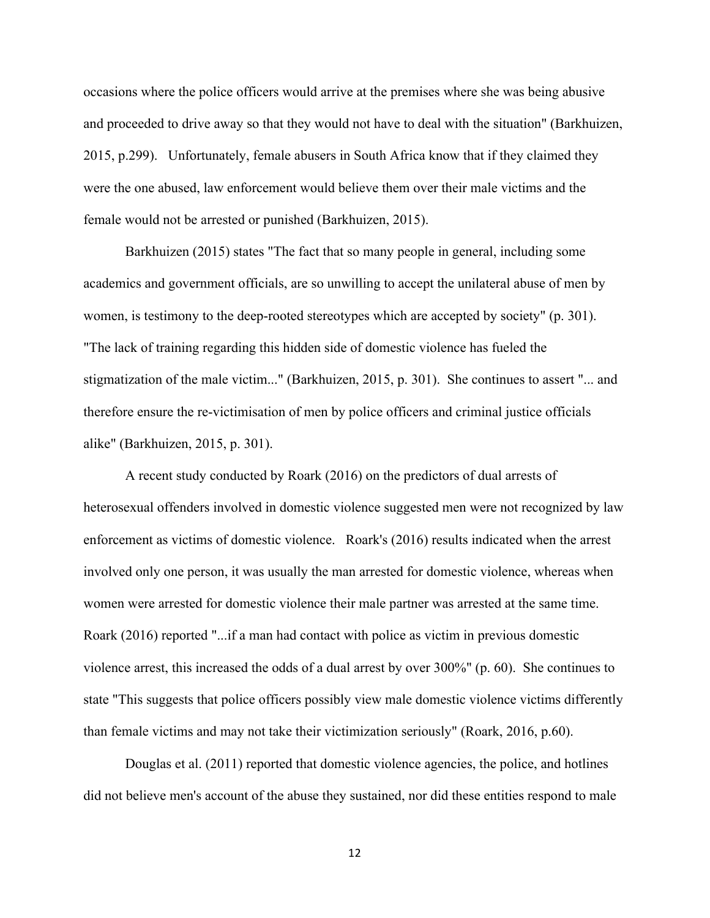occasions where the police officers would arrive at the premises where she was being abusive and proceeded to drive away so that they would not have to deal with the situation" (Barkhuizen, 2015, p.299). Unfortunately, female abusers in South Africa know that if they claimed they were the one abused, law enforcement would believe them over their male victims and the female would not be arrested or punished (Barkhuizen, 2015).

Barkhuizen (2015) states "The fact that so many people in general, including some academics and government officials, are so unwilling to accept the unilateral abuse of men by women, is testimony to the deep-rooted stereotypes which are accepted by society" (p. 301). "The lack of training regarding this hidden side of domestic violence has fueled the stigmatization of the male victim..." (Barkhuizen, 2015, p. 301). She continues to assert "... and therefore ensure the re-victimisation of men by police officers and criminal justice officials alike" (Barkhuizen, 2015, p. 301).

A recent study conducted by Roark (2016) on the predictors of dual arrests of heterosexual offenders involved in domestic violence suggested men were not recognized by law enforcement as victims of domestic violence. Roark's (2016) results indicated when the arrest involved only one person, it was usually the man arrested for domestic violence, whereas when women were arrested for domestic violence their male partner was arrested at the same time. Roark (2016) reported "...if a man had contact with police as victim in previous domestic violence arrest, this increased the odds of a dual arrest by over 300%" (p. 60). She continues to state "This suggests that police officers possibly view male domestic violence victims differently than female victims and may not take their victimization seriously" (Roark, 2016, p.60).

Douglas et al. (2011) reported that domestic violence agencies, the police, and hotlines did not believe men's account of the abuse they sustained, nor did these entities respond to male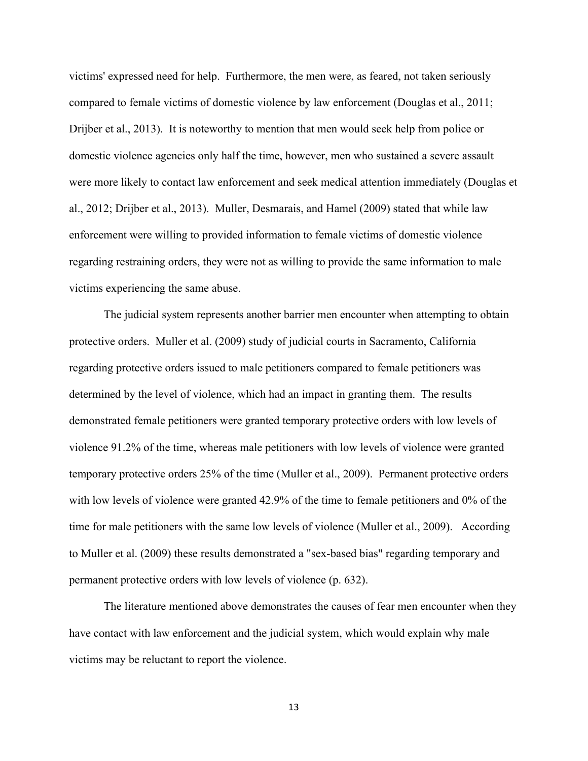victims' expressed need for help. Furthermore, the men were, as feared, not taken seriously compared to female victims of domestic violence by law enforcement (Douglas et al., 2011; Drijber et al., 2013). It is noteworthy to mention that men would seek help from police or domestic violence agencies only half the time, however, men who sustained a severe assault were more likely to contact law enforcement and seek medical attention immediately (Douglas et al., 2012; Drijber et al., 2013). Muller, Desmarais, and Hamel (2009) stated that while law enforcement were willing to provided information to female victims of domestic violence regarding restraining orders, they were not as willing to provide the same information to male victims experiencing the same abuse.

The judicial system represents another barrier men encounter when attempting to obtain protective orders. Muller et al. (2009) study of judicial courts in Sacramento, California regarding protective orders issued to male petitioners compared to female petitioners was determined by the level of violence, which had an impact in granting them. The results demonstrated female petitioners were granted temporary protective orders with low levels of violence 91.2% of the time, whereas male petitioners with low levels of violence were granted temporary protective orders 25% of the time (Muller et al., 2009). Permanent protective orders with low levels of violence were granted 42.9% of the time to female petitioners and 0% of the time for male petitioners with the same low levels of violence (Muller et al., 2009). According to Muller et al. (2009) these results demonstrated a "sex-based bias" regarding temporary and permanent protective orders with low levels of violence (p. 632).

The literature mentioned above demonstrates the causes of fear men encounter when they have contact with law enforcement and the judicial system, which would explain why male victims may be reluctant to report the violence.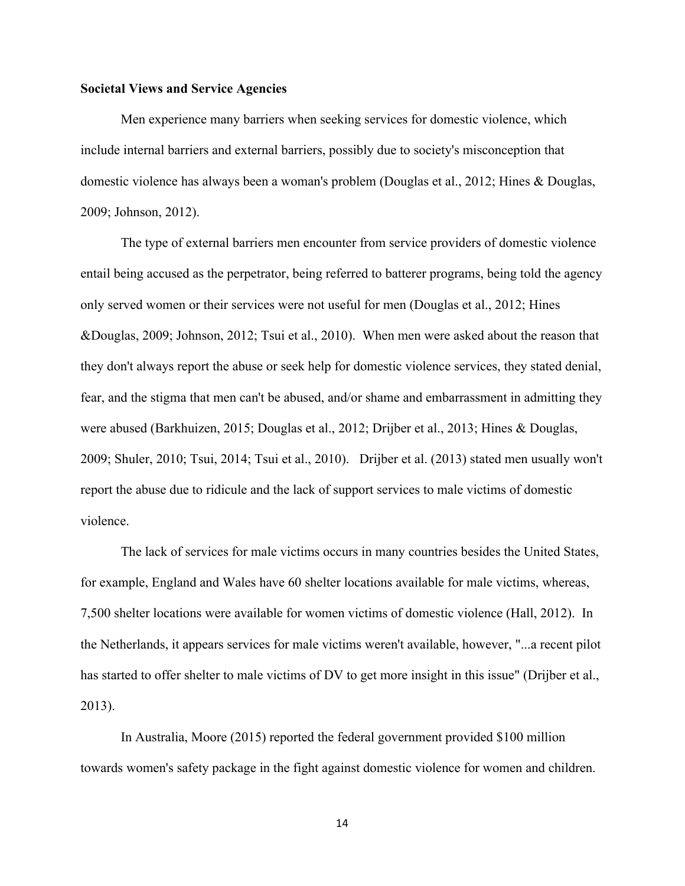**Societal Views and Service Agencies**

Men experience many barriers when seeking services for domestic violence, which include internal barriers and external barriers, possibly due to society's misconception that domestic violence has always been a woman's problem (Douglas et al., 2012; Hines & Douglas, 2009; Johnson, 2012).

The type of external barriers men encounter from service providers of domestic violence entail being accused as the perpetrator, being referred to batterer programs, being told the agency only served women or their services were not useful for men (Douglas et al., 2012; Hines &Douglas, 2009; Johnson, 2012; Tsui et al., 2010). When men were asked about the reason that they don't always report the abuse or seek help for domestic violence services, they stated denial, fear, and the stigma that men can't be abused, and/or shame and embarrassment in admitting they were abused (Barkhuizen, 2015; Douglas et al., 2012; Drijber et al., 2013; Hines & Douglas, 2009; Shuler, 2010; Tsui, 2014; Tsui et al., 2010). Drijber et al. (2013) stated men usually won't report the abuse due to ridicule and the lack of support services to male victims of domestic violence.

The lack of services for male victims occurs in many countries besides the United States, for example, England and Wales have 60 shelter locations available for male victims, whereas, 7,500 shelter locations were available for women victims of domestic violence (Hall, 2012). In the Netherlands, it appears services for male victims weren't available, however, "...a recent pilot has started to offer shelter to male victims of DV to get more insight in this issue" (Drijber et al., 2013).

In Australia, Moore (2015) reported the federal government provided $100 million towards women's safety package in the fight against domestic violence for women and children.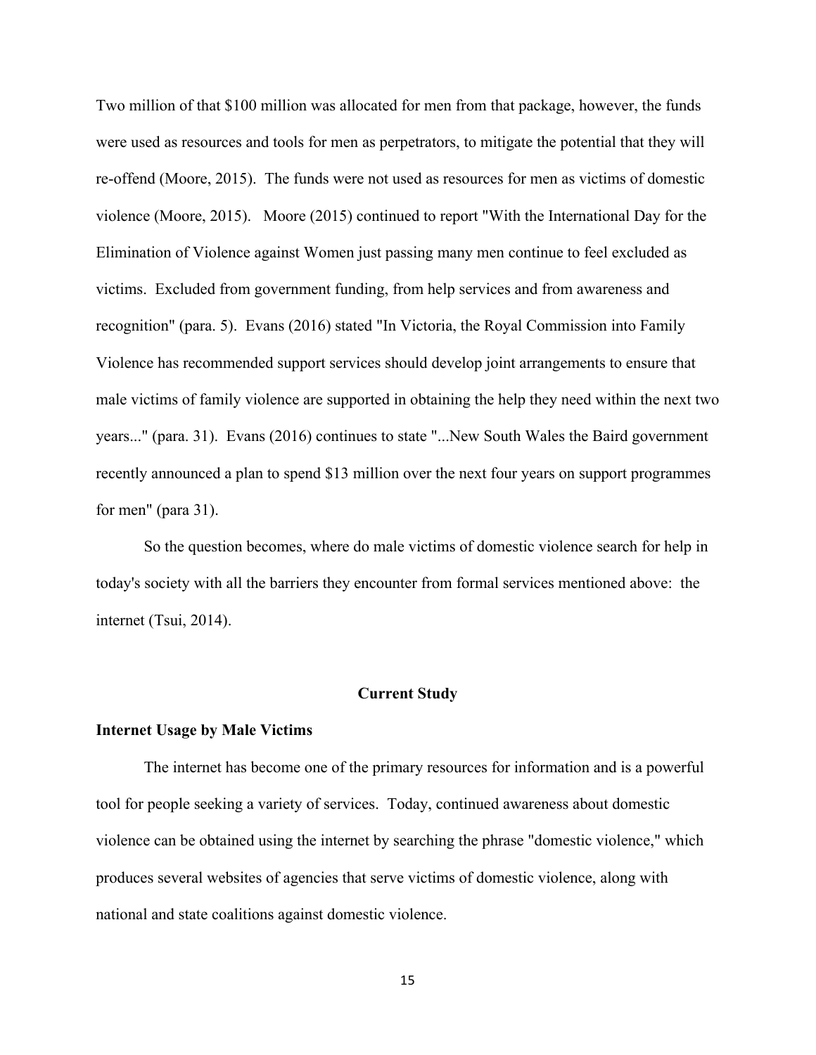Two million of that $100 million was allocated for men from that package, however, the funds were used as resources and tools for men as perpetrators, to mitigate the potential that they will re-offend (Moore, 2015). The funds were not used as resources for men as victims of domestic violence (Moore, 2015). Moore (2015) continued to report "With the International Day for the Elimination of Violence against Women just passing many men continue to feel excluded as victims. Excluded from government funding, from help services and from awareness and recognition" (para. 5). Evans (2016) stated "In Victoria, the Royal Commission into Family Violence has recommended support services should develop joint arrangements to ensure that male victims of family violence are supported in obtaining the help they need within the next two years..." (para. 31). Evans (2016) continues to state "...New South Wales the Baird government recently announced a plan to spend $13 million over the next four years on support programmes for men" (para 31).

So the question becomes, where do male victims of domestic violence search for help in today's society with all the barriers they encounter from formal services mentioned above: the internet (Tsui, 2014).

## Current Study

### Internet Usage by Male Victims

The internet has become one of the primary resources for information and is a powerful tool for people seeking a variety of services. Today, continued awareness about domestic violence can be obtained using the internet by searching the phrase "domestic violence," which produces several websites of agencies that serve victims of domestic violence, along with national and state coalitions against domestic violence.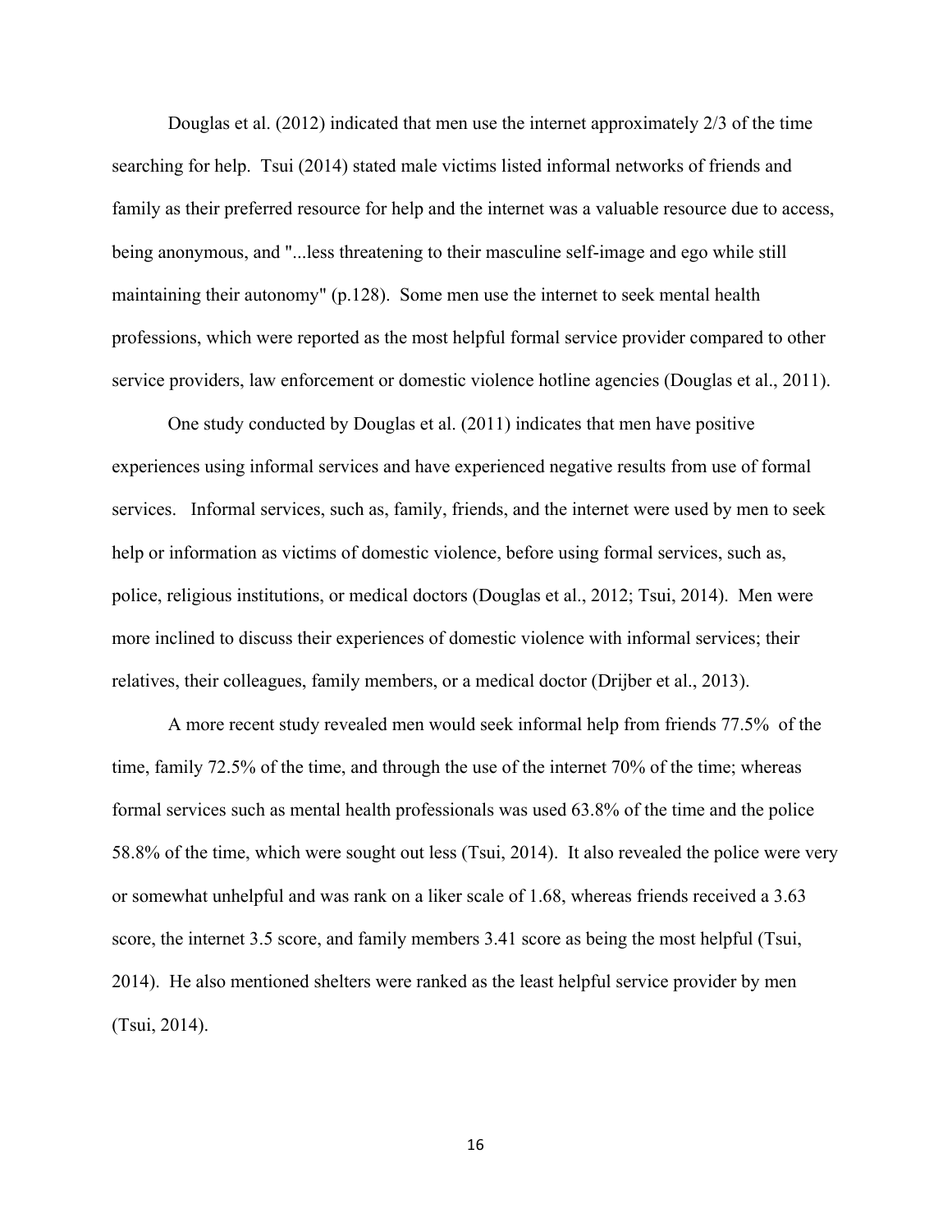Douglas et al. (2012) indicated that men use the internet approximately 2/3 of the time searching for help. Tsui (2014) stated male victims listed informal networks of friends and family as their preferred resource for help and the internet was a valuable resource due to access, being anonymous, and "...less threatening to their masculine self-image and ego while still maintaining their autonomy" (p.128). Some men use the internet to seek mental health professions, which were reported as the most helpful formal service provider compared to other service providers, law enforcement or domestic violence hotline agencies (Douglas et al., 2011).

One study conducted by Douglas et al. (2011) indicates that men have positive experiences using informal services and have experienced negative results from use of formal services. Informal services, such as, family, friends, and the internet were used by men to seek help or information as victims of domestic violence, before using formal services, such as, police, religious institutions, or medical doctors (Douglas et al., 2012; Tsui, 2014). Men were more inclined to discuss their experiences of domestic violence with informal services; their relatives, their colleagues, family members, or a medical doctor (Drijber et al., 2013).

A more recent study revealed men would seek informal help from friends 77.5% of the time, family 72.5% of the time, and through the use of the internet 70% of the time; whereas formal services such as mental health professionals was used 63.8% of the time and the police 58.8% of the time, which were sought out less (Tsui, 2014). It also revealed the police were very or somewhat unhelpful and was rank on a liker scale of 1.68, whereas friends received a 3.63 score, the internet 3.5 score, and family members 3.41 score as being the most helpful (Tsui, 2014). He also mentioned shelters were ranked as the least helpful service provider by men (Tsui, 2014).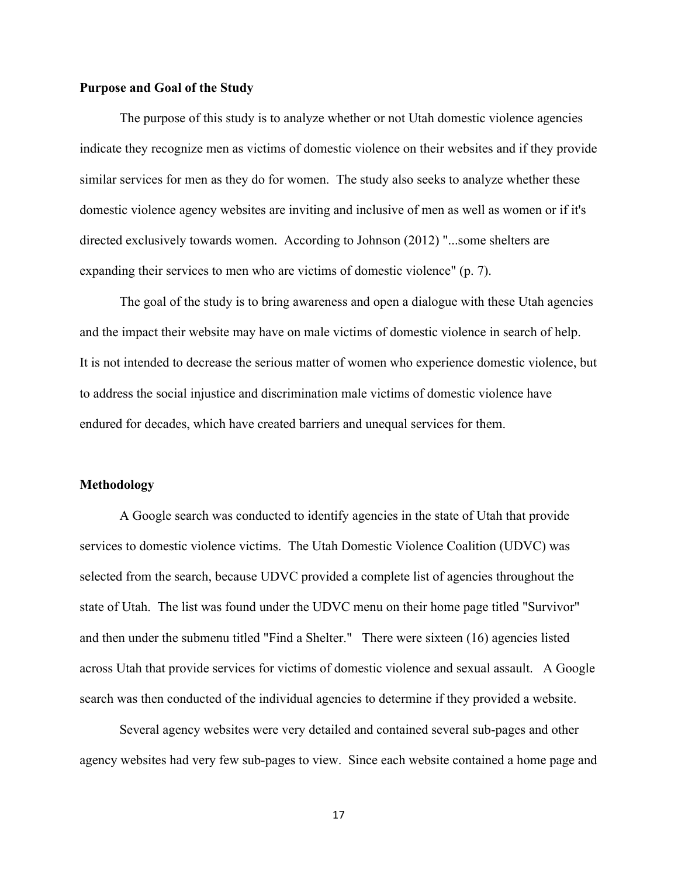**Purpose and Goal of the Study**

The purpose of this study is to analyze whether or not Utah domestic violence agencies indicate they recognize men as victims of domestic violence on their websites and if they provide similar services for men as they do for women. The study also seeks to analyze whether these domestic violence agency websites are inviting and inclusive of men as well as women or if it's directed exclusively towards women. According to Johnson (2012) "...some shelters are expanding their services to men who are victims of domestic violence" (p. 7).

The goal of the study is to bring awareness and open a dialogue with these Utah agencies and the impact their website may have on male victims of domestic violence in search of help. It is not intended to decrease the serious matter of women who experience domestic violence, but to address the social injustice and discrimination male victims of domestic violence have endured for decades, which have created barriers and unequal services for them.

**Methodology**

A Google search was conducted to identify agencies in the state of Utah that provide services to domestic violence victims. The Utah Domestic Violence Coalition (UDVC) was selected from the search, because UDVC provided a complete list of agencies throughout the state of Utah. The list was found under the UDVC menu on their home page titled "Survivor" and then under the submenu titled "Find a Shelter." There were sixteen (16) agencies listed across Utah that provide services for victims of domestic violence and sexual assault. A Google search was then conducted of the individual agencies to determine if they provided a website.

Several agency websites were very detailed and contained several sub-pages and other agency websites had very few sub-pages to view. Since each website contained a home page and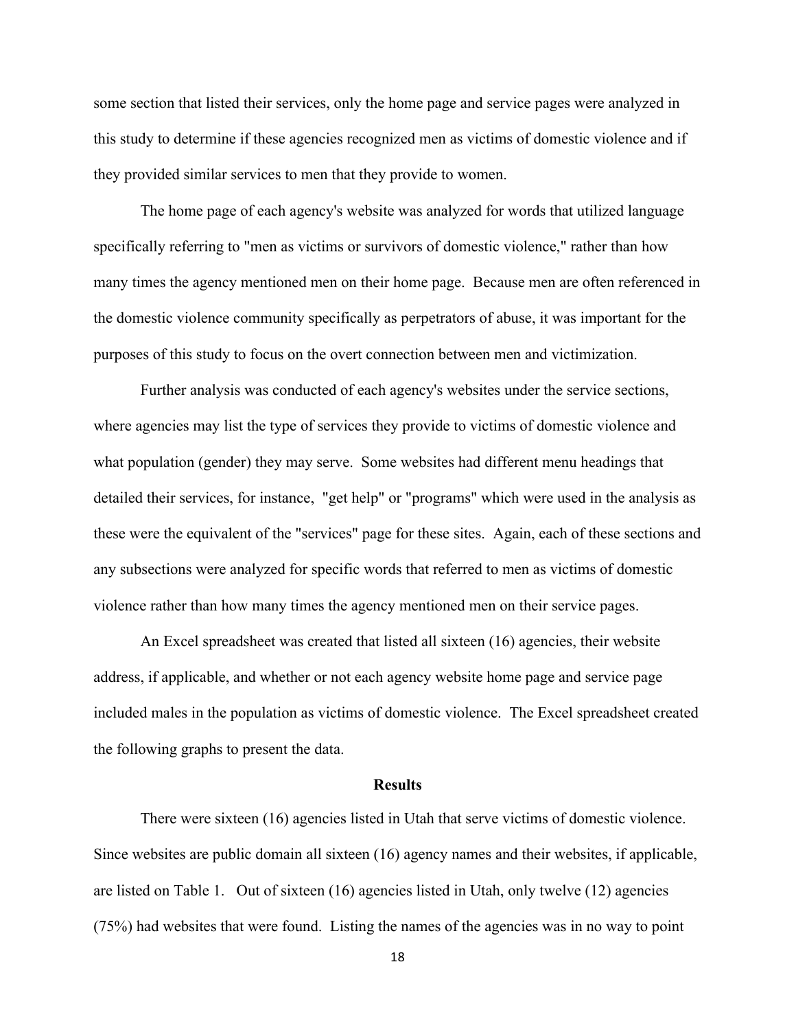some section that listed their services, only the home page and service pages were analyzed in this study to determine if these agencies recognized men as victims of domestic violence and if they provided similar services to men that they provide to women.

The home page of each agency's website was analyzed for words that utilized language specifically referring to "men as victims or survivors of domestic violence," rather than how many times the agency mentioned men on their home page. Because men are often referenced in the domestic violence community specifically as perpetrators of abuse, it was important for the purposes of this study to focus on the overt connection between men and victimization.

Further analysis was conducted of each agency's websites under the service sections, where agencies may list the type of services they provide to victims of domestic violence and what population (gender) they may serve. Some websites had different menu headings that detailed their services, for instance, "get help" or "programs" which were used in the analysis as these were the equivalent of the "services" page for these sites. Again, each of these sections and any subsections were analyzed for specific words that referred to men as victims of domestic violence rather than how many times the agency mentioned men on their service pages.

An Excel spreadsheet was created that listed all sixteen (16) agencies, their website address, if applicable, and whether or not each agency website home page and service page included males in the population as victims of domestic violence. The Excel spreadsheet created the following graphs to present the data.

## Results

There were sixteen (16) agencies listed in Utah that serve victims of domestic violence. Since websites are public domain all sixteen (16) agency names and their websites, if applicable, are listed on Table 1. Out of sixteen (16) agencies listed in Utah, only twelve (12) agencies (75%) had websites that were found. Listing the names of the agencies was in no way to point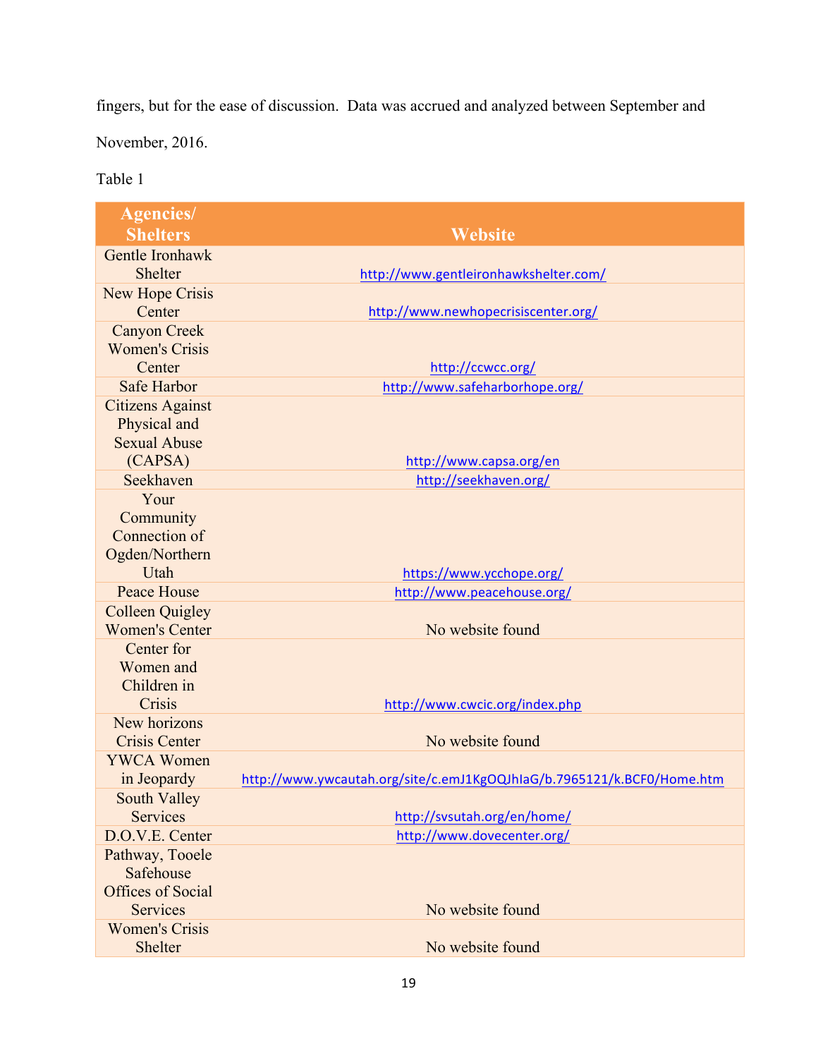fingers, but for the ease of discussion. Data was accrued and analyzed between September and November, 2016.

Table 1

| Agencies/ Shelters | Website |
|---|---|
| Gentle Ironhawk Shelter | http://www.gentleironhawkshelter.com/ |
| New Hope Crisis Center | http://www.newhopecrisiscenter.org/ |
| Canyon Creek Women's Crisis Center | http://ccwcc.org/ |
| Safe Harbor | http://www.safeharborhope.org/ |
| Citizens Against Physical and Sexual Abuse (CAPSA) | http://www.capsa.org/en |
| Seekhaven | http://seekhaven.org/ |
| Your Community Connection of Ogden/Northern Utah | https://www.ycchope.org/ |
| Peace House | http://www.peacehouse.org/ |
| Colleen Quigley Women's Center | No website found |
| Center for Women and Children in Crisis | http://www.cwcic.org/index.php |
| New horizons Crisis Center | No website found |
| YWCA Women in Jeopardy | http://www.ywcautah.org/site/c.emJ1KgOQJhlaG/b.7965121/k.BCF0/Home.htm |
| South Valley Services | http://svsutah.org/en/home/ |
| D.O.V.E. Center | http://www.dovecenter.org/ |
| Pathway, Tooele Safehouse Offices of Social Services | No website found |
| Women's Crisis Shelter | No website found |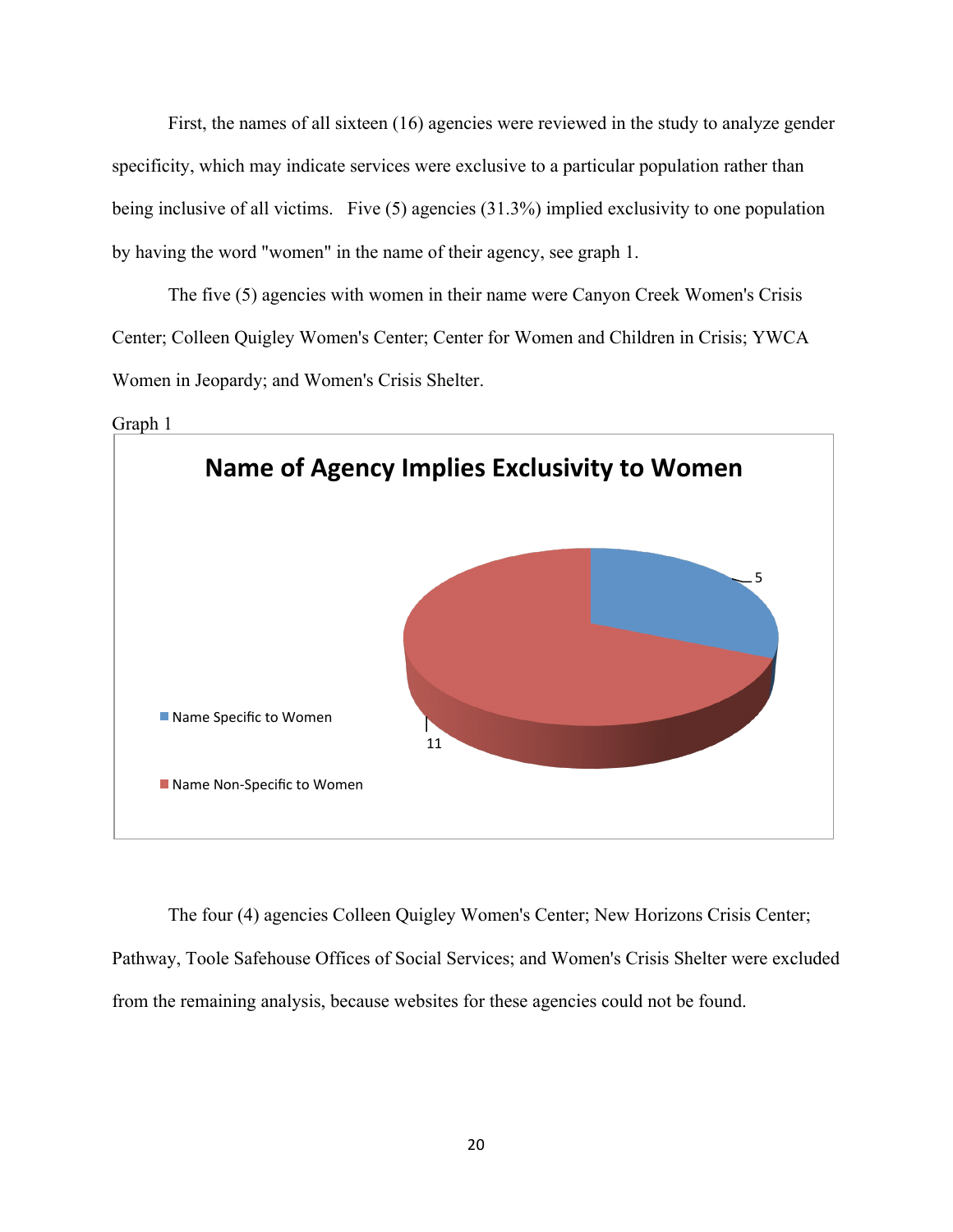First, the names of all sixteen (16) agencies were reviewed in the study to analyze gender specificity, which may indicate services were exclusive to a particular population rather than being inclusive of all victims. Five (5) agencies (31.3%) implied exclusivity to one population by having the word "women" in the name of their agency, see graph 1.

The five (5) agencies with women in their name were Canyon Creek Women's Crisis Center; Colleen Quigley Women's Center; Center for Women and Children in Crisis; YWCA Women in Jeopardy; and Women's Crisis Shelter.

Graph 1

**Name of Agency Implies Exclusivity to Women**

| Category | Count |
| --- | --- |
| Name Specific to Women | 5 |
| Name Non-Specific to Women | 11 |

The four (4) agencies Colleen Quigley Women's Center; New Horizons Crisis Center; Pathway, Toole Safehouse Offices of Social Services; and Women's Crisis Shelter were excluded from the remaining analysis, because websites for these agencies could not be found.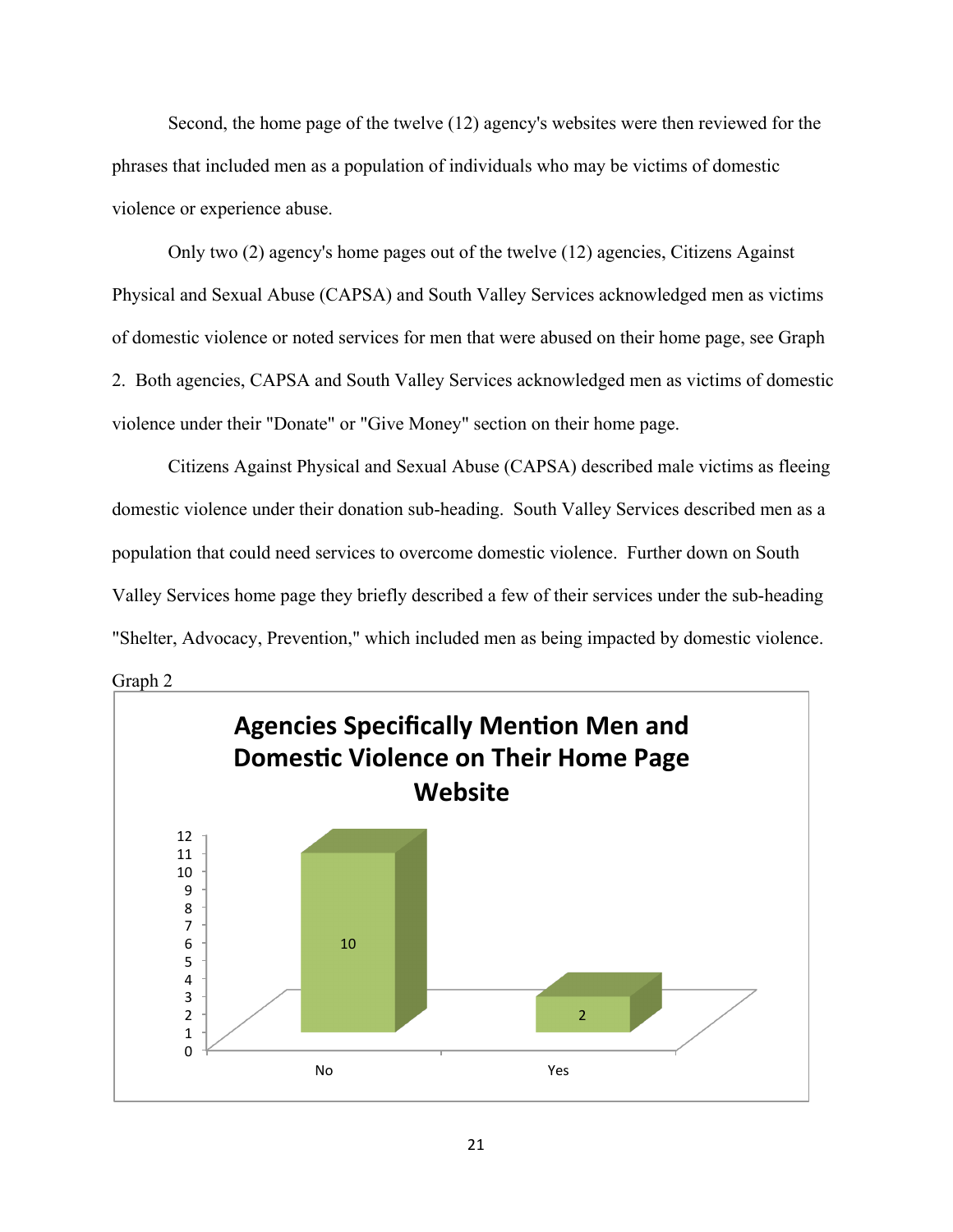Second, the home page of the twelve (12) agency's websites were then reviewed for the phrases that included men as a population of individuals who may be victims of domestic violence or experience abuse.

Only two (2) agency's home pages out of the twelve (12) agencies, Citizens Against Physical and Sexual Abuse (CAPSA) and South Valley Services acknowledged men as victims of domestic violence or noted services for men that were abused on their home page, see Graph 2. Both agencies, CAPSA and South Valley Services acknowledged men as victims of domestic violence under their "Donate" or "Give Money" section on their home page.

Citizens Against Physical and Sexual Abuse (CAPSA) described male victims as fleeing domestic violence under their donation sub-heading. South Valley Services described men as a population that could need services to overcome domestic violence. Further down on South Valley Services home page they briefly described a few of their services under the sub-heading "Shelter, Advocacy, Prevention," which included men as being impacted by domestic violence.

Graph 2

**Agencies Specifically Mention Men and Domestic Violence on Their Home Page Website**

| | No | Yes |
|---|---|---|
| Agencies | 10 | 2 |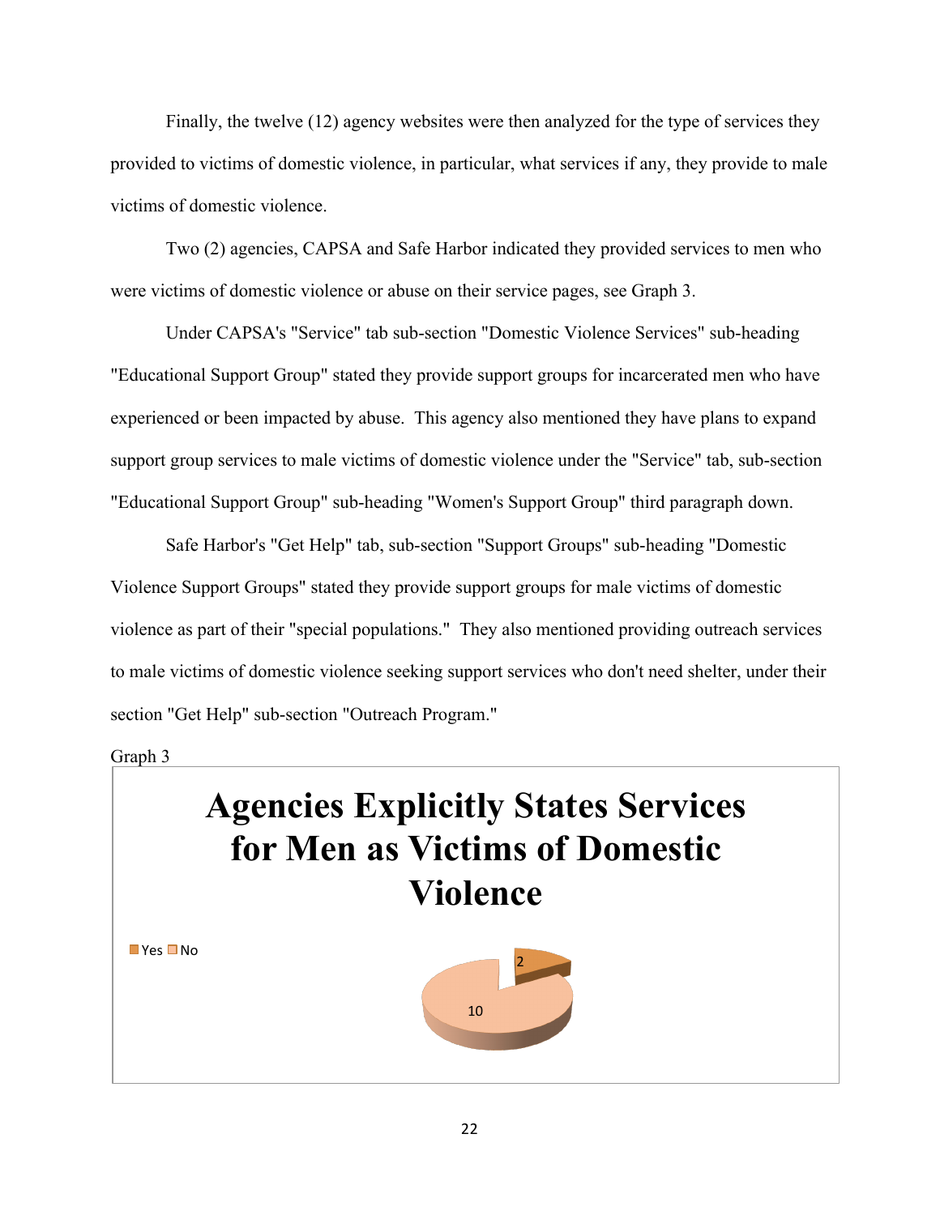Finally, the twelve (12) agency websites were then analyzed for the type of services they provided to victims of domestic violence, in particular, what services if any, they provide to male victims of domestic violence.

Two (2) agencies, CAPSA and Safe Harbor indicated they provided services to men who were victims of domestic violence or abuse on their service pages, see Graph 3.

Under CAPSA's "Service" tab sub-section "Domestic Violence Services" sub-heading "Educational Support Group" stated they provide support groups for incarcerated men who have experienced or been impacted by abuse. This agency also mentioned they have plans to expand support group services to male victims of domestic violence under the "Service" tab, sub-section "Educational Support Group" sub-heading "Women's Support Group" third paragraph down.

Safe Harbor's "Get Help" tab, sub-section "Support Groups" sub-heading "Domestic Violence Support Groups" stated they provide support groups for male victims of domestic violence as part of their "special populations." They also mentioned providing outreach services to male victims of domestic violence seeking support services who don't need shelter, under their section "Get Help" sub-section "Outreach Program."

Graph 3

**Agencies Explicitly States Services for Men as Victims of Domestic Violence**

| | Count |
|---|---|
| Yes | 2 |
| No | 10 |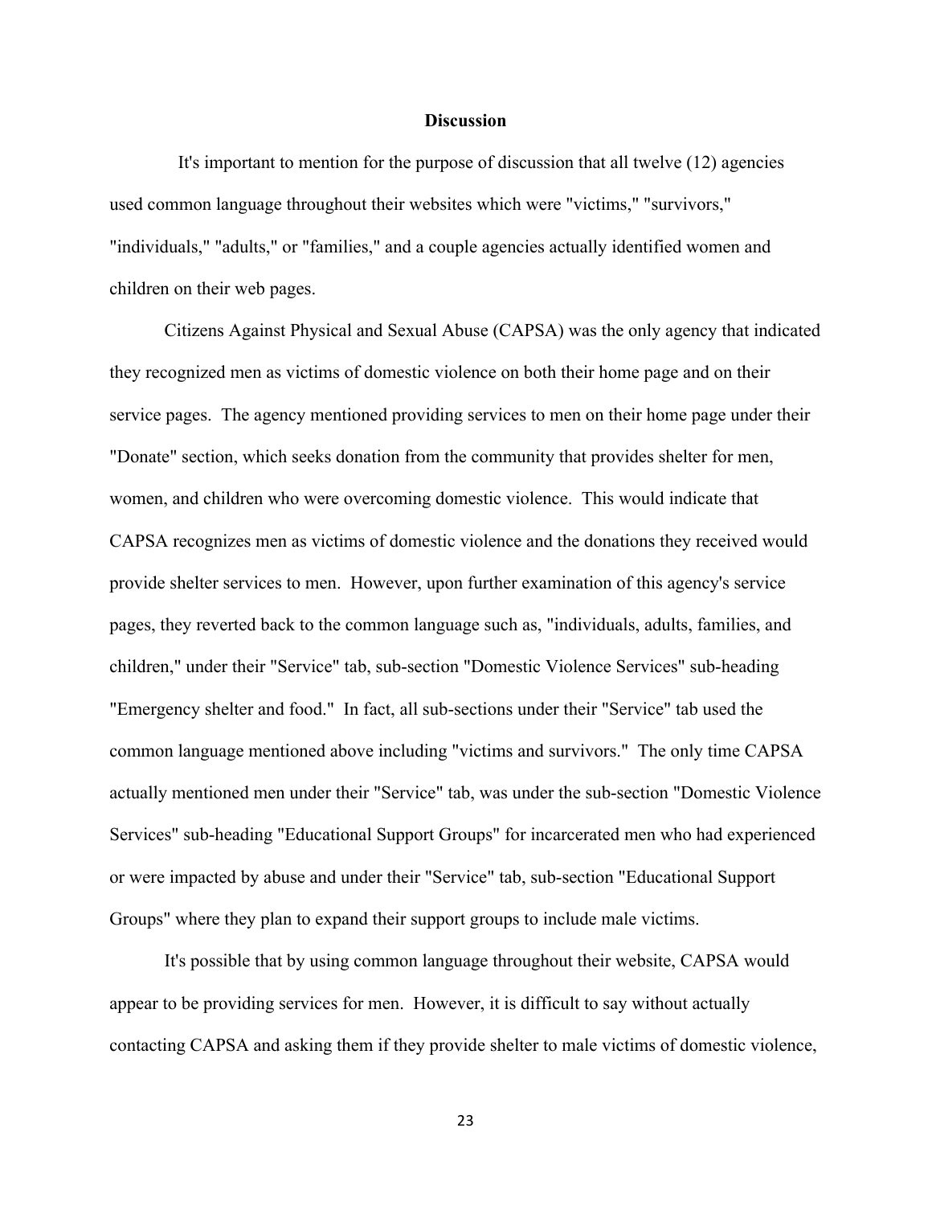## Discussion

It's important to mention for the purpose of discussion that all twelve (12) agencies used common language throughout their websites which were "victims," "survivors," "individuals," "adults," or "families," and a couple agencies actually identified women and children on their web pages.

Citizens Against Physical and Sexual Abuse (CAPSA) was the only agency that indicated they recognized men as victims of domestic violence on both their home page and on their service pages. The agency mentioned providing services to men on their home page under their "Donate" section, which seeks donation from the community that provides shelter for men, women, and children who were overcoming domestic violence. This would indicate that CAPSA recognizes men as victims of domestic violence and the donations they received would provide shelter services to men. However, upon further examination of this agency's service pages, they reverted back to the common language such as, "individuals, adults, families, and children," under their "Service" tab, sub-section "Domestic Violence Services" sub-heading "Emergency shelter and food." In fact, all sub-sections under their "Service" tab used the common language mentioned above including "victims and survivors." The only time CAPSA actually mentioned men under their "Service" tab, was under the sub-section "Domestic Violence Services" sub-heading "Educational Support Groups" for incarcerated men who had experienced or were impacted by abuse and under their "Service" tab, sub-section "Educational Support Groups" where they plan to expand their support groups to include male victims.

It's possible that by using common language throughout their website, CAPSA would appear to be providing services for men. However, it is difficult to say without actually contacting CAPSA and asking them if they provide shelter to male victims of domestic violence,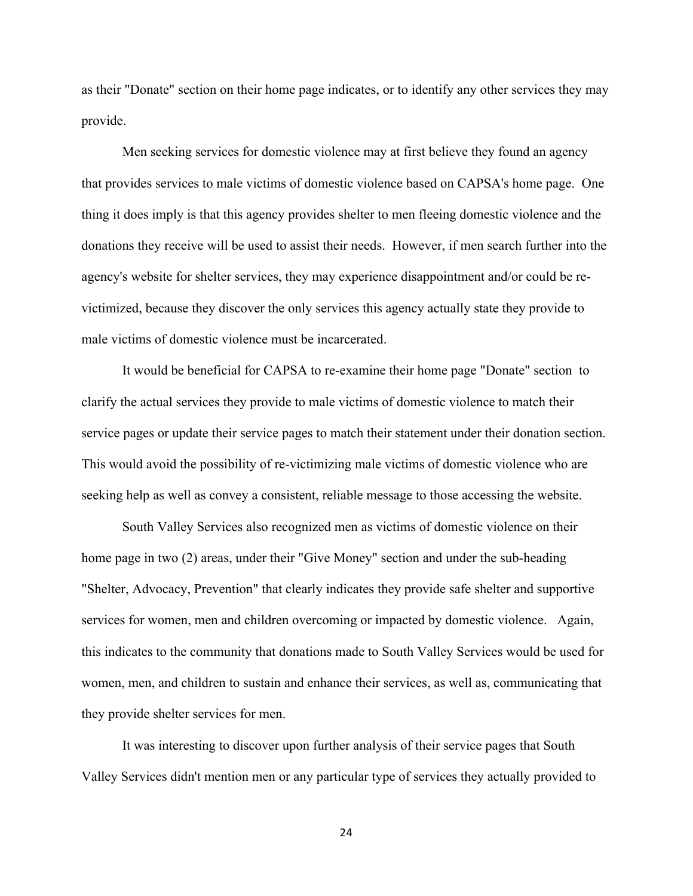as their "Donate" section on their home page indicates, or to identify any other services they may provide.

Men seeking services for domestic violence may at first believe they found an agency that provides services to male victims of domestic violence based on CAPSA's home page. One thing it does imply is that this agency provides shelter to men fleeing domestic violence and the donations they receive will be used to assist their needs. However, if men search further into the agency's website for shelter services, they may experience disappointment and/or could be re-victimized, because they discover the only services this agency actually state they provide to male victims of domestic violence must be incarcerated.

It would be beneficial for CAPSA to re-examine their home page "Donate" section to clarify the actual services they provide to male victims of domestic violence to match their service pages or update their service pages to match their statement under their donation section. This would avoid the possibility of re-victimizing male victims of domestic violence who are seeking help as well as convey a consistent, reliable message to those accessing the website.

South Valley Services also recognized men as victims of domestic violence on their home page in two (2) areas, under their "Give Money" section and under the sub-heading "Shelter, Advocacy, Prevention" that clearly indicates they provide safe shelter and supportive services for women, men and children overcoming or impacted by domestic violence. Again, this indicates to the community that donations made to South Valley Services would be used for women, men, and children to sustain and enhance their services, as well as, communicating that they provide shelter services for men.

It was interesting to discover upon further analysis of their service pages that South Valley Services didn't mention men or any particular type of services they actually provided to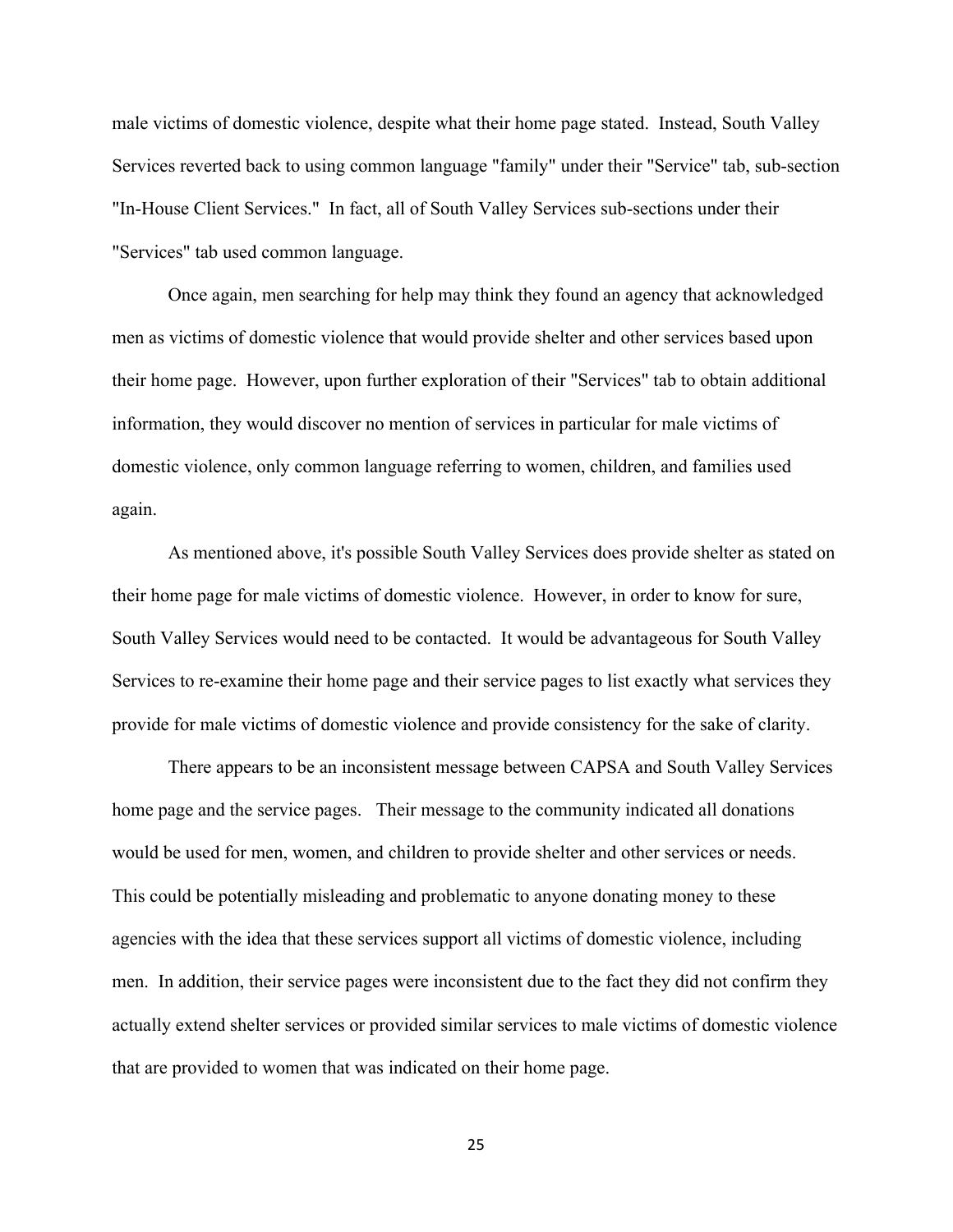male victims of domestic violence, despite what their home page stated. Instead, South Valley Services reverted back to using common language "family" under their "Service" tab, sub-section "In-House Client Services." In fact, all of South Valley Services sub-sections under their "Services" tab used common language.

Once again, men searching for help may think they found an agency that acknowledged men as victims of domestic violence that would provide shelter and other services based upon their home page. However, upon further exploration of their "Services" tab to obtain additional information, they would discover no mention of services in particular for male victims of domestic violence, only common language referring to women, children, and families used again.

As mentioned above, it's possible South Valley Services does provide shelter as stated on their home page for male victims of domestic violence. However, in order to know for sure, South Valley Services would need to be contacted. It would be advantageous for South Valley Services to re-examine their home page and their service pages to list exactly what services they provide for male victims of domestic violence and provide consistency for the sake of clarity.

There appears to be an inconsistent message between CAPSA and South Valley Services home page and the service pages. Their message to the community indicated all donations would be used for men, women, and children to provide shelter and other services or needs. This could be potentially misleading and problematic to anyone donating money to these agencies with the idea that these services support all victims of domestic violence, including men. In addition, their service pages were inconsistent due to the fact they did not confirm they actually extend shelter services or provided similar services to male victims of domestic violence that are provided to women that was indicated on their home page.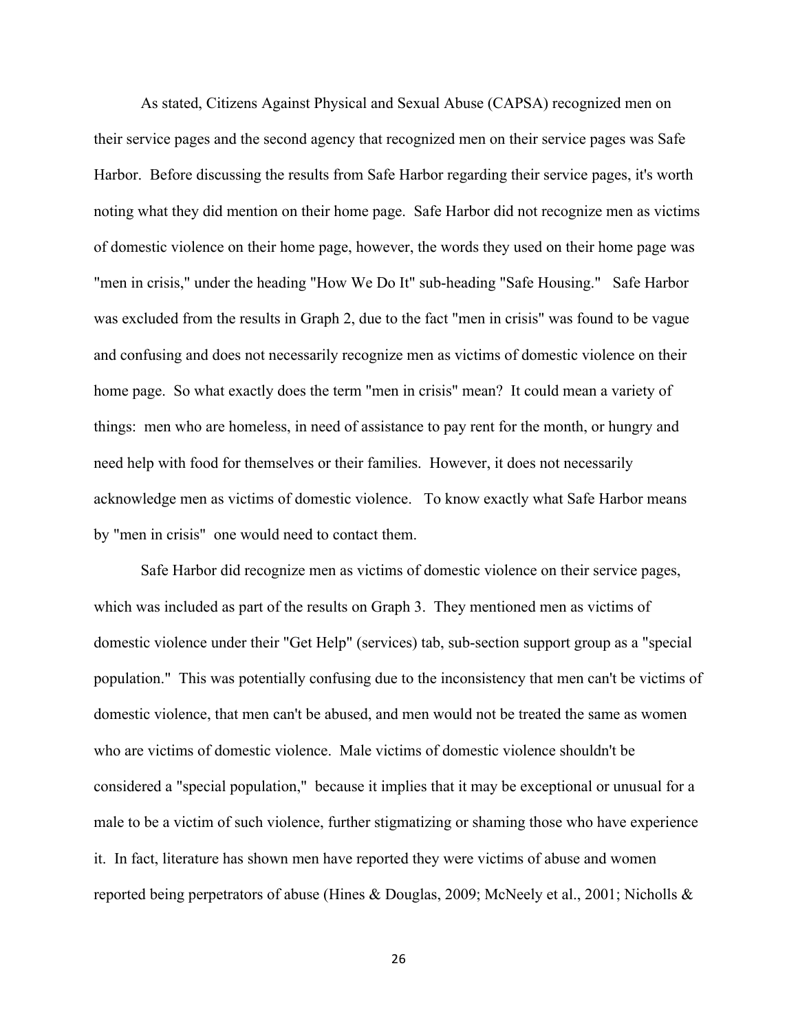As stated, Citizens Against Physical and Sexual Abuse (CAPSA) recognized men on their service pages and the second agency that recognized men on their service pages was Safe Harbor. Before discussing the results from Safe Harbor regarding their service pages, it's worth noting what they did mention on their home page. Safe Harbor did not recognize men as victims of domestic violence on their home page, however, the words they used on their home page was "men in crisis," under the heading "How We Do It" sub-heading "Safe Housing." Safe Harbor was excluded from the results in Graph 2, due to the fact "men in crisis" was found to be vague and confusing and does not necessarily recognize men as victims of domestic violence on their home page. So what exactly does the term "men in crisis" mean? It could mean a variety of things: men who are homeless, in need of assistance to pay rent for the month, or hungry and need help with food for themselves or their families. However, it does not necessarily acknowledge men as victims of domestic violence. To know exactly what Safe Harbor means by "men in crisis" one would need to contact them.

Safe Harbor did recognize men as victims of domestic violence on their service pages, which was included as part of the results on Graph 3. They mentioned men as victims of domestic violence under their "Get Help" (services) tab, sub-section support group as a "special population." This was potentially confusing due to the inconsistency that men can't be victims of domestic violence, that men can't be abused, and men would not be treated the same as women who are victims of domestic violence. Male victims of domestic violence shouldn't be considered a "special population," because it implies that it may be exceptional or unusual for a male to be a victim of such violence, further stigmatizing or shaming those who have experience it. In fact, literature has shown men have reported they were victims of abuse and women reported being perpetrators of abuse (Hines & Douglas, 2009; McNeely et al., 2001; Nicholls &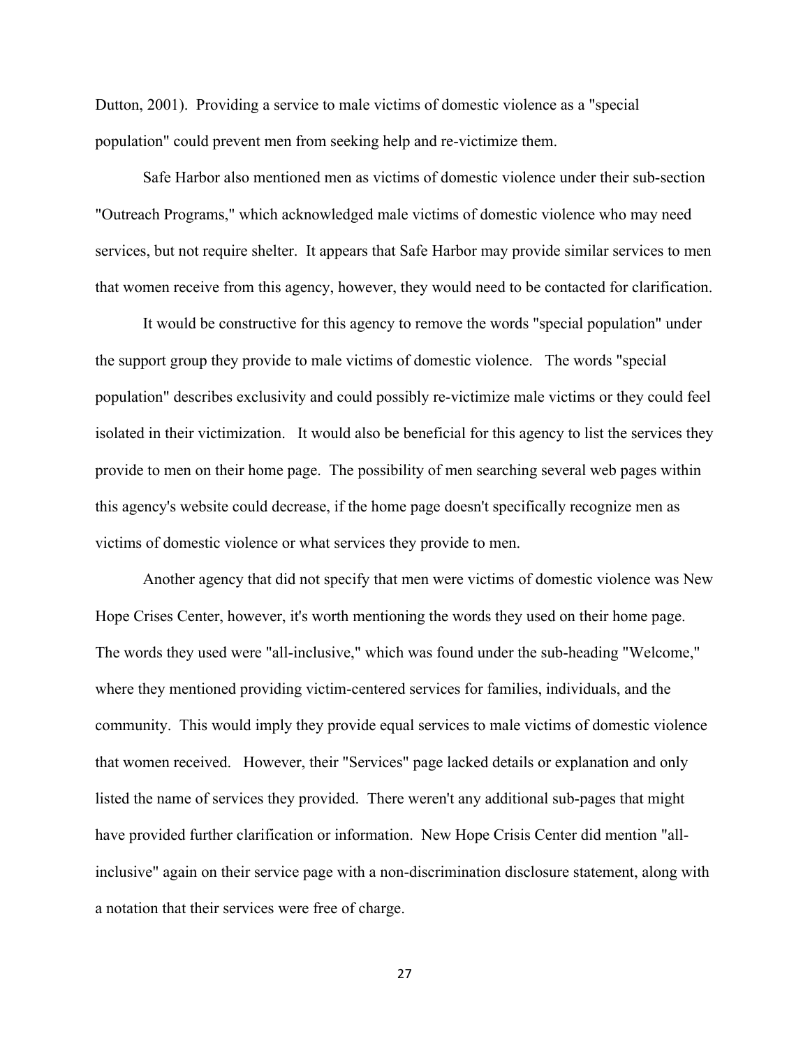Dutton, 2001). Providing a service to male victims of domestic violence as a "special population" could prevent men from seeking help and re-victimize them.

Safe Harbor also mentioned men as victims of domestic violence under their sub-section "Outreach Programs," which acknowledged male victims of domestic violence who may need services, but not require shelter. It appears that Safe Harbor may provide similar services to men that women receive from this agency, however, they would need to be contacted for clarification.

It would be constructive for this agency to remove the words "special population" under the support group they provide to male victims of domestic violence. The words "special population" describes exclusivity and could possibly re-victimize male victims or they could feel isolated in their victimization. It would also be beneficial for this agency to list the services they provide to men on their home page. The possibility of men searching several web pages within this agency's website could decrease, if the home page doesn't specifically recognize men as victims of domestic violence or what services they provide to men.

Another agency that did not specify that men were victims of domestic violence was New Hope Crises Center, however, it's worth mentioning the words they used on their home page. The words they used were "all-inclusive," which was found under the sub-heading "Welcome," where they mentioned providing victim-centered services for families, individuals, and the community. This would imply they provide equal services to male victims of domestic violence that women received. However, their "Services" page lacked details or explanation and only listed the name of services they provided. There weren't any additional sub-pages that might have provided further clarification or information. New Hope Crisis Center did mention "all-inclusive" again on their service page with a non-discrimination disclosure statement, along with a notation that their services were free of charge.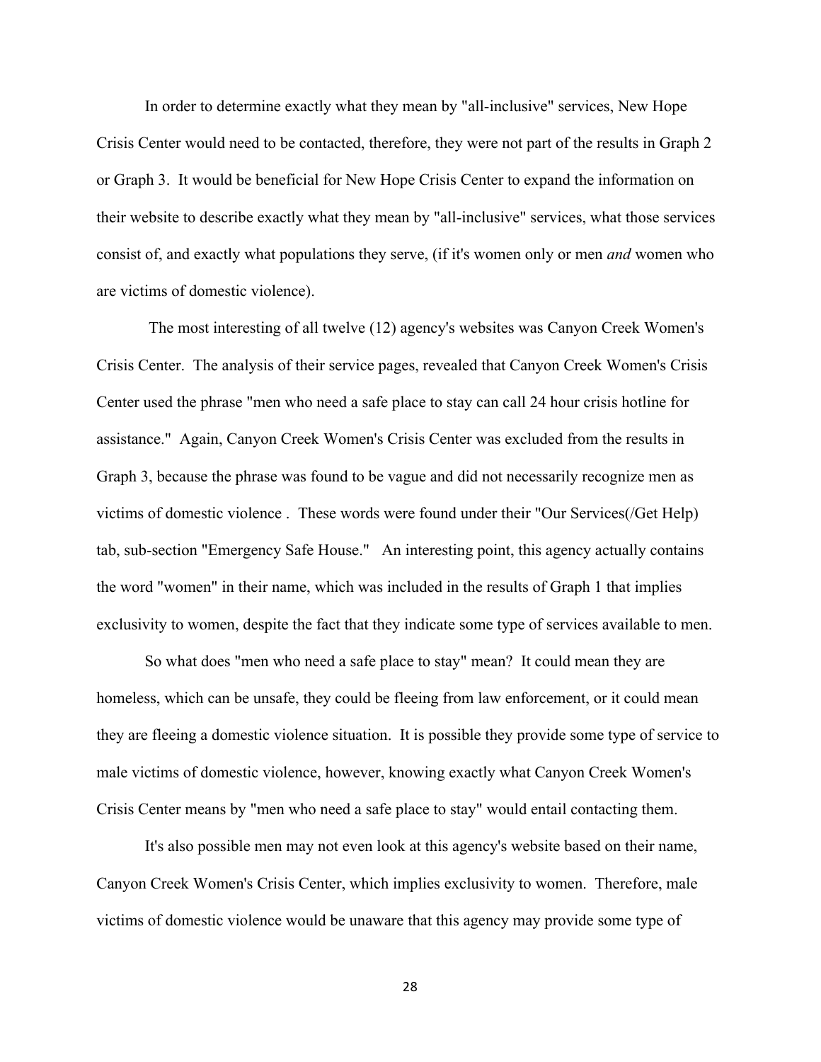In order to determine exactly what they mean by "all-inclusive" services, New Hope Crisis Center would need to be contacted, therefore, they were not part of the results in Graph 2 or Graph 3. It would be beneficial for New Hope Crisis Center to expand the information on their website to describe exactly what they mean by "all-inclusive" services, what those services consist of, and exactly what populations they serve, (if it's women only or men *and* women who are victims of domestic violence).

The most interesting of all twelve (12) agency's websites was Canyon Creek Women's Crisis Center. The analysis of their service pages, revealed that Canyon Creek Women's Crisis Center used the phrase "men who need a safe place to stay can call 24 hour crisis hotline for assistance." Again, Canyon Creek Women's Crisis Center was excluded from the results in Graph 3, because the phrase was found to be vague and did not necessarily recognize men as victims of domestic violence . These words were found under their "Our Services(/Get Help) tab, sub-section "Emergency Safe House." An interesting point, this agency actually contains the word "women" in their name, which was included in the results of Graph 1 that implies exclusivity to women, despite the fact that they indicate some type of services available to men.

So what does "men who need a safe place to stay" mean? It could mean they are homeless, which can be unsafe, they could be fleeing from law enforcement, or it could mean they are fleeing a domestic violence situation. It is possible they provide some type of service to male victims of domestic violence, however, knowing exactly what Canyon Creek Women's Crisis Center means by "men who need a safe place to stay" would entail contacting them.

It's also possible men may not even look at this agency's website based on their name, Canyon Creek Women's Crisis Center, which implies exclusivity to women. Therefore, male victims of domestic violence would be unaware that this agency may provide some type of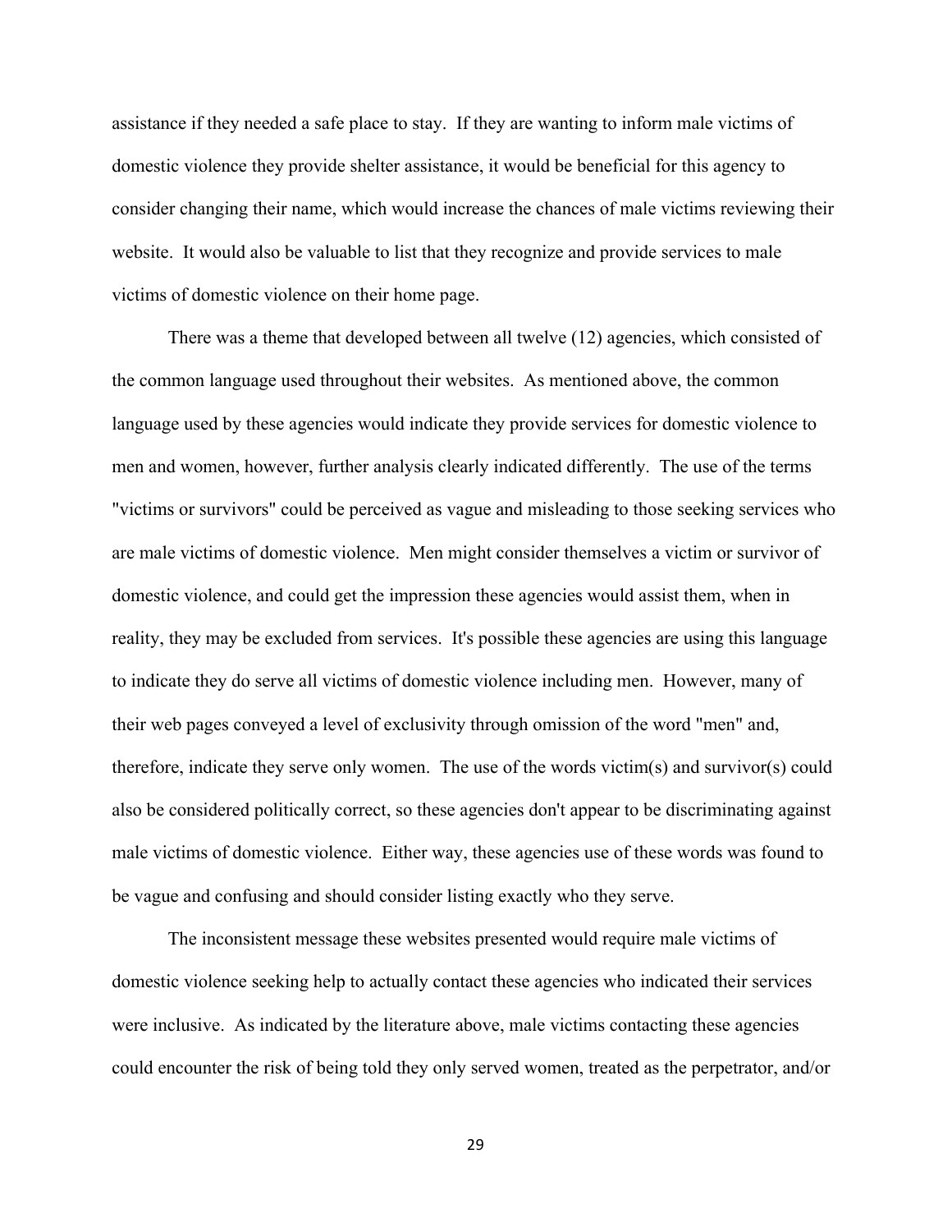assistance if they needed a safe place to stay. If they are wanting to inform male victims of domestic violence they provide shelter assistance, it would be beneficial for this agency to consider changing their name, which would increase the chances of male victims reviewing their website. It would also be valuable to list that they recognize and provide services to male victims of domestic violence on their home page.

There was a theme that developed between all twelve (12) agencies, which consisted of the common language used throughout their websites. As mentioned above, the common language used by these agencies would indicate they provide services for domestic violence to men and women, however, further analysis clearly indicated differently. The use of the terms "victims or survivors" could be perceived as vague and misleading to those seeking services who are male victims of domestic violence. Men might consider themselves a victim or survivor of domestic violence, and could get the impression these agencies would assist them, when in reality, they may be excluded from services. It's possible these agencies are using this language to indicate they do serve all victims of domestic violence including men. However, many of their web pages conveyed a level of exclusivity through omission of the word "men" and, therefore, indicate they serve only women. The use of the words victim(s) and survivor(s) could also be considered politically correct, so these agencies don't appear to be discriminating against male victims of domestic violence. Either way, these agencies use of these words was found to be vague and confusing and should consider listing exactly who they serve.

The inconsistent message these websites presented would require male victims of domestic violence seeking help to actually contact these agencies who indicated their services were inclusive. As indicated by the literature above, male victims contacting these agencies could encounter the risk of being told they only served women, treated as the perpetrator, and/or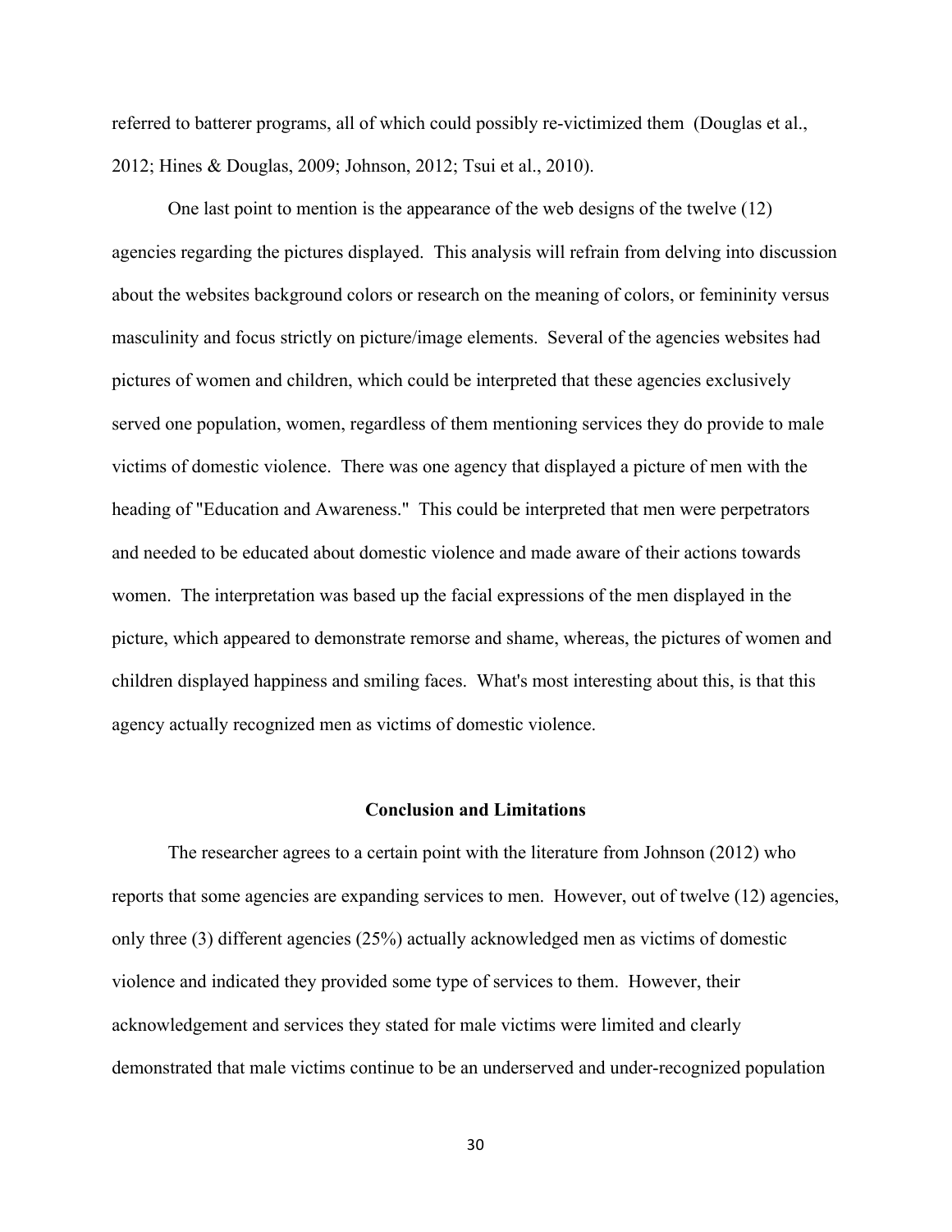referred to batterer programs, all of which could possibly re-victimized them (Douglas et al., 2012; Hines & Douglas, 2009; Johnson, 2012; Tsui et al., 2010).

One last point to mention is the appearance of the web designs of the twelve (12) agencies regarding the pictures displayed. This analysis will refrain from delving into discussion about the websites background colors or research on the meaning of colors, or femininity versus masculinity and focus strictly on picture/image elements. Several of the agencies websites had pictures of women and children, which could be interpreted that these agencies exclusively served one population, women, regardless of them mentioning services they do provide to male victims of domestic violence. There was one agency that displayed a picture of men with the heading of "Education and Awareness." This could be interpreted that men were perpetrators and needed to be educated about domestic violence and made aware of their actions towards women. The interpretation was based up the facial expressions of the men displayed in the picture, which appeared to demonstrate remorse and shame, whereas, the pictures of women and children displayed happiness and smiling faces. What's most interesting about this, is that this agency actually recognized men as victims of domestic violence.

## Conclusion and Limitations

The researcher agrees to a certain point with the literature from Johnson (2012) who reports that some agencies are expanding services to men. However, out of twelve (12) agencies, only three (3) different agencies (25%) actually acknowledged men as victims of domestic violence and indicated they provided some type of services to them. However, their acknowledgement and services they stated for male victims were limited and clearly demonstrated that male victims continue to be an underserved and under-recognized population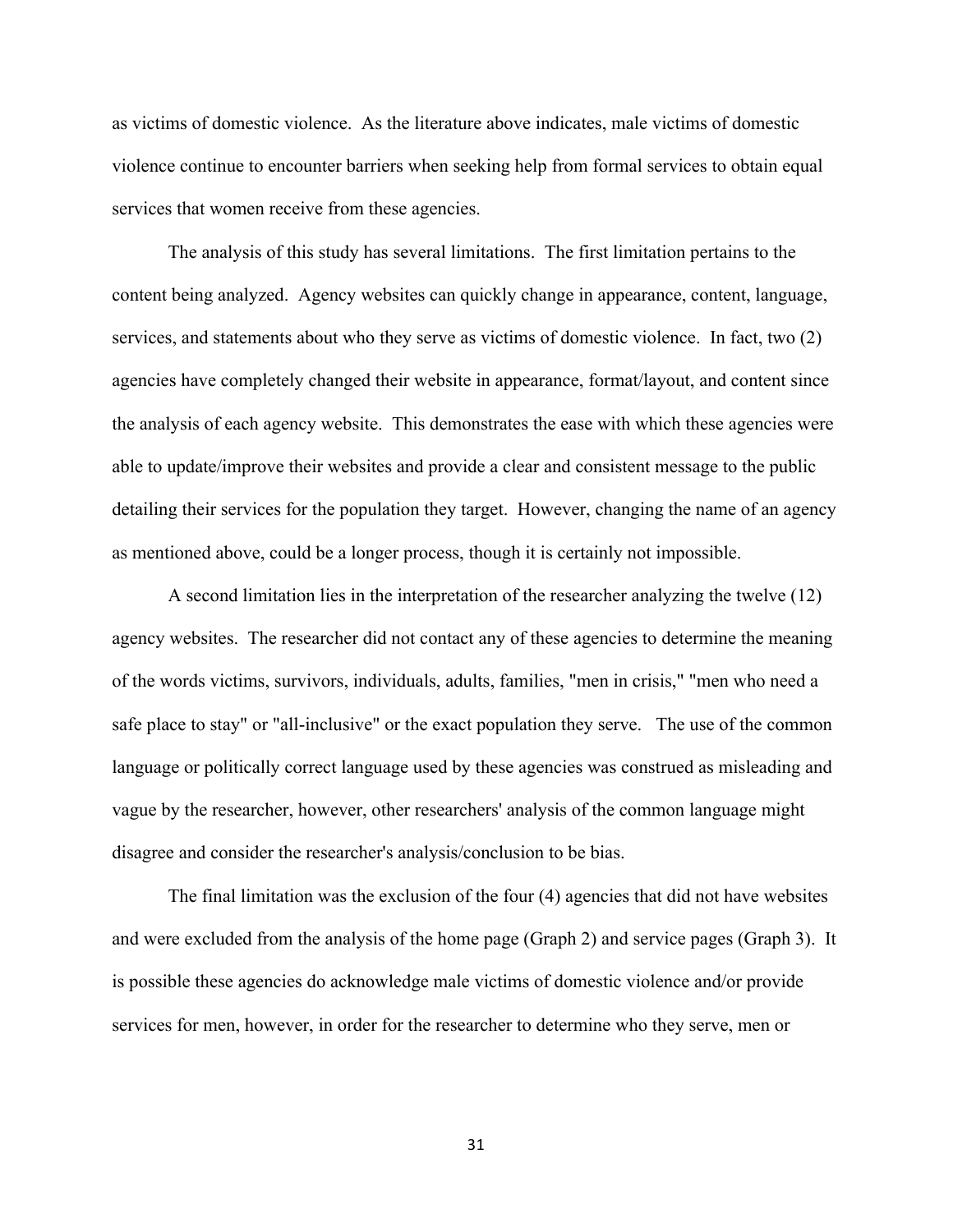as victims of domestic violence. As the literature above indicates, male victims of domestic violence continue to encounter barriers when seeking help from formal services to obtain equal services that women receive from these agencies.

The analysis of this study has several limitations. The first limitation pertains to the content being analyzed. Agency websites can quickly change in appearance, content, language, services, and statements about who they serve as victims of domestic violence. In fact, two (2) agencies have completely changed their website in appearance, format/layout, and content since the analysis of each agency website. This demonstrates the ease with which these agencies were able to update/improve their websites and provide a clear and consistent message to the public detailing their services for the population they target. However, changing the name of an agency as mentioned above, could be a longer process, though it is certainly not impossible.

A second limitation lies in the interpretation of the researcher analyzing the twelve (12) agency websites. The researcher did not contact any of these agencies to determine the meaning of the words victims, survivors, individuals, adults, families, "men in crisis," "men who need a safe place to stay" or "all-inclusive" or the exact population they serve. The use of the common language or politically correct language used by these agencies was construed as misleading and vague by the researcher, however, other researchers' analysis of the common language might disagree and consider the researcher's analysis/conclusion to be bias.

The final limitation was the exclusion of the four (4) agencies that did not have websites and were excluded from the analysis of the home page (Graph 2) and service pages (Graph 3). It is possible these agencies do acknowledge male victims of domestic violence and/or provide services for men, however, in order for the researcher to determine who they serve, men or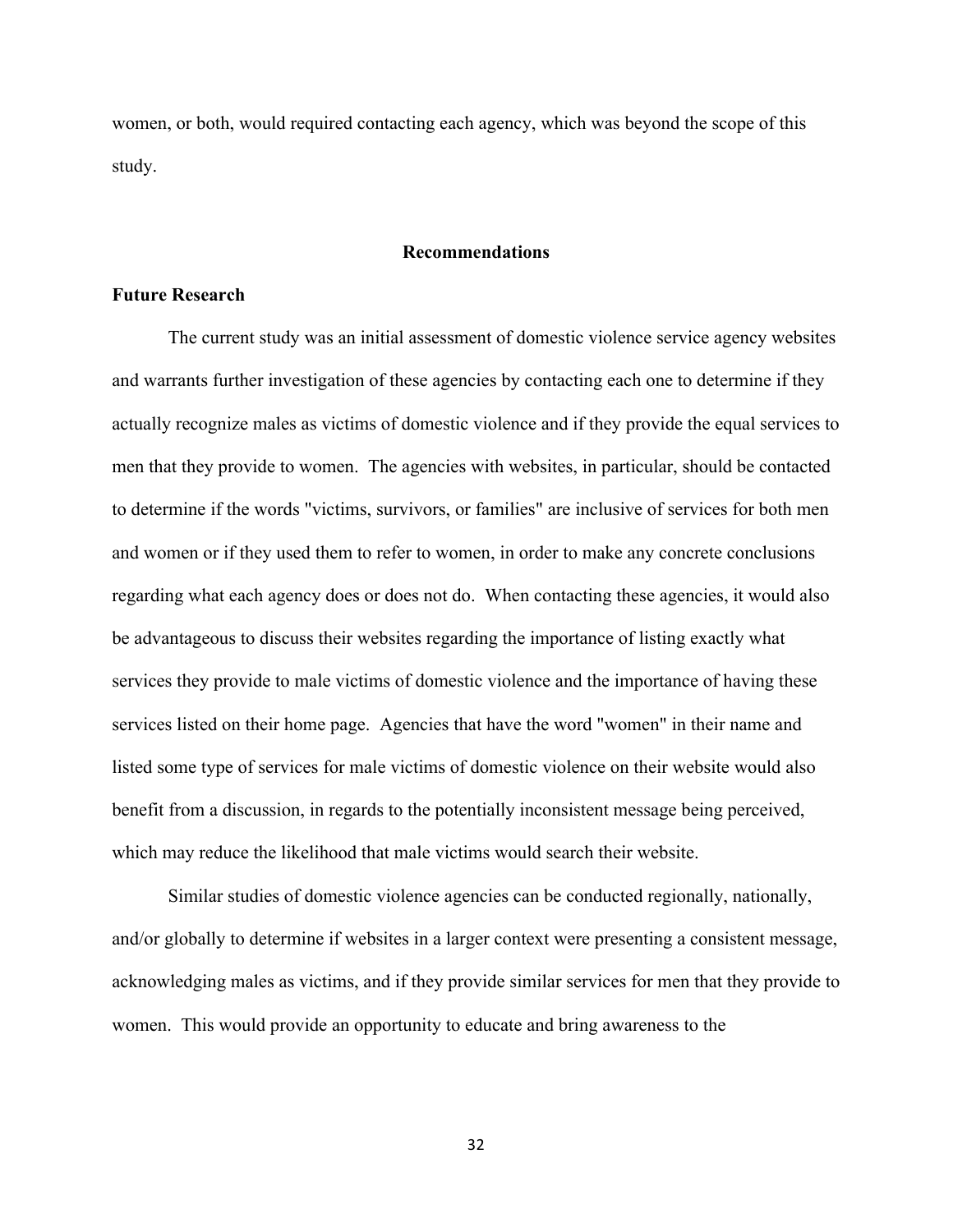women, or both, would required contacting each agency, which was beyond the scope of this study.

## Recommendations

### Future Research

The current study was an initial assessment of domestic violence service agency websites and warrants further investigation of these agencies by contacting each one to determine if they actually recognize males as victims of domestic violence and if they provide the equal services to men that they provide to women. The agencies with websites, in particular, should be contacted to determine if the words "victims, survivors, or families" are inclusive of services for both men and women or if they used them to refer to women, in order to make any concrete conclusions regarding what each agency does or does not do. When contacting these agencies, it would also be advantageous to discuss their websites regarding the importance of listing exactly what services they provide to male victims of domestic violence and the importance of having these services listed on their home page. Agencies that have the word "women" in their name and listed some type of services for male victims of domestic violence on their website would also benefit from a discussion, in regards to the potentially inconsistent message being perceived, which may reduce the likelihood that male victims would search their website.

Similar studies of domestic violence agencies can be conducted regionally, nationally, and/or globally to determine if websites in a larger context were presenting a consistent message, acknowledging males as victims, and if they provide similar services for men that they provide to women. This would provide an opportunity to educate and bring awareness to the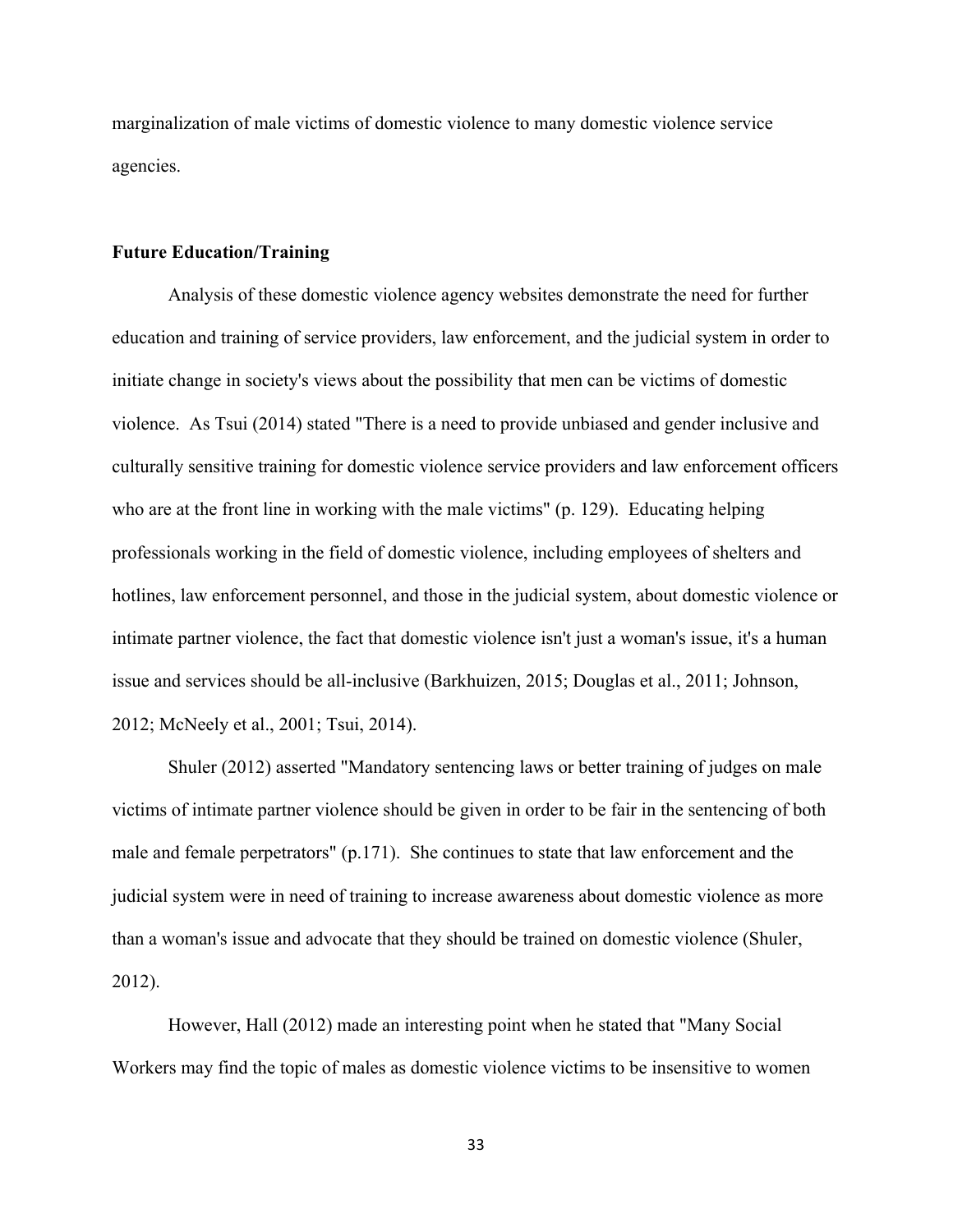marginalization of male victims of domestic violence to many domestic violence service agencies.

## Future Education/Training

Analysis of these domestic violence agency websites demonstrate the need for further education and training of service providers, law enforcement, and the judicial system in order to initiate change in society's views about the possibility that men can be victims of domestic violence. As Tsui (2014) stated "There is a need to provide unbiased and gender inclusive and culturally sensitive training for domestic violence service providers and law enforcement officers who are at the front line in working with the male victims" (p. 129). Educating helping professionals working in the field of domestic violence, including employees of shelters and hotlines, law enforcement personnel, and those in the judicial system, about domestic violence or intimate partner violence, the fact that domestic violence isn't just a woman's issue, it's a human issue and services should be all-inclusive (Barkhuizen, 2015; Douglas et al., 2011; Johnson, 2012; McNeely et al., 2001; Tsui, 2014).

Shuler (2012) asserted "Mandatory sentencing laws or better training of judges on male victims of intimate partner violence should be given in order to be fair in the sentencing of both male and female perpetrators" (p.171). She continues to state that law enforcement and the judicial system were in need of training to increase awareness about domestic violence as more than a woman's issue and advocate that they should be trained on domestic violence (Shuler, 2012).

However, Hall (2012) made an interesting point when he stated that "Many Social Workers may find the topic of males as domestic violence victims to be insensitive to women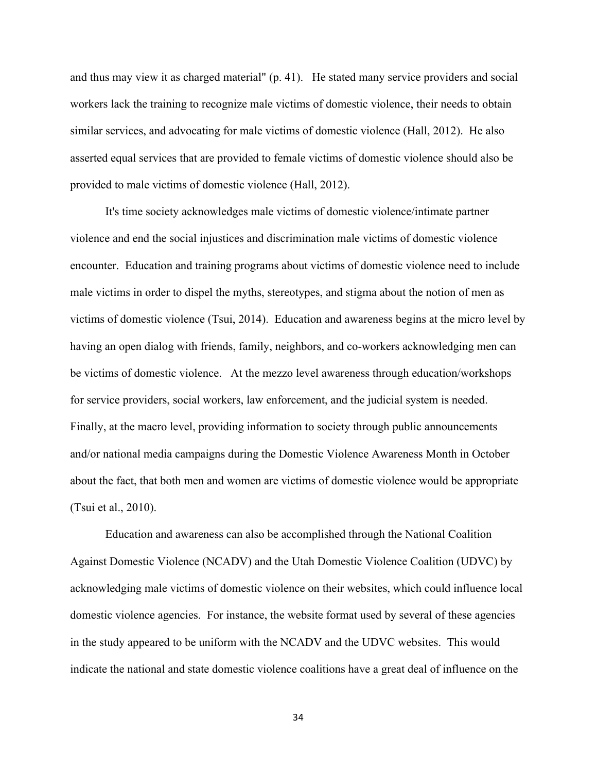and thus may view it as charged material" (p. 41). He stated many service providers and social workers lack the training to recognize male victims of domestic violence, their needs to obtain similar services, and advocating for male victims of domestic violence (Hall, 2012). He also asserted equal services that are provided to female victims of domestic violence should also be provided to male victims of domestic violence (Hall, 2012).

It's time society acknowledges male victims of domestic violence/intimate partner violence and end the social injustices and discrimination male victims of domestic violence encounter. Education and training programs about victims of domestic violence need to include male victims in order to dispel the myths, stereotypes, and stigma about the notion of men as victims of domestic violence (Tsui, 2014). Education and awareness begins at the micro level by having an open dialog with friends, family, neighbors, and co-workers acknowledging men can be victims of domestic violence. At the mezzo level awareness through education/workshops for service providers, social workers, law enforcement, and the judicial system is needed. Finally, at the macro level, providing information to society through public announcements and/or national media campaigns during the Domestic Violence Awareness Month in October about the fact, that both men and women are victims of domestic violence would be appropriate (Tsui et al., 2010).

Education and awareness can also be accomplished through the National Coalition Against Domestic Violence (NCADV) and the Utah Domestic Violence Coalition (UDVC) by acknowledging male victims of domestic violence on their websites, which could influence local domestic violence agencies. For instance, the website format used by several of these agencies in the study appeared to be uniform with the NCADV and the UDVC websites. This would indicate the national and state domestic violence coalitions have a great deal of influence on the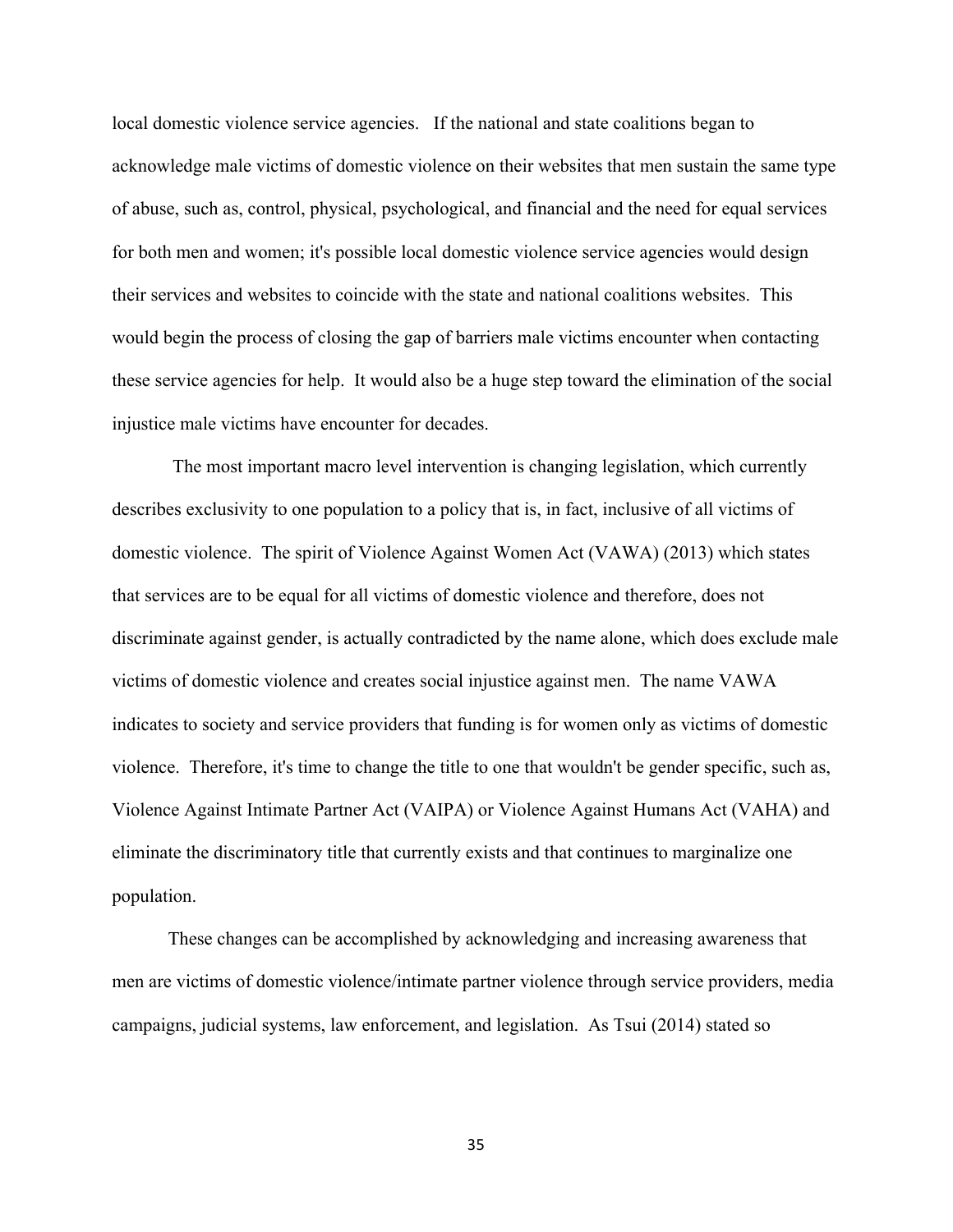local domestic violence service agencies. If the national and state coalitions began to acknowledge male victims of domestic violence on their websites that men sustain the same type of abuse, such as, control, physical, psychological, and financial and the need for equal services for both men and women; it's possible local domestic violence service agencies would design their services and websites to coincide with the state and national coalitions websites. This would begin the process of closing the gap of barriers male victims encounter when contacting these service agencies for help. It would also be a huge step toward the elimination of the social injustice male victims have encounter for decades.

The most important macro level intervention is changing legislation, which currently describes exclusivity to one population to a policy that is, in fact, inclusive of all victims of domestic violence. The spirit of Violence Against Women Act (VAWA) (2013) which states that services are to be equal for all victims of domestic violence and therefore, does not discriminate against gender, is actually contradicted by the name alone, which does exclude male victims of domestic violence and creates social injustice against men. The name VAWA indicates to society and service providers that funding is for women only as victims of domestic violence. Therefore, it's time to change the title to one that wouldn't be gender specific, such as, Violence Against Intimate Partner Act (VAIPA) or Violence Against Humans Act (VAHA) and eliminate the discriminatory title that currently exists and that continues to marginalize one population.

These changes can be accomplished by acknowledging and increasing awareness that men are victims of domestic violence/intimate partner violence through service providers, media campaigns, judicial systems, law enforcement, and legislation. As Tsui (2014) stated so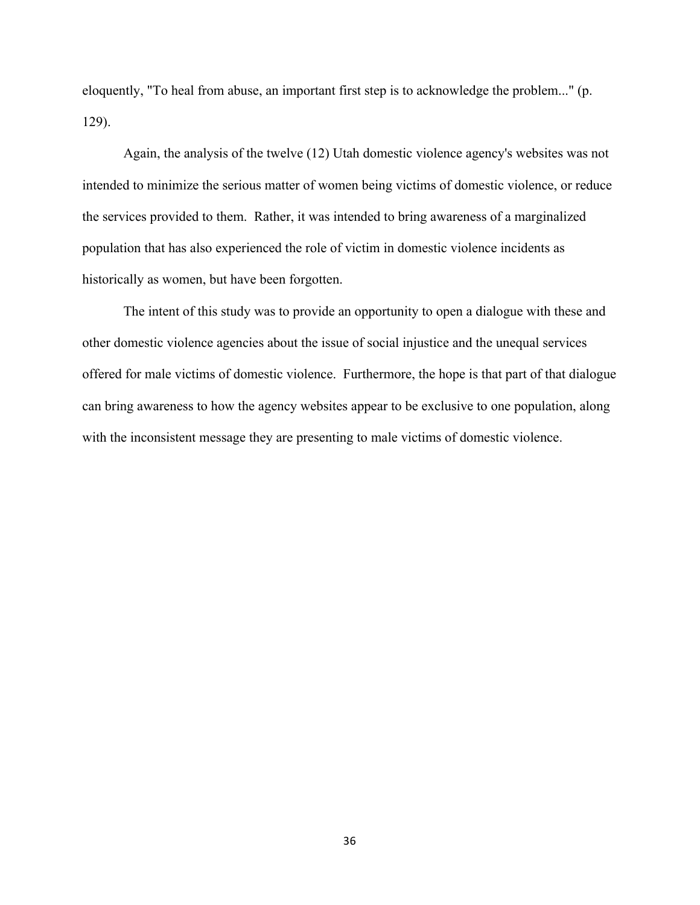eloquently, "To heal from abuse, an important first step is to acknowledge the problem..." (p. 129).

Again, the analysis of the twelve (12) Utah domestic violence agency's websites was not intended to minimize the serious matter of women being victims of domestic violence, or reduce the services provided to them. Rather, it was intended to bring awareness of a marginalized population that has also experienced the role of victim in domestic violence incidents as historically as women, but have been forgotten.

The intent of this study was to provide an opportunity to open a dialogue with these and other domestic violence agencies about the issue of social injustice and the unequal services offered for male victims of domestic violence. Furthermore, the hope is that part of that dialogue can bring awareness to how the agency websites appear to be exclusive to one population, along with the inconsistent message they are presenting to male victims of domestic violence.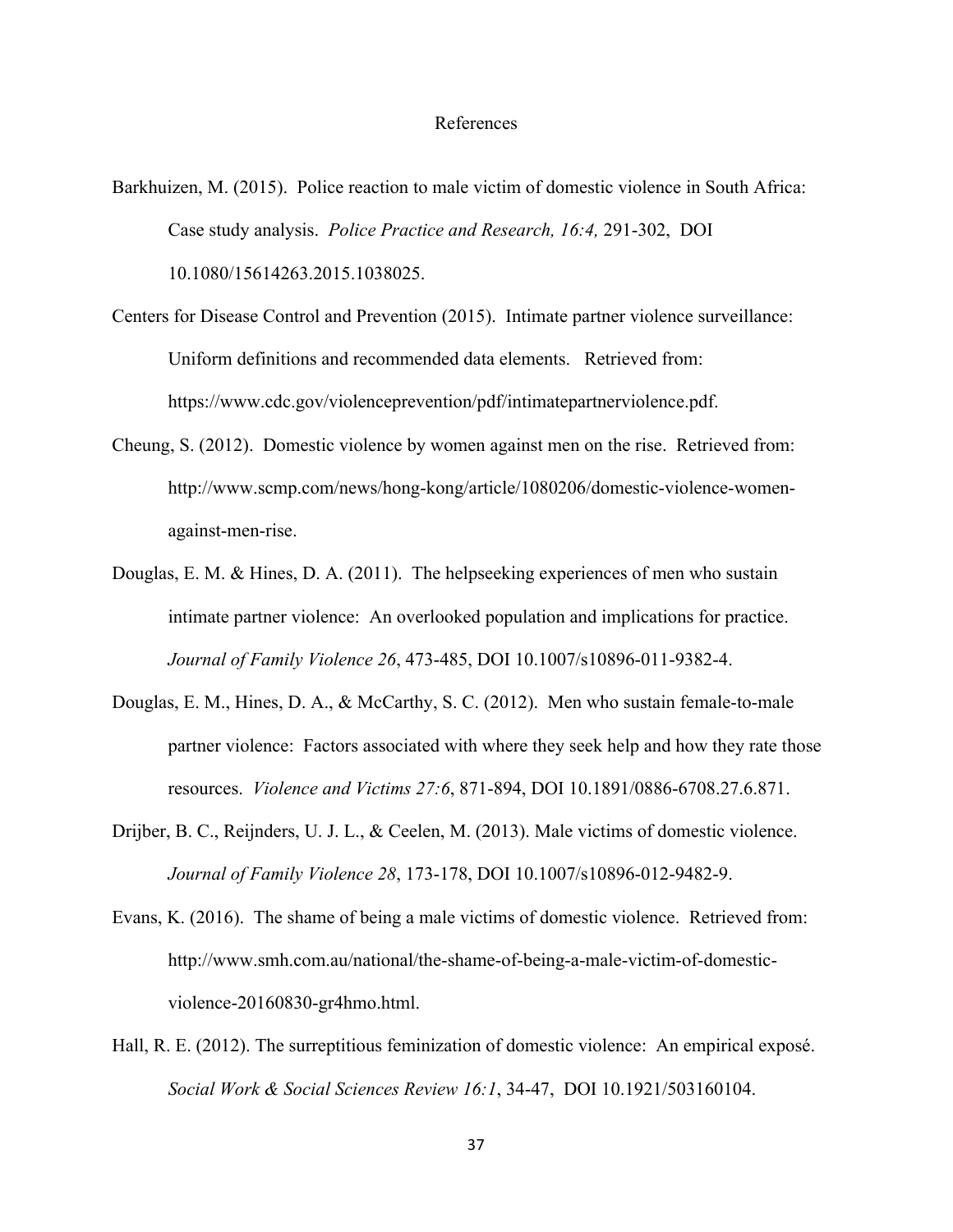# References

Barkhuizen, M. (2015). Police reaction to male victim of domestic violence in South Africa: Case study analysis. *Police Practice and Research, 16:4,* 291-302, DOI 10.1080/15614263.2015.1038025.

Centers for Disease Control and Prevention (2015). Intimate partner violence surveillance: Uniform definitions and recommended data elements. Retrieved from: https://www.cdc.gov/violenceprevention/pdf/intimatepartnerviolence.pdf.

Cheung, S. (2012). Domestic violence by women against men on the rise. Retrieved from: http://www.scmp.com/news/hong-kong/article/1080206/domestic-violence-women-against-men-rise.

Douglas, E. M. & Hines, D. A. (2011). The helpseeking experiences of men who sustain intimate partner violence: An overlooked population and implications for practice. *Journal of Family Violence 26*, 473-485, DOI 10.1007/s10896-011-9382-4.

Douglas, E. M., Hines, D. A., & McCarthy, S. C. (2012). Men who sustain female-to-male partner violence: Factors associated with where they seek help and how they rate those resources. *Violence and Victims 27:6*, 871-894, DOI 10.1891/0886-6708.27.6.871.

Drijber, B. C., Reijnders, U. J. L., & Ceelen, M. (2013). Male victims of domestic violence. *Journal of Family Violence 28*, 173-178, DOI 10.1007/s10896-012-9482-9.

Evans, K. (2016). The shame of being a male victims of domestic violence. Retrieved from: http://www.smh.com.au/national/the-shame-of-being-a-male-victim-of-domestic-violence-20160830-gr4hmo.html.

Hall, R. E. (2012). The surreptitious feminization of domestic violence: An empirical exposé. *Social Work & Social Sciences Review 16:1*, 34-47, DOI 10.1921/503160104.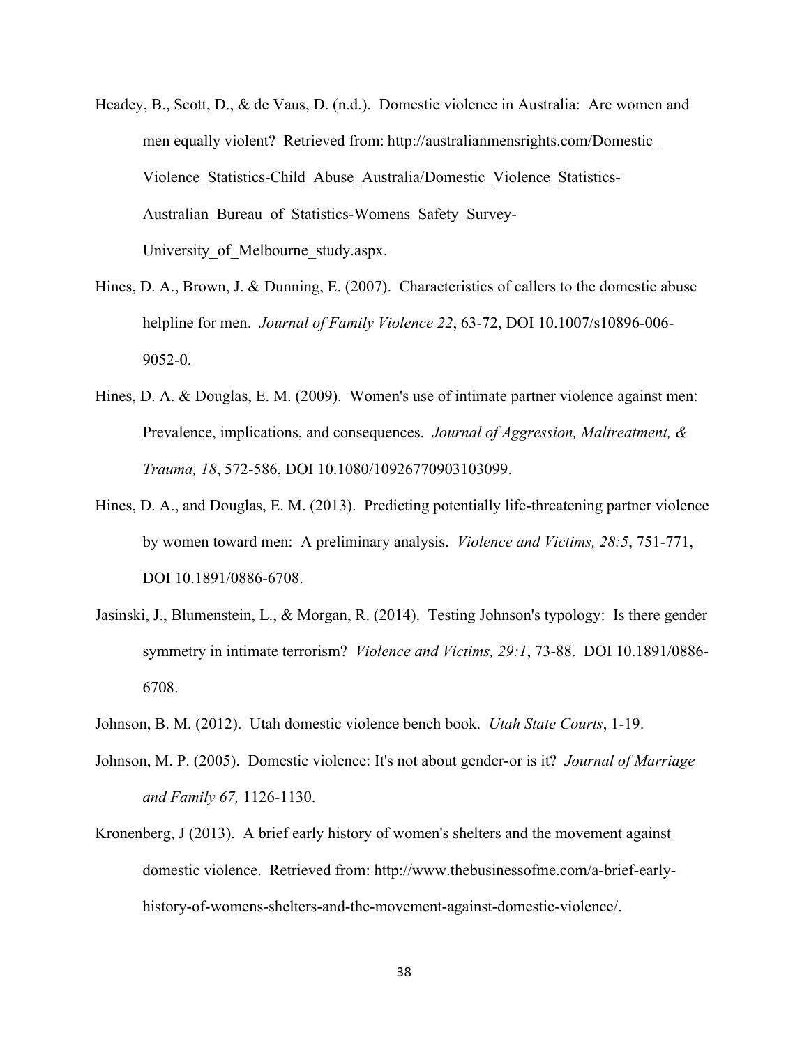Headey, B., Scott, D., & de Vaus, D. (n.d.). Domestic violence in Australia: Are women and men equally violent? Retrieved from: http://australianmensrights.com/Domestic_Violence_Statistics-Child_Abuse_Australia/Domestic_Violence_Statistics-Australian_Bureau_of_Statistics-Womens_Safety_Survey-University_of_Melbourne_study.aspx.

Hines, D. A., Brown, J. & Dunning, E. (2007). Characteristics of callers to the domestic abuse helpline for men. *Journal of Family Violence 22*, 63-72, DOI 10.1007/s10896-006-9052-0.

Hines, D. A. & Douglas, E. M. (2009). Women's use of intimate partner violence against men: Prevalence, implications, and consequences. *Journal of Aggression, Maltreatment, & Trauma, 18*, 572-586, DOI 10.1080/10926770903103099.

Hines, D. A., and Douglas, E. M. (2013). Predicting potentially life-threatening partner violence by women toward men: A preliminary analysis. *Violence and Victims, 28:5*, 751-771, DOI 10.1891/0886-6708.

Jasinski, J., Blumenstein, L., & Morgan, R. (2014). Testing Johnson's typology: Is there gender symmetry in intimate terrorism? *Violence and Victims, 29:1*, 73-88. DOI 10.1891/0886-6708.

Johnson, B. M. (2012). Utah domestic violence bench book. *Utah State Courts*, 1-19.

Johnson, M. P. (2005). Domestic violence: It's not about gender-or is it? *Journal of Marriage and Family 67,* 1126-1130.

Kronenberg, J (2013). A brief early history of women's shelters and the movement against domestic violence. Retrieved from: http://www.thebusinessofme.com/a-brief-early-history-of-womens-shelters-and-the-movement-against-domestic-violence/.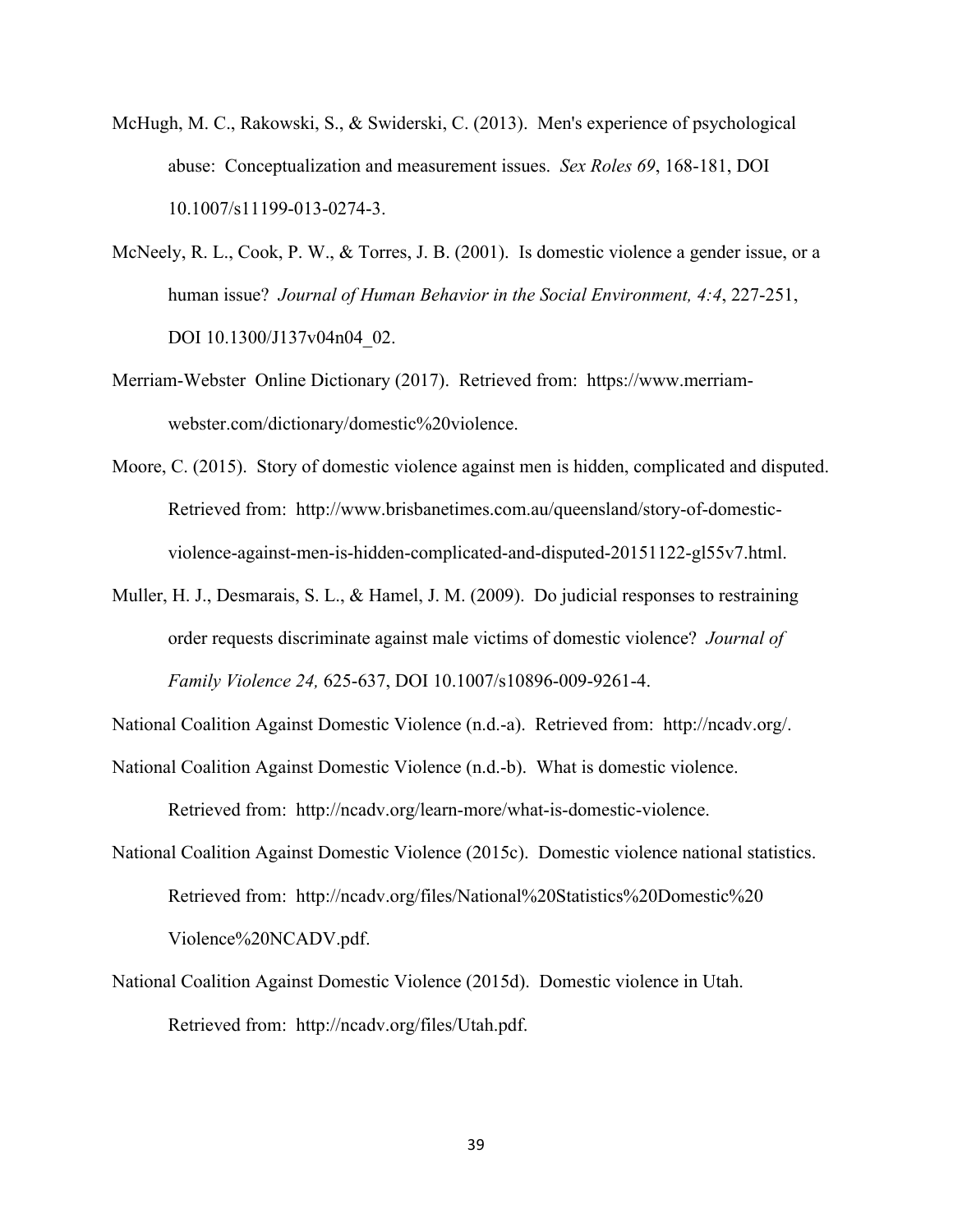McHugh, M. C., Rakowski, S., & Swiderski, C. (2013). Men's experience of psychological abuse: Conceptualization and measurement issues. *Sex Roles 69*, 168-181, DOI 10.1007/s11199-013-0274-3.

McNeely, R. L., Cook, P. W., & Torres, J. B. (2001). Is domestic violence a gender issue, or a human issue? *Journal of Human Behavior in the Social Environment, 4:4*, 227-251, DOI 10.1300/J137v04n04_02.

Merriam-Webster Online Dictionary (2017). Retrieved from: https://www.merriam-webster.com/dictionary/domestic%20violence.

Moore, C. (2015). Story of domestic violence against men is hidden, complicated and disputed. Retrieved from: http://www.brisbanetimes.com.au/queensland/story-of-domestic-violence-against-men-is-hidden-complicated-and-disputed-20151122-gl55v7.html.

Muller, H. J., Desmarais, S. L., & Hamel, J. M. (2009). Do judicial responses to restraining order requests discriminate against male victims of domestic violence? *Journal of Family Violence 24,* 625-637, DOI 10.1007/s10896-009-9261-4.

National Coalition Against Domestic Violence (n.d.-a). Retrieved from: http://ncadv.org/.

National Coalition Against Domestic Violence (n.d.-b). What is domestic violence. Retrieved from: http://ncadv.org/learn-more/what-is-domestic-violence.

National Coalition Against Domestic Violence (2015c). Domestic violence national statistics. Retrieved from: http://ncadv.org/files/National%20Statistics%20Domestic%20Violence%20NCADV.pdf.

National Coalition Against Domestic Violence (2015d). Domestic violence in Utah. Retrieved from: http://ncadv.org/files/Utah.pdf.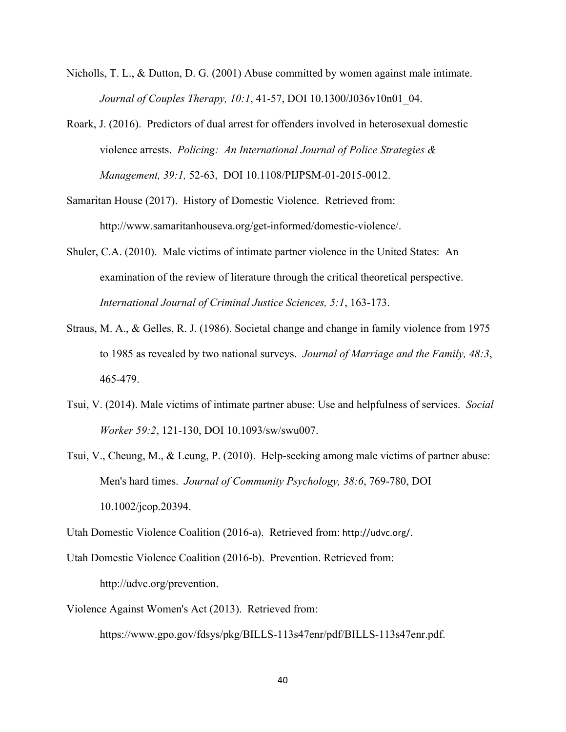Nicholls, T. L., & Dutton, D. G. (2001) Abuse committed by women against male intimate. *Journal of Couples Therapy, 10:1*, 41-57, DOI 10.1300/J036v10n01_04.

Roark, J. (2016). Predictors of dual arrest for offenders involved in heterosexual domestic violence arrests. *Policing: An International Journal of Police Strategies & Management, 39:1,* 52-63, DOI 10.1108/PIJPSM-01-2015-0012.

Samaritan House (2017). History of Domestic Violence. Retrieved from: http://www.samaritanhouseva.org/get-informed/domestic-violence/.

Shuler, C.A. (2010). Male victims of intimate partner violence in the United States: An examination of the review of literature through the critical theoretical perspective. *International Journal of Criminal Justice Sciences, 5:1*, 163-173.

Straus, M. A., & Gelles, R. J. (1986). Societal change and change in family violence from 1975 to 1985 as revealed by two national surveys. *Journal of Marriage and the Family, 48:3*, 465-479.

Tsui, V. (2014). Male victims of intimate partner abuse: Use and helpfulness of services. *Social Worker 59:2*, 121-130, DOI 10.1093/sw/swu007.

Tsui, V., Cheung, M., & Leung, P. (2010). Help-seeking among male victims of partner abuse: Men's hard times. *Journal of Community Psychology, 38:6*, 769-780, DOI 10.1002/jcop.20394.

Utah Domestic Violence Coalition (2016-a). Retrieved from: http://udvc.org/.

Utah Domestic Violence Coalition (2016-b). Prevention. Retrieved from: http://udvc.org/prevention.

Violence Against Women's Act (2013). Retrieved from: https://www.gpo.gov/fdsys/pkg/BILLS-113s47enr/pdf/BILLS-113s47enr.pdf.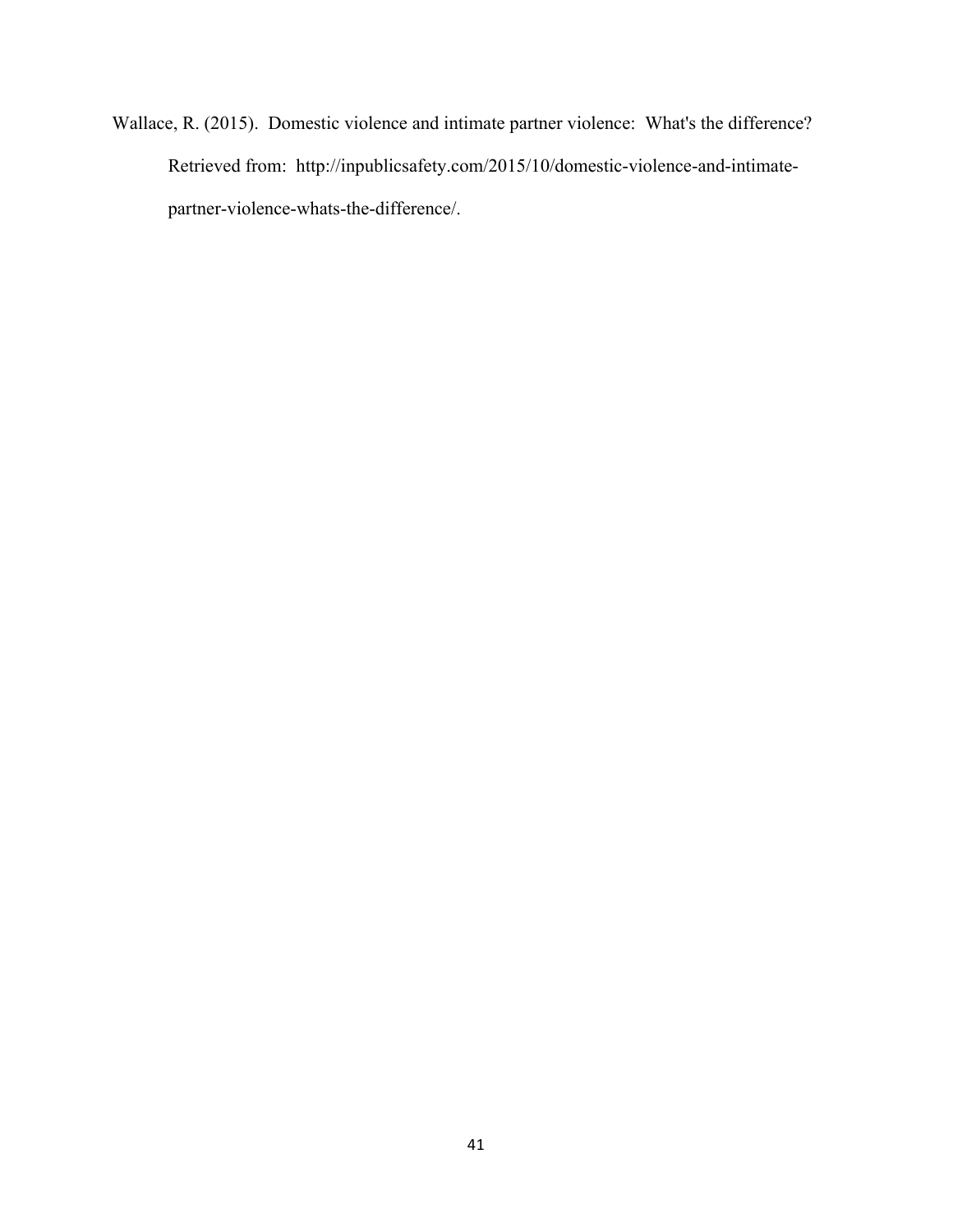Wallace, R. (2015). Domestic violence and intimate partner violence: What's the difference? Retrieved from: http://inpublicsafety.com/2015/10/domestic-violence-and-intimate-partner-violence-whats-the-difference/.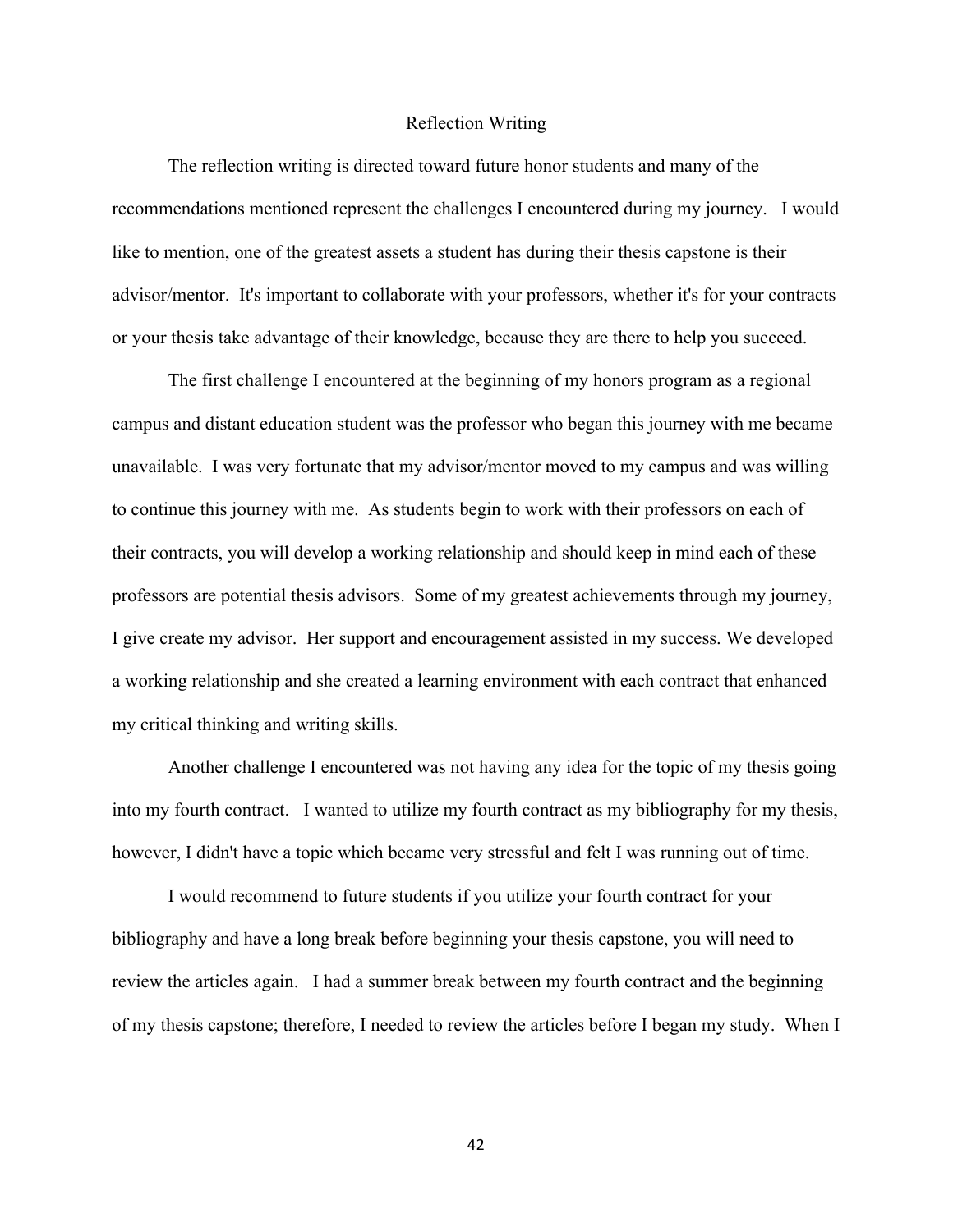# Reflection Writing

The reflection writing is directed toward future honor students and many of the recommendations mentioned represent the challenges I encountered during my journey. I would like to mention, one of the greatest assets a student has during their thesis capstone is their advisor/mentor. It's important to collaborate with your professors, whether it's for your contracts or your thesis take advantage of their knowledge, because they are there to help you succeed.

The first challenge I encountered at the beginning of my honors program as a regional campus and distant education student was the professor who began this journey with me became unavailable. I was very fortunate that my advisor/mentor moved to my campus and was willing to continue this journey with me. As students begin to work with their professors on each of their contracts, you will develop a working relationship and should keep in mind each of these professors are potential thesis advisors. Some of my greatest achievements through my journey, I give create my advisor. Her support and encouragement assisted in my success. We developed a working relationship and she created a learning environment with each contract that enhanced my critical thinking and writing skills.

Another challenge I encountered was not having any idea for the topic of my thesis going into my fourth contract. I wanted to utilize my fourth contract as my bibliography for my thesis, however, I didn't have a topic which became very stressful and felt I was running out of time.

I would recommend to future students if you utilize your fourth contract for your bibliography and have a long break before beginning your thesis capstone, you will need to review the articles again. I had a summer break between my fourth contract and the beginning of my thesis capstone; therefore, I needed to review the articles before I began my study. When I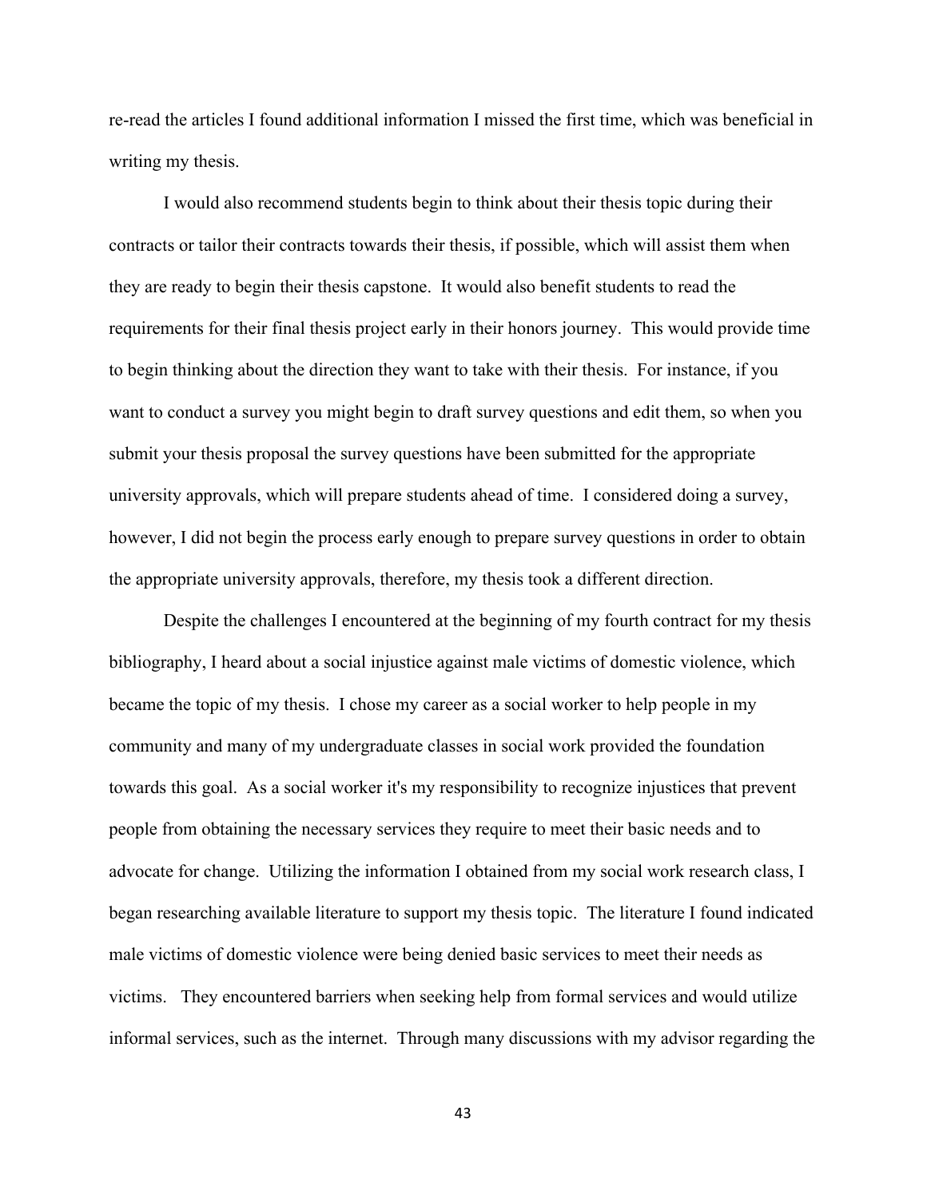re-read the articles I found additional information I missed the first time, which was beneficial in writing my thesis.

I would also recommend students begin to think about their thesis topic during their contracts or tailor their contracts towards their thesis, if possible, which will assist them when they are ready to begin their thesis capstone. It would also benefit students to read the requirements for their final thesis project early in their honors journey. This would provide time to begin thinking about the direction they want to take with their thesis. For instance, if you want to conduct a survey you might begin to draft survey questions and edit them, so when you submit your thesis proposal the survey questions have been submitted for the appropriate university approvals, which will prepare students ahead of time. I considered doing a survey, however, I did not begin the process early enough to prepare survey questions in order to obtain the appropriate university approvals, therefore, my thesis took a different direction.

Despite the challenges I encountered at the beginning of my fourth contract for my thesis bibliography, I heard about a social injustice against male victims of domestic violence, which became the topic of my thesis. I chose my career as a social worker to help people in my community and many of my undergraduate classes in social work provided the foundation towards this goal. As a social worker it's my responsibility to recognize injustices that prevent people from obtaining the necessary services they require to meet their basic needs and to advocate for change. Utilizing the information I obtained from my social work research class, I began researching available literature to support my thesis topic. The literature I found indicated male victims of domestic violence were being denied basic services to meet their needs as victims. They encountered barriers when seeking help from formal services and would utilize informal services, such as the internet. Through many discussions with my advisor regarding the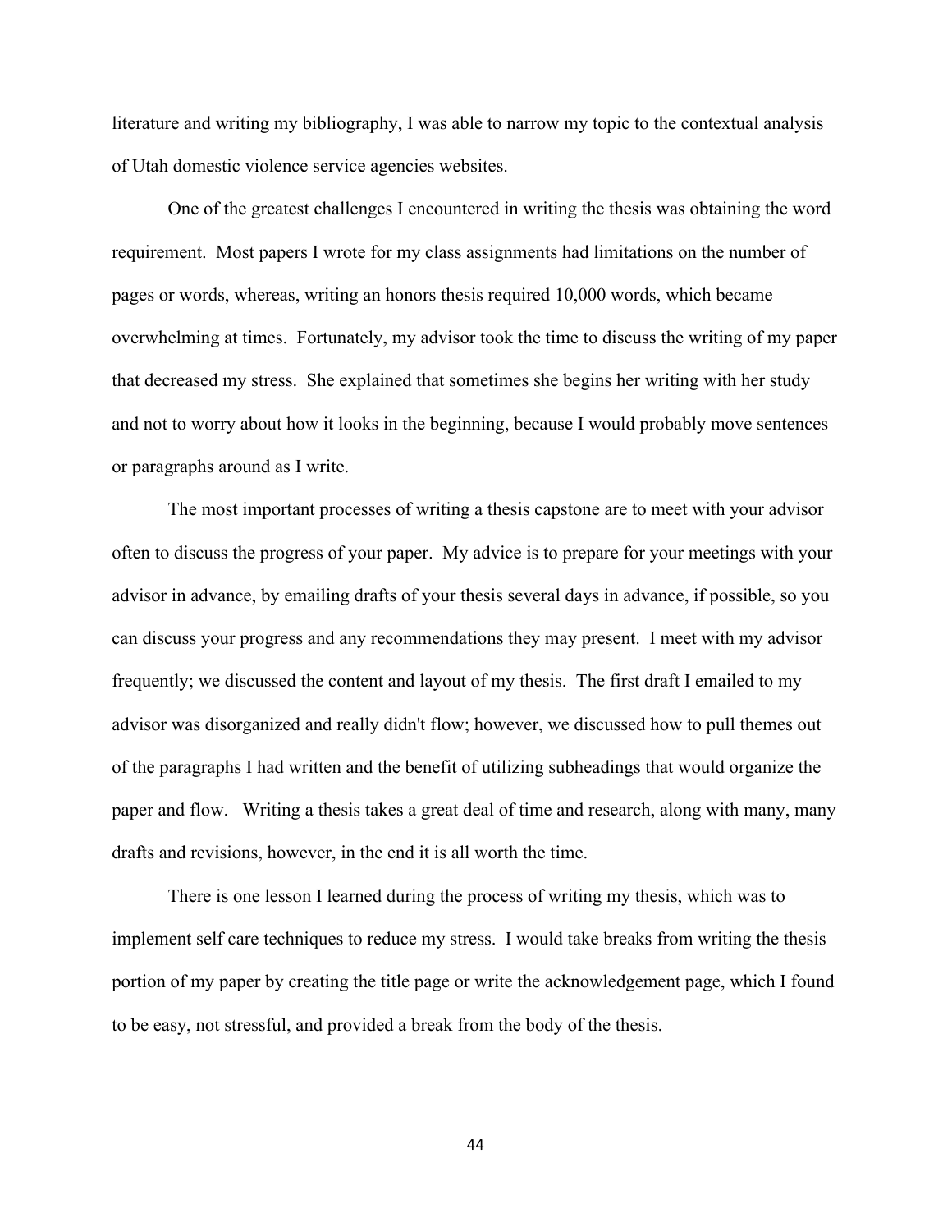literature and writing my bibliography, I was able to narrow my topic to the contextual analysis of Utah domestic violence service agencies websites.

One of the greatest challenges I encountered in writing the thesis was obtaining the word requirement. Most papers I wrote for my class assignments had limitations on the number of pages or words, whereas, writing an honors thesis required 10,000 words, which became overwhelming at times. Fortunately, my advisor took the time to discuss the writing of my paper that decreased my stress. She explained that sometimes she begins her writing with her study and not to worry about how it looks in the beginning, because I would probably move sentences or paragraphs around as I write.

The most important processes of writing a thesis capstone are to meet with your advisor often to discuss the progress of your paper. My advice is to prepare for your meetings with your advisor in advance, by emailing drafts of your thesis several days in advance, if possible, so you can discuss your progress and any recommendations they may present. I meet with my advisor frequently; we discussed the content and layout of my thesis. The first draft I emailed to my advisor was disorganized and really didn't flow; however, we discussed how to pull themes out of the paragraphs I had written and the benefit of utilizing subheadings that would organize the paper and flow. Writing a thesis takes a great deal of time and research, along with many, many drafts and revisions, however, in the end it is all worth the time.

There is one lesson I learned during the process of writing my thesis, which was to implement self care techniques to reduce my stress. I would take breaks from writing the thesis portion of my paper by creating the title page or write the acknowledgement page, which I found to be easy, not stressful, and provided a break from the body of the thesis.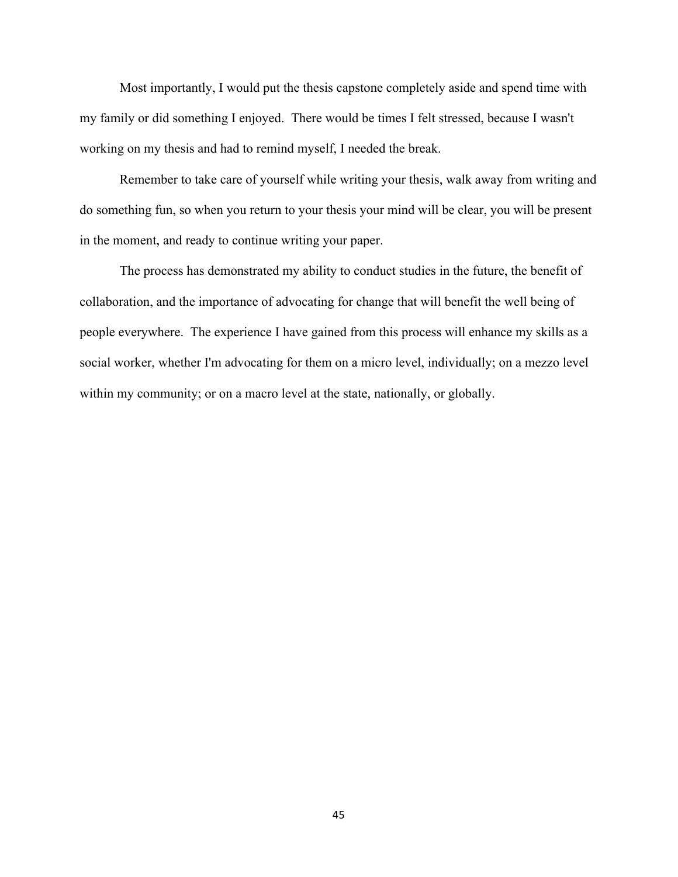Most importantly, I would put the thesis capstone completely aside and spend time with my family or did something I enjoyed.  There would be times I felt stressed, because I wasn't working on my thesis and had to remind myself, I needed the break.

Remember to take care of yourself while writing your thesis, walk away from writing and do something fun, so when you return to your thesis your mind will be clear, you will be present in the moment, and ready to continue writing your paper.

The process has demonstrated my ability to conduct studies in the future, the benefit of collaboration, and the importance of advocating for change that will benefit the well being of people everywhere.  The experience I have gained from this process will enhance my skills as a social worker, whether I'm advocating for them on a micro level, individually; on a mezzo level within my community; or on a macro level at the state, nationally, or globally.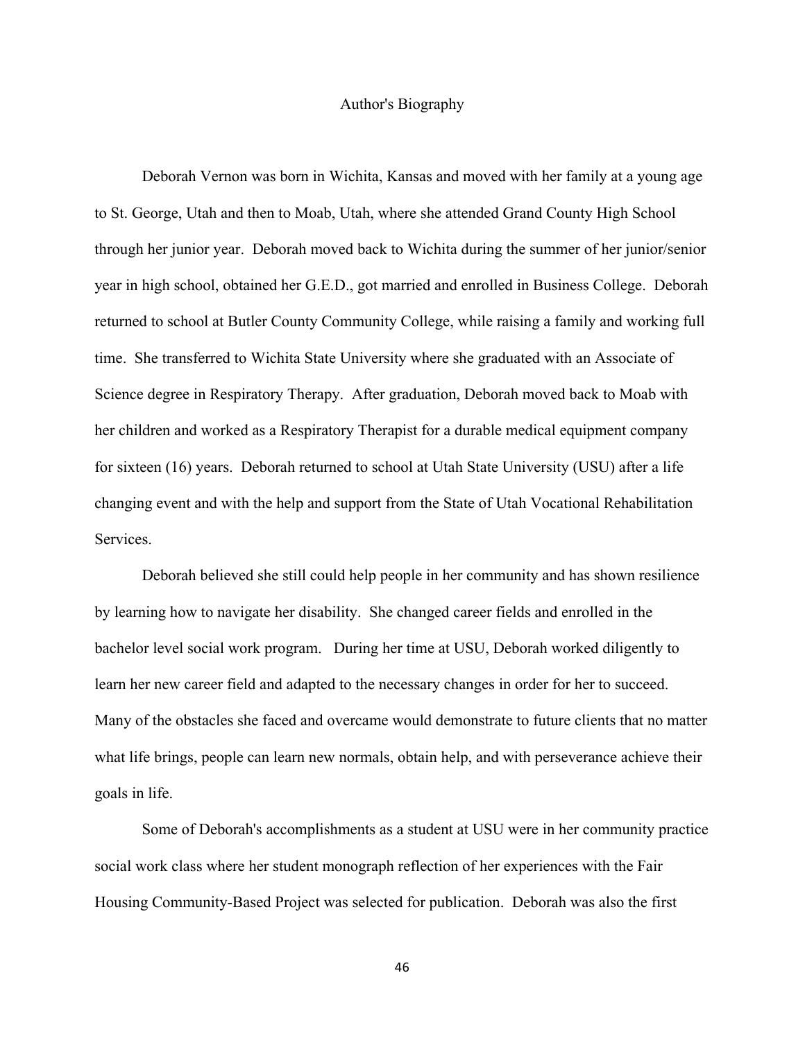# Author's Biography

Deborah Vernon was born in Wichita, Kansas and moved with her family at a young age to St. George, Utah and then to Moab, Utah, where she attended Grand County High School through her junior year. Deborah moved back to Wichita during the summer of her junior/senior year in high school, obtained her G.E.D., got married and enrolled in Business College. Deborah returned to school at Butler County Community College, while raising a family and working full time. She transferred to Wichita State University where she graduated with an Associate of Science degree in Respiratory Therapy. After graduation, Deborah moved back to Moab with her children and worked as a Respiratory Therapist for a durable medical equipment company for sixteen (16) years. Deborah returned to school at Utah State University (USU) after a life changing event and with the help and support from the State of Utah Vocational Rehabilitation Services.

Deborah believed she still could help people in her community and has shown resilience by learning how to navigate her disability. She changed career fields and enrolled in the bachelor level social work program. During her time at USU, Deborah worked diligently to learn her new career field and adapted to the necessary changes in order for her to succeed. Many of the obstacles she faced and overcame would demonstrate to future clients that no matter what life brings, people can learn new normals, obtain help, and with perseverance achieve their goals in life.

Some of Deborah's accomplishments as a student at USU were in her community practice social work class where her student monograph reflection of her experiences with the Fair Housing Community-Based Project was selected for publication. Deborah was also the first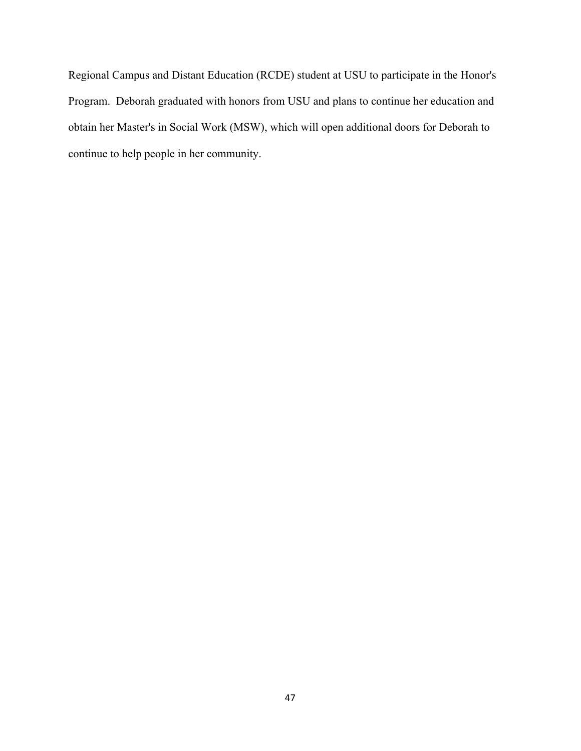Regional Campus and Distant Education (RCDE) student at USU to participate in the Honor's Program. Deborah graduated with honors from USU and plans to continue her education and obtain her Master's in Social Work (MSW), which will open additional doors for Deborah to continue to help people in her community.